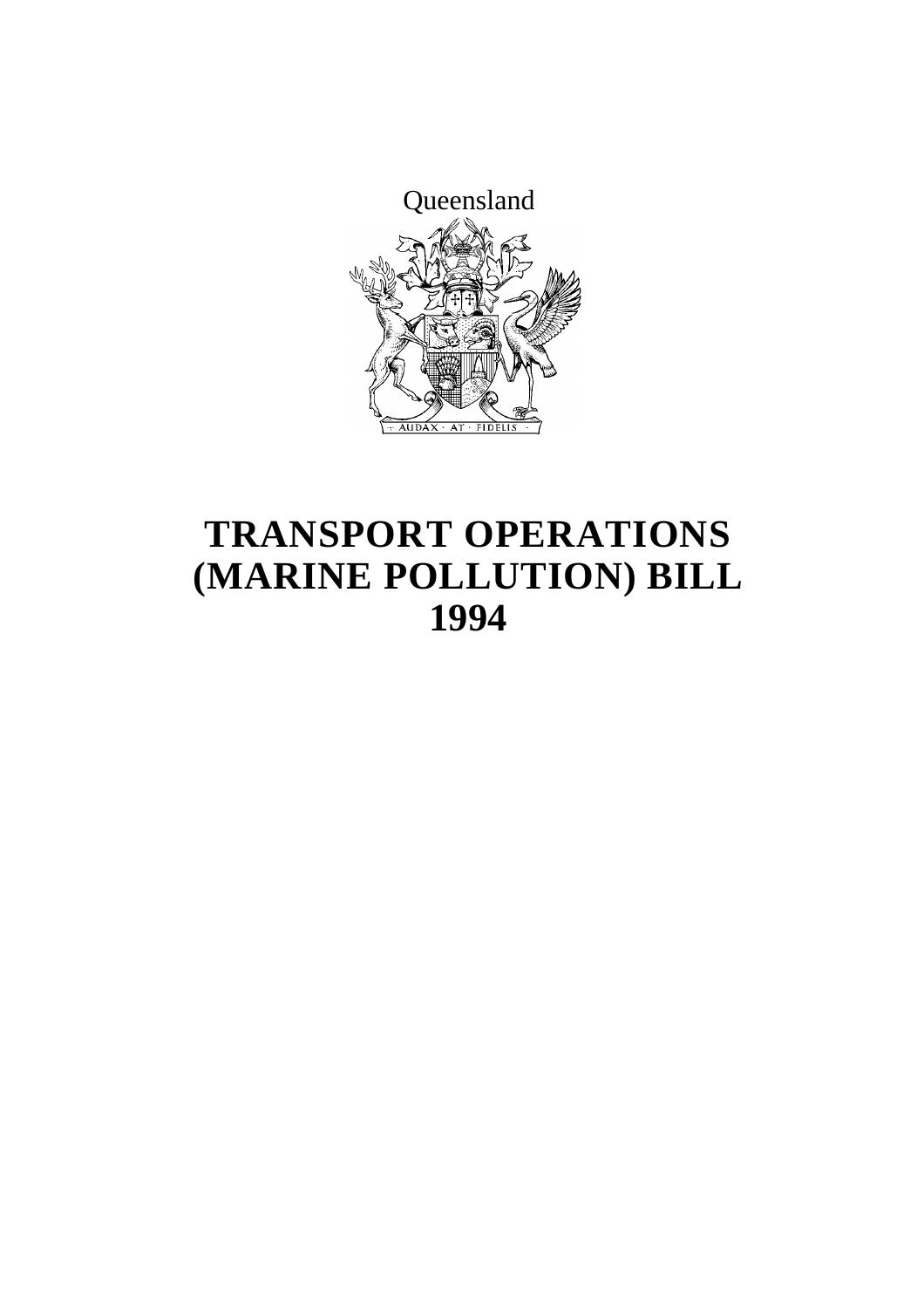Queensland

# TRANSPORT OPERATIONS (MARINE POLLUTION) BILL 1994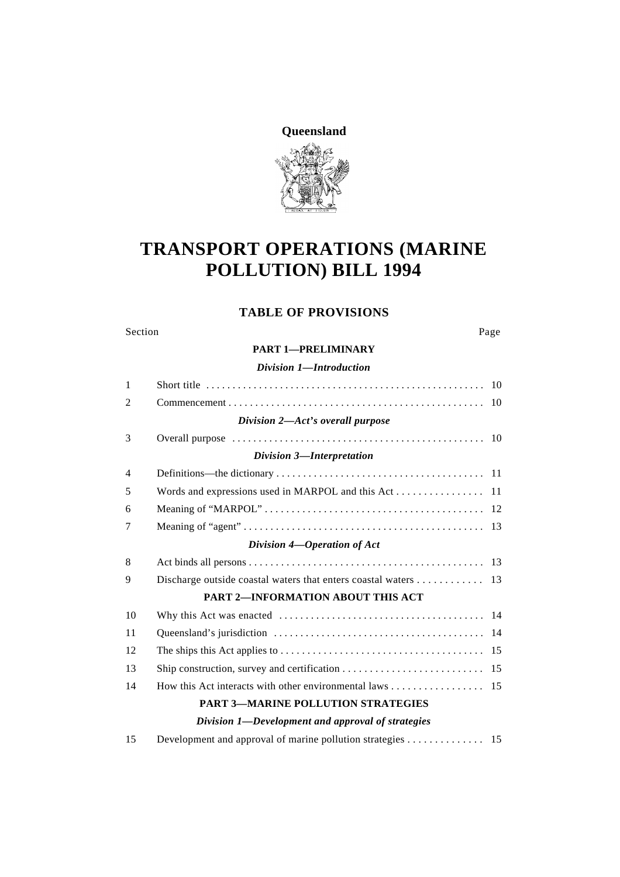**Queensland**

# TRANSPORT OPERATIONS (MARINE POLLUTION) BILL 1994

## TABLE OF PROVISIONS

| Section | | Page |
|---|---|---|
| | **PART 1—PRELIMINARY** | |
| | ***Division 1—Introduction*** | |
| 1 | Short title | 10 |
| 2 | Commencement | 10 |
| | ***Division 2—Act's overall purpose*** | |
| 3 | Overall purpose | 10 |
| | ***Division 3—Interpretation*** | |
| 4 | Definitions—the dictionary | 11 |
| 5 | Words and expressions used in MARPOL and this Act | 11 |
| 6 | Meaning of "MARPOL" | 12 |
| 7 | Meaning of "agent" | 13 |
| | ***Division 4—Operation of Act*** | |
| 8 | Act binds all persons | 13 |
| 9 | Discharge outside coastal waters that enters coastal waters | 13 |
| | **PART 2—INFORMATION ABOUT THIS ACT** | |
| 10 | Why this Act was enacted | 14 |
| 11 | Queensland's jurisdiction | 14 |
| 12 | The ships this Act applies to | 15 |
| 13 | Ship construction, survey and certification | 15 |
| 14 | How this Act interacts with other environmental laws | 15 |
| | **PART 3—MARINE POLLUTION STRATEGIES** | |
| | ***Division 1—Development and approval of strategies*** | |
| 15 | Development and approval of marine pollution strategies | 15 |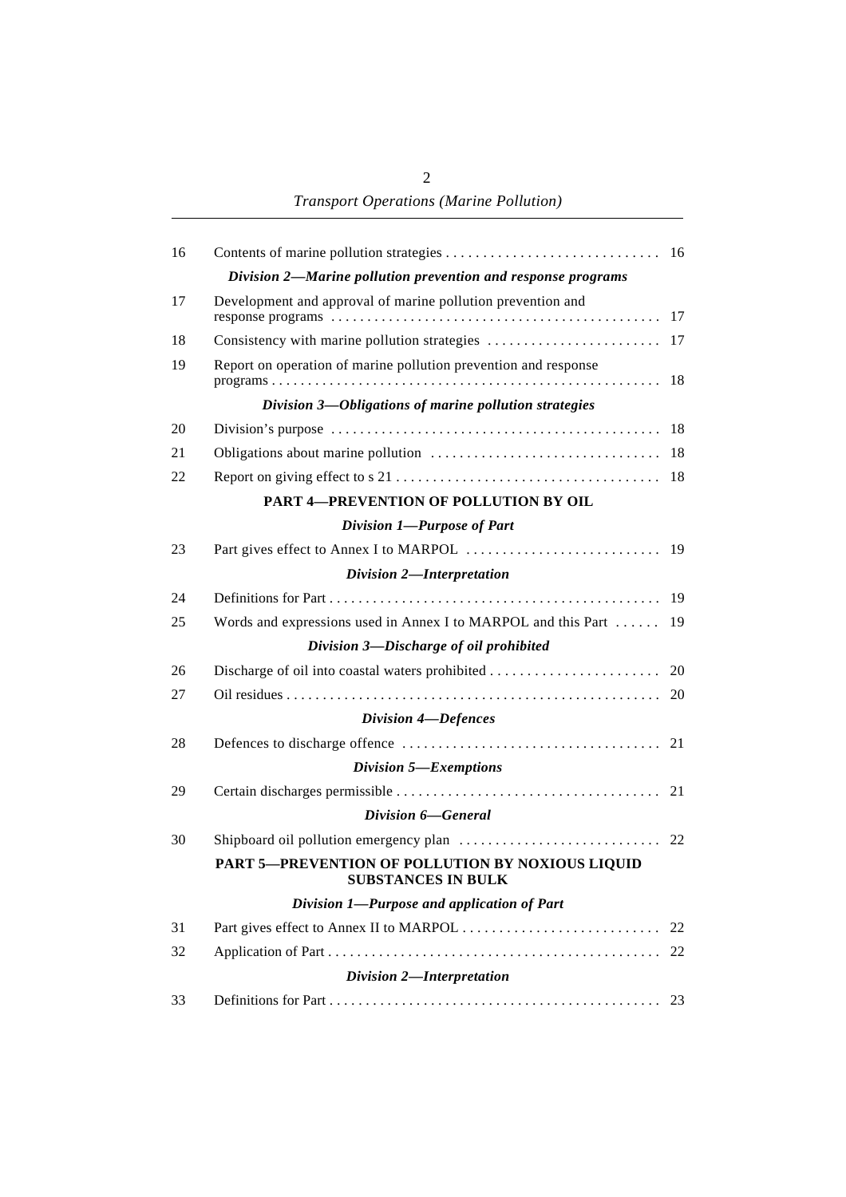| | | |
|---|---|---|
| 16 | Contents of marine pollution strategies | 16 |
| | ***Division 2—Marine pollution prevention and response programs*** | |
| 17 | Development and approval of marine pollution prevention and response programs | 17 |
| 18 | Consistency with marine pollution strategies | 17 |
| 19 | Report on operation of marine pollution prevention and response programs | 18 |
| | ***Division 3—Obligations of marine pollution strategies*** | |
| 20 | Division's purpose | 18 |
| 21 | Obligations about marine pollution | 18 |
| 22 | Report on giving effect to s 21 | 18 |
| | **PART 4—PREVENTION OF POLLUTION BY OIL** | |
| | ***Division 1—Purpose of Part*** | |
| 23 | Part gives effect to Annex I to MARPOL | 19 |
| | ***Division 2—Interpretation*** | |
| 24 | Definitions for Part | 19 |
| 25 | Words and expressions used in Annex I to MARPOL and this Part | 19 |
| | ***Division 3—Discharge of oil prohibited*** | |
| 26 | Discharge of oil into coastal waters prohibited | 20 |
| 27 | Oil residues | 20 |
| | ***Division 4—Defences*** | |
| 28 | Defences to discharge offence | 21 |
| | ***Division 5—Exemptions*** | |
| 29 | Certain discharges permissible | 21 |
| | ***Division 6—General*** | |
| 30 | Shipboard oil pollution emergency plan | 22 |
| | **PART 5—PREVENTION OF POLLUTION BY NOXIOUS LIQUID SUBSTANCES IN BULK** | |
| | ***Division 1—Purpose and application of Part*** | |
| 31 | Part gives effect to Annex II to MARPOL | 22 |
| 32 | Application of Part | 22 |
| | ***Division 2—Interpretation*** | |
| 33 | Definitions for Part | 23 |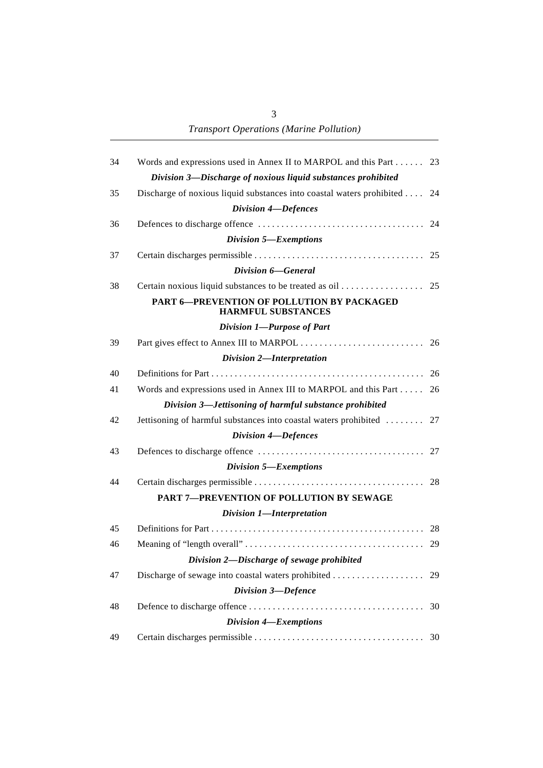| | | |
|---|---|---|
| 34 | Words and expressions used in Annex II to MARPOL and this Part | 23 |
| | ***Division 3—Discharge of noxious liquid substances prohibited*** | |
| 35 | Discharge of noxious liquid substances into coastal waters prohibited | 24 |
| | ***Division 4—Defences*** | |
| 36 | Defences to discharge offence | 24 |
| | ***Division 5—Exemptions*** | |
| 37 | Certain discharges permissible | 25 |
| | ***Division 6—General*** | |
| 38 | Certain noxious liquid substances to be treated as oil | 25 |
| | **PART 6—PREVENTION OF POLLUTION BY PACKAGED HARMFUL SUBSTANCES** | |
| | ***Division 1—Purpose of Part*** | |
| 39 | Part gives effect to Annex III to MARPOL | 26 |
| | ***Division 2—Interpretation*** | |
| 40 | Definitions for Part | 26 |
| 41 | Words and expressions used in Annex III to MARPOL and this Part | 26 |
| | ***Division 3—Jettisoning of harmful substance prohibited*** | |
| 42 | Jettisoning of harmful substances into coastal waters prohibited | 27 |
| | ***Division 4—Defences*** | |
| 43 | Defences to discharge offence | 27 |
| | ***Division 5—Exemptions*** | |
| 44 | Certain discharges permissible | 28 |
| | **PART 7—PREVENTION OF POLLUTION BY SEWAGE** | |
| | ***Division 1—Interpretation*** | |
| 45 | Definitions for Part | 28 |
| 46 | Meaning of "length overall" | 29 |
| | ***Division 2—Discharge of sewage prohibited*** | |
| 47 | Discharge of sewage into coastal waters prohibited | 29 |
| | ***Division 3—Defence*** | |
| 48 | Defence to discharge offence | 30 |
| | ***Division 4—Exemptions*** | |
| 49 | Certain discharges permissible | 30 |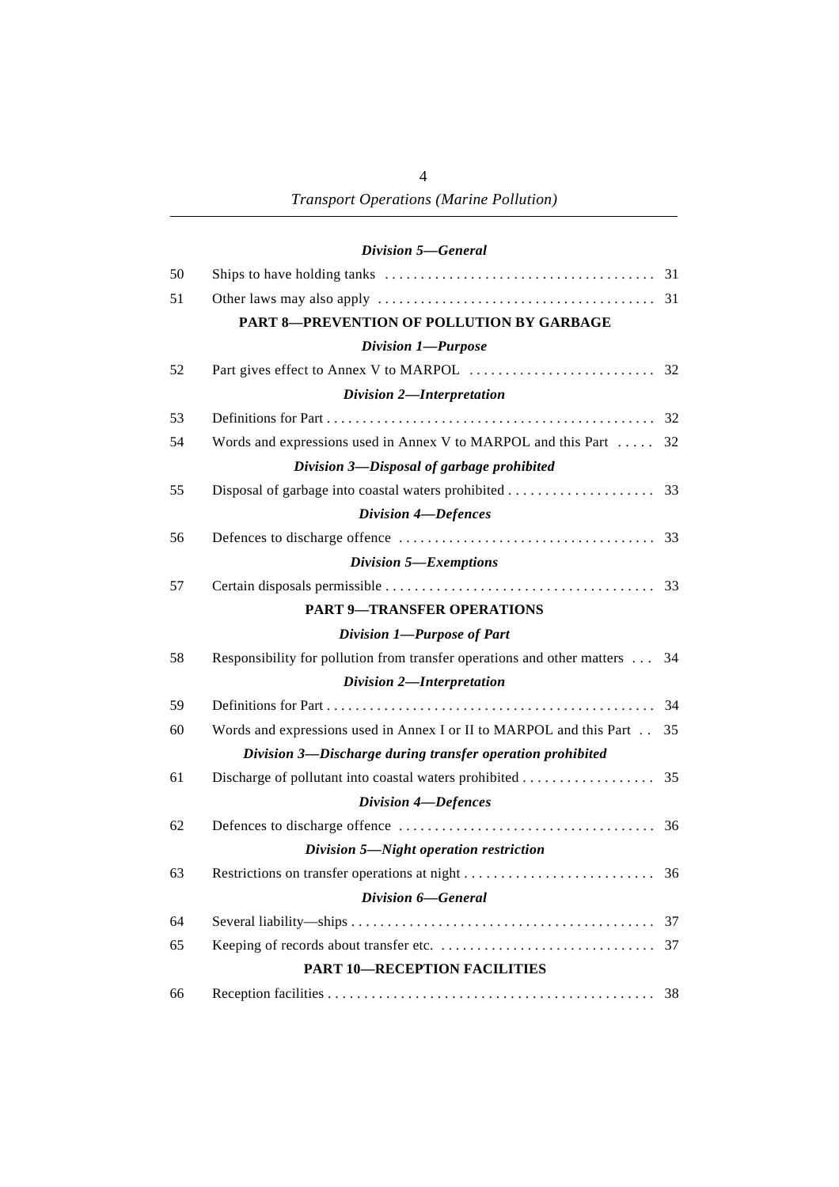*Division 5—General*

| | | |
|---|---|---|
| 50 | Ships to have holding tanks | 31 |
| 51 | Other laws may also apply | 31 |

**PART 8—PREVENTION OF POLLUTION BY GARBAGE**

*Division 1—Purpose*

| | | |
|---|---|---|
| 52 | Part gives effect to Annex V to MARPOL | 32 |

*Division 2—Interpretation*

| | | |
|---|---|---|
| 53 | Definitions for Part | 32 |
| 54 | Words and expressions used in Annex V to MARPOL and this Part | 32 |

*Division 3—Disposal of garbage prohibited*

| | | |
|---|---|---|
| 55 | Disposal of garbage into coastal waters prohibited | 33 |

*Division 4—Defences*

| | | |
|---|---|---|
| 56 | Defences to discharge offence | 33 |

*Division 5—Exemptions*

| | | |
|---|---|---|
| 57 | Certain disposals permissible | 33 |

**PART 9—TRANSFER OPERATIONS**

*Division 1—Purpose of Part*

| | | |
|---|---|---|
| 58 | Responsibility for pollution from transfer operations and other matters | 34 |

*Division 2—Interpretation*

| | | |
|---|---|---|
| 59 | Definitions for Part | 34 |
| 60 | Words and expressions used in Annex I or II to MARPOL and this Part | 35 |

*Division 3—Discharge during transfer operation prohibited*

| | | |
|---|---|---|
| 61 | Discharge of pollutant into coastal waters prohibited | 35 |

*Division 4—Defences*

| | | |
|---|---|---|
| 62 | Defences to discharge offence | 36 |

*Division 5—Night operation restriction*

| | | |
|---|---|---|
| 63 | Restrictions on transfer operations at night | 36 |

*Division 6—General*

| | | |
|---|---|---|
| 64 | Several liability—ships | 37 |
| 65 | Keeping of records about transfer etc. | 37 |

**PART 10—RECEPTION FACILITIES**

| | | |
|---|---|---|
| 66 | Reception facilities | 38 |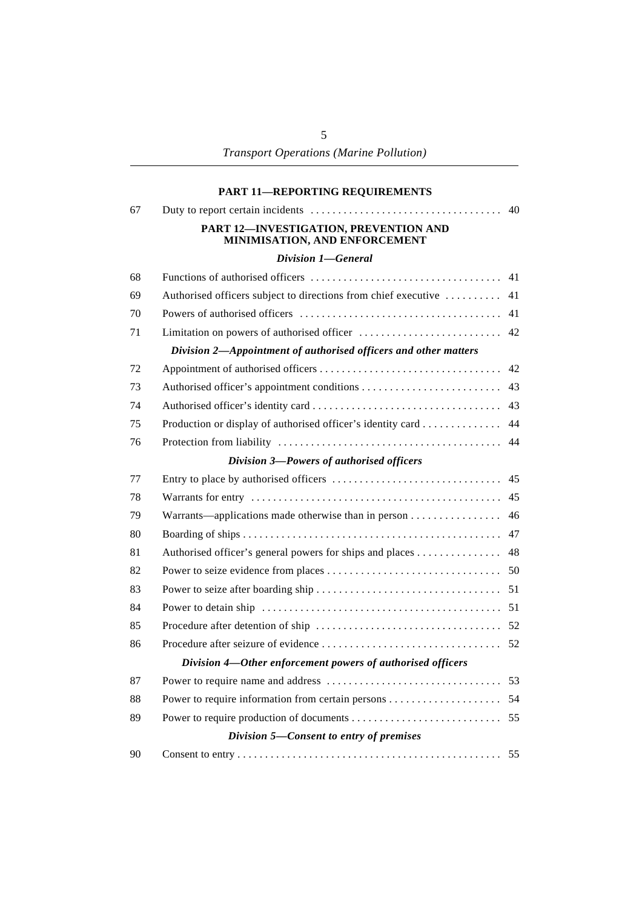## PART 11—REPORTING REQUIREMENTS

| | | |
|---|---|---|
| 67 | Duty to report certain incidents | 40 |

## PART 12—INVESTIGATION, PREVENTION AND MINIMISATION, AND ENFORCEMENT

### *Division 1—General*

| | | |
|---|---|---|
| 68 | Functions of authorised officers | 41 |
| 69 | Authorised officers subject to directions from chief executive | 41 |
| 70 | Powers of authorised officers | 41 |
| 71 | Limitation on powers of authorised officer | 42 |

### *Division 2—Appointment of authorised officers and other matters*

| | | |
|---|---|---|
| 72 | Appointment of authorised officers | 42 |
| 73 | Authorised officer's appointment conditions | 43 |
| 74 | Authorised officer's identity card | 43 |
| 75 | Production or display of authorised officer's identity card | 44 |
| 76 | Protection from liability | 44 |

### *Division 3—Powers of authorised officers*

| | | |
|---|---|---|
| 77 | Entry to place by authorised officers | 45 |
| 78 | Warrants for entry | 45 |
| 79 | Warrants—applications made otherwise than in person | 46 |
| 80 | Boarding of ships | 47 |
| 81 | Authorised officer's general powers for ships and places | 48 |
| 82 | Power to seize evidence from places | 50 |
| 83 | Power to seize after boarding ship | 51 |
| 84 | Power to detain ship | 51 |
| 85 | Procedure after detention of ship | 52 |
| 86 | Procedure after seizure of evidence | 52 |

### *Division 4—Other enforcement powers of authorised officers*

| | | |
|---|---|---|
| 87 | Power to require name and address | 53 |
| 88 | Power to require information from certain persons | 54 |
| 89 | Power to require production of documents | 55 |

### *Division 5—Consent to entry of premises*

| | | |
|---|---|---|
| 90 | Consent to entry | 55 |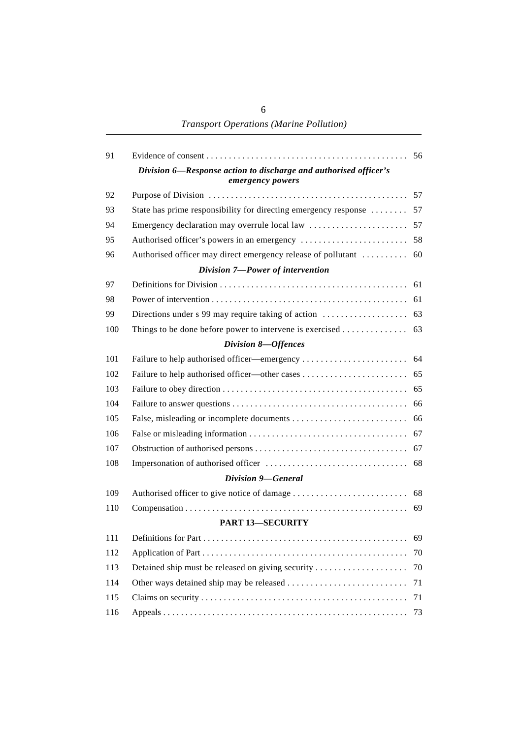| | | |
|---|---|---|
| 91 | Evidence of consent | 56 |
| | ***Division 6—Response action to discharge and authorised officer's emergency powers*** | |
| 92 | Purpose of Division | 57 |
| 93 | State has prime responsibility for directing emergency response | 57 |
| 94 | Emergency declaration may overrule local law | 57 |
| 95 | Authorised officer's powers in an emergency | 58 |
| 96 | Authorised officer may direct emergency release of pollutant | 60 |
| | ***Division 7—Power of intervention*** | |
| 97 | Definitions for Division | 61 |
| 98 | Power of intervention | 61 |
| 99 | Directions under s 99 may require taking of action | 63 |
| 100 | Things to be done before power to intervene is exercised | 63 |
| | ***Division 8—Offences*** | |
| 101 | Failure to help authorised officer—emergency | 64 |
| 102 | Failure to help authorised officer—other cases | 65 |
| 103 | Failure to obey direction | 65 |
| 104 | Failure to answer questions | 66 |
| 105 | False, misleading or incomplete documents | 66 |
| 106 | False or misleading information | 67 |
| 107 | Obstruction of authorised persons | 67 |
| 108 | Impersonation of authorised officer | 68 |
| | ***Division 9—General*** | |
| 109 | Authorised officer to give notice of damage | 68 |
| 110 | Compensation | 69 |
| | **PART 13—SECURITY** | |
| 111 | Definitions for Part | 69 |
| 112 | Application of Part | 70 |
| 113 | Detained ship must be released on giving security | 70 |
| 114 | Other ways detained ship may be released | 71 |
| 115 | Claims on security | 71 |
| 116 | Appeals | 73 |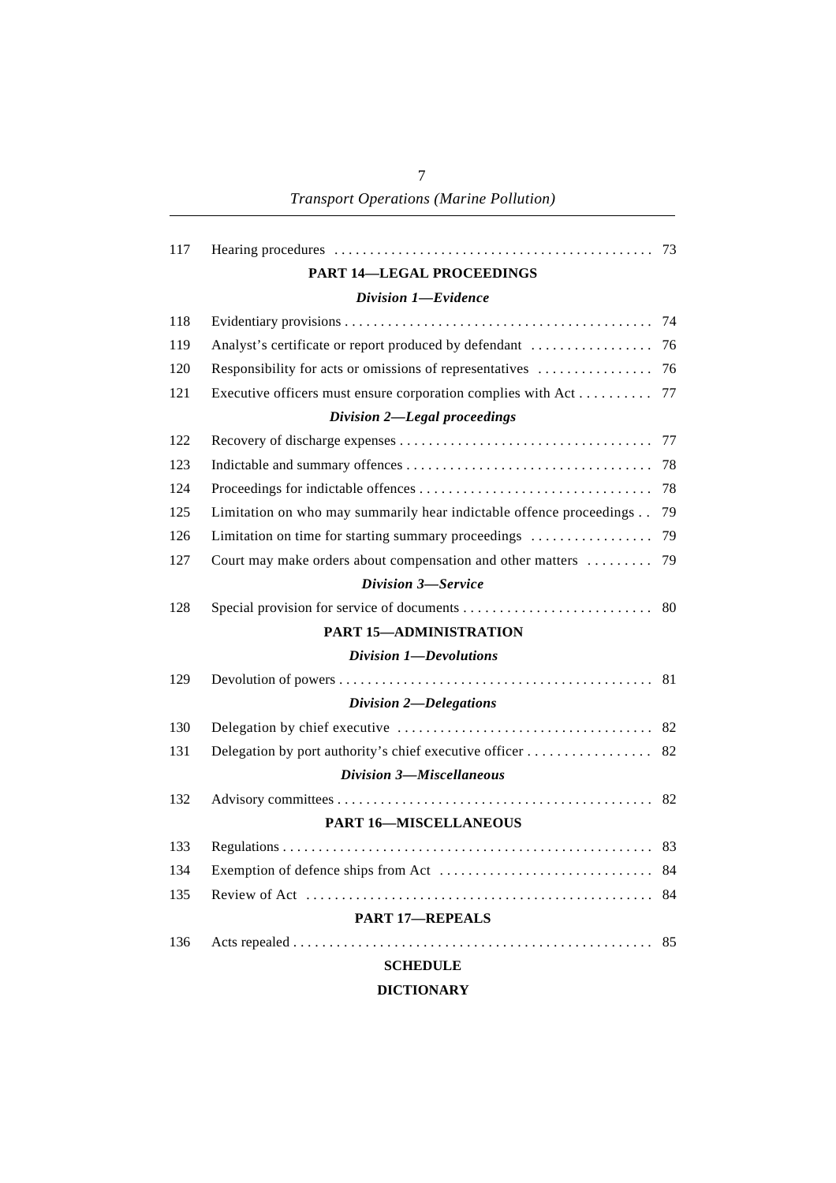| | | |
|---|---|---|
| 117 | Hearing procedures | 73 |

**PART 14—LEGAL PROCEEDINGS**

***Division 1—Evidence***

| | | |
|---|---|---|
| 118 | Evidentiary provisions | 74 |
| 119 | Analyst's certificate or report produced by defendant | 76 |
| 120 | Responsibility for acts or omissions of representatives | 76 |
| 121 | Executive officers must ensure corporation complies with Act | 77 |

***Division 2—Legal proceedings***

| | | |
|---|---|---|
| 122 | Recovery of discharge expenses | 77 |
| 123 | Indictable and summary offences | 78 |
| 124 | Proceedings for indictable offences | 78 |
| 125 | Limitation on who may summarily hear indictable offence proceedings | 79 |
| 126 | Limitation on time for starting summary proceedings | 79 |
| 127 | Court may make orders about compensation and other matters | 79 |

***Division 3—Service***

| | | |
|---|---|---|
| 128 | Special provision for service of documents | 80 |

**PART 15—ADMINISTRATION**

***Division 1—Devolutions***

| | | |
|---|---|---|
| 129 | Devolution of powers | 81 |

***Division 2—Delegations***

| | | |
|---|---|---|
| 130 | Delegation by chief executive | 82 |
| 131 | Delegation by port authority's chief executive officer | 82 |

***Division 3—Miscellaneous***

| | | |
|---|---|---|
| 132 | Advisory committees | 82 |

**PART 16—MISCELLANEOUS**

| | | |
|---|---|---|
| 133 | Regulations | 83 |
| 134 | Exemption of defence ships from Act | 84 |
| 135 | Review of Act | 84 |

**PART 17—REPEALS**

| | | |
|---|---|---|
| 136 | Acts repealed | 85 |

**SCHEDULE**

**DICTIONARY**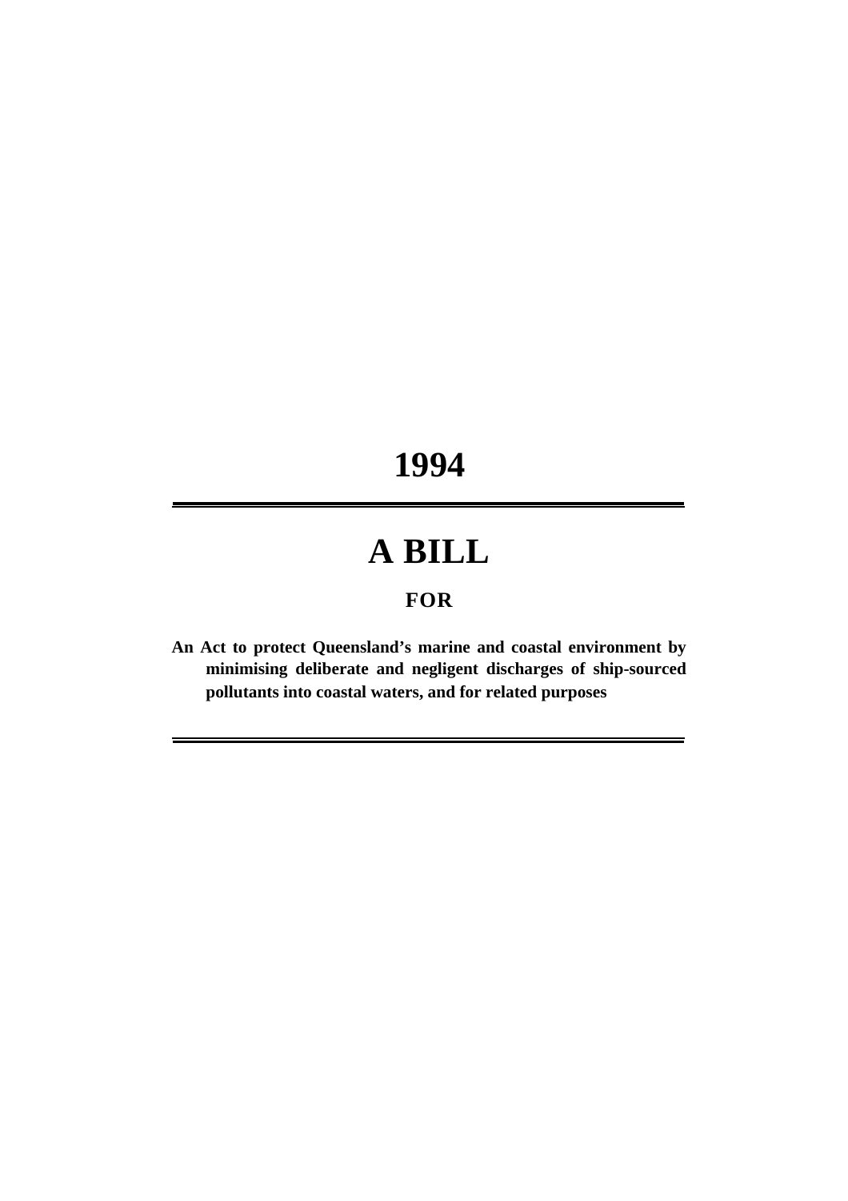# 1994

---

# A BILL

## FOR

**An Act to protect Queensland's marine and coastal environment by minimising deliberate and negligent discharges of ship-sourced pollutants into coastal waters, and for related purposes**

---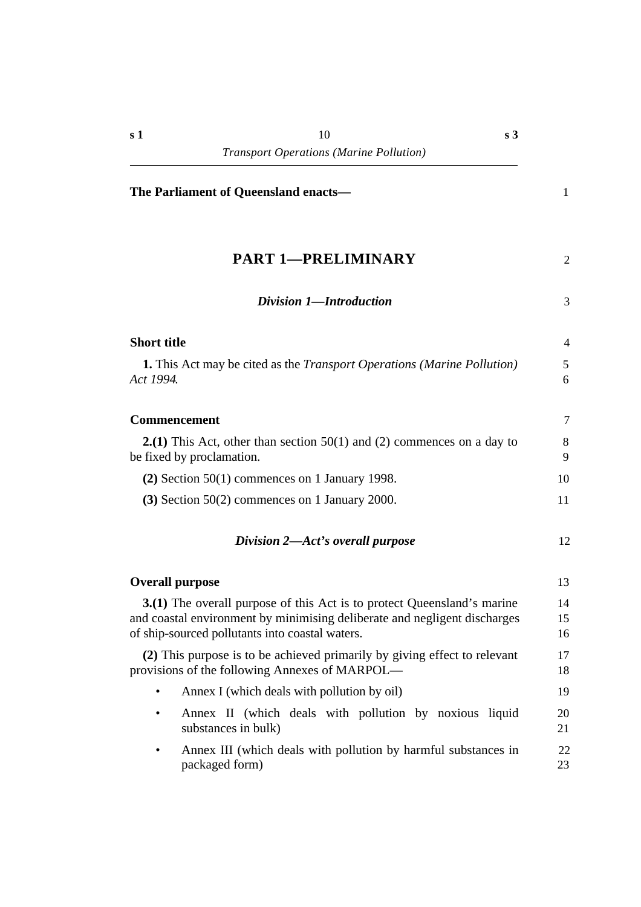**The Parliament of Queensland enacts—**

# PART 1—PRELIMINARY

## *Division 1—Introduction*

### Short title

**1.** This Act may be cited as the *Transport Operations (Marine Pollution) Act 1994*.

### Commencement

**2.(1)** This Act, other than section 50(1) and (2) commences on a day to be fixed by proclamation.

**(2)** Section 50(1) commences on 1 January 1998.

**(3)** Section 50(2) commences on 1 January 2000.

## *Division 2—Act's overall purpose*

### Overall purpose

**3.(1)** The overall purpose of this Act is to protect Queensland's marine and coastal environment by minimising deliberate and negligent discharges of ship-sourced pollutants into coastal waters.

**(2)** This purpose is to be achieved primarily by giving effect to relevant provisions of the following Annexes of MARPOL—

- Annex I (which deals with pollution by oil)
- Annex II (which deals with pollution by noxious liquid substances in bulk)
- Annex III (which deals with pollution by harmful substances in packaged form)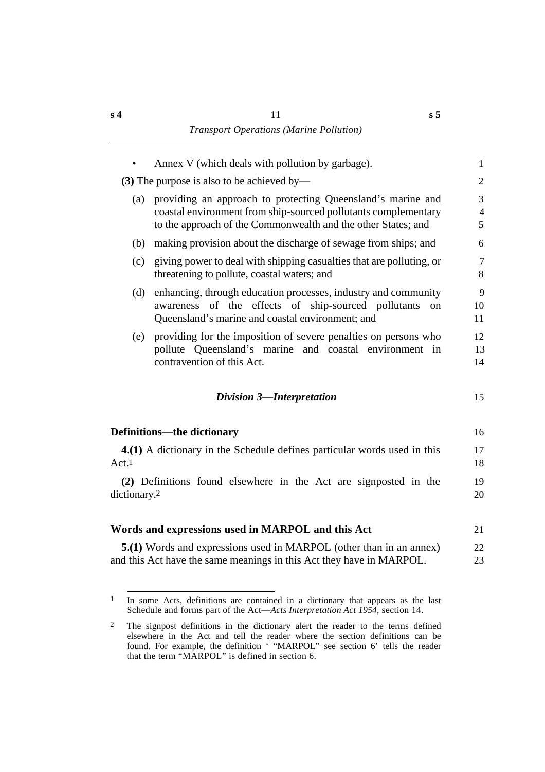- Annex V (which deals with pollution by garbage).

**(3)** The purpose is also to be achieved by—

(a) providing an approach to protecting Queensland's marine and coastal environment from ship-sourced pollutants complementary to the approach of the Commonwealth and the other States; and

(b) making provision about the discharge of sewage from ships; and

(c) giving power to deal with shipping casualties that are polluting, or threatening to pollute, coastal waters; and

(d) enhancing, through education processes, industry and community awareness of the effects of ship-sourced pollutants on Queensland's marine and coastal environment; and

(e) providing for the imposition of severe penalties on persons who pollute Queensland's marine and coastal environment in contravention of this Act.

### *Division 3—Interpretation*

**Definitions—the dictionary**

**4.(1)** A dictionary in the Schedule defines particular words used in this Act.[1]

**(2)** Definitions found elsewhere in the Act are signposted in the dictionary.[2]

**Words and expressions used in MARPOL and this Act**

**5.(1)** Words and expressions used in MARPOL (other than in an annex) and this Act have the same meanings in this Act they have in MARPOL.

---

[1] In some Acts, definitions are contained in a dictionary that appears as the last Schedule and forms part of the Act—*Acts Interpretation Act 1954*, section 14.

[2] The signpost definitions in the dictionary alert the reader to the terms defined elsewhere in the Act and tell the reader where the section definitions can be found. For example, the definition ' "MARPOL" see section 6' tells the reader that the term "MARPOL" is defined in section 6.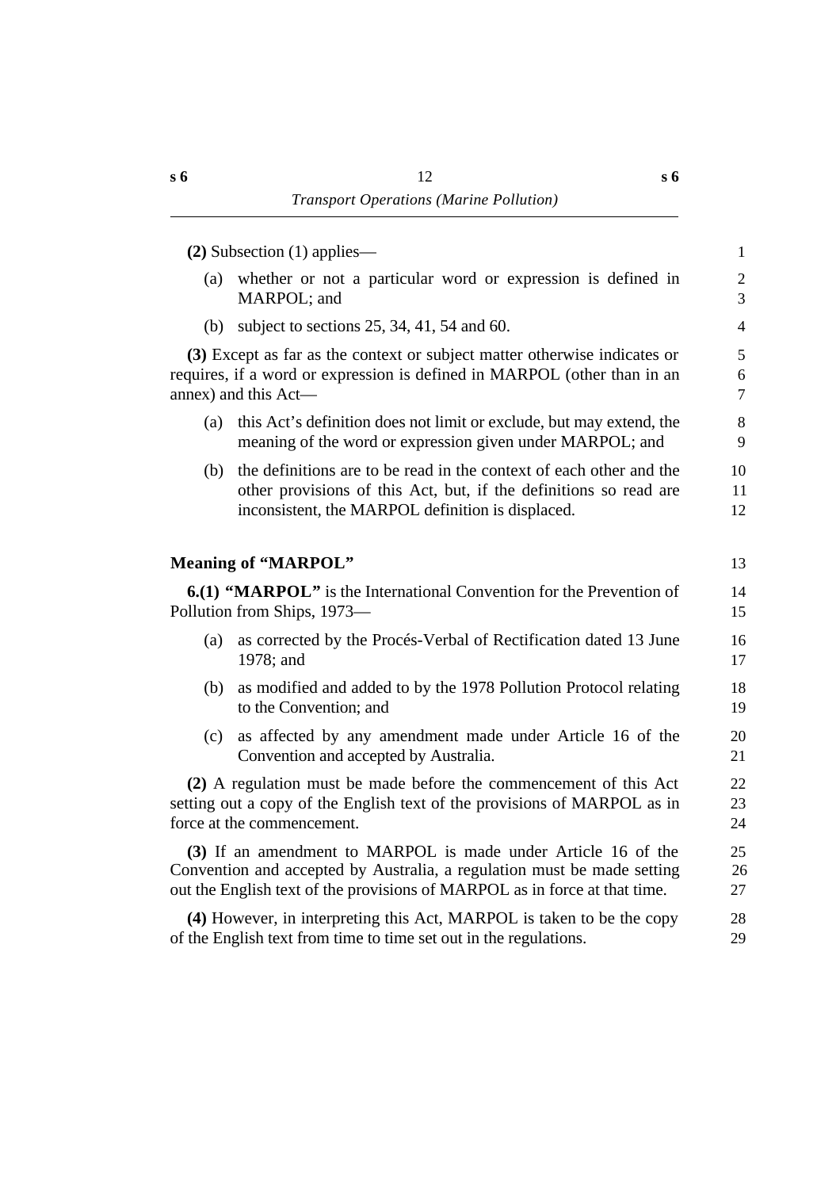**(2)** Subsection (1) applies—

(a) whether or not a particular word or expression is defined in MARPOL; and

(b) subject to sections 25, 34, 41, 54 and 60.

**(3)** Except as far as the context or subject matter otherwise indicates or requires, if a word or expression is defined in MARPOL (other than in an annex) and this Act—

(a) this Act's definition does not limit or exclude, but may extend, the meaning of the word or expression given under MARPOL; and

(b) the definitions are to be read in the context of each other and the other provisions of this Act, but, if the definitions so read are inconsistent, the MARPOL definition is displaced.

## Meaning of "MARPOL"

**6.(1) "MARPOL"** is the International Convention for the Prevention of Pollution from Ships, 1973—

(a) as corrected by the Procés-Verbal of Rectification dated 13 June 1978; and

(b) as modified and added to by the 1978 Pollution Protocol relating to the Convention; and

(c) as affected by any amendment made under Article 16 of the Convention and accepted by Australia.

**(2)** A regulation must be made before the commencement of this Act setting out a copy of the English text of the provisions of MARPOL as in force at the commencement.

**(3)** If an amendment to MARPOL is made under Article 16 of the Convention and accepted by Australia, a regulation must be made setting out the English text of the provisions of MARPOL as in force at that time.

**(4)** However, in interpreting this Act, MARPOL is taken to be the copy of the English text from time to time set out in the regulations.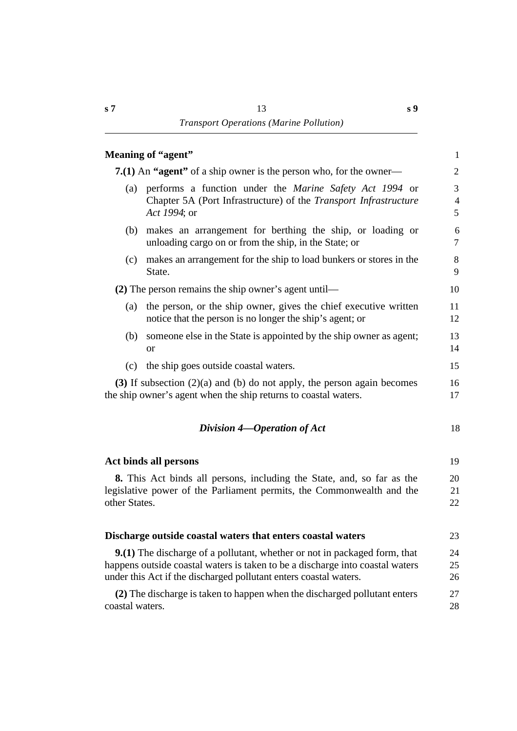### Meaning of "agent"

**7.(1)** An **"agent"** of a ship owner is the person who, for the owner—

(a) performs a function under the *Marine Safety Act 1994* or Chapter 5A (Port Infrastructure) of the *Transport Infrastructure Act 1994*; or

(b) makes an arrangement for berthing the ship, or loading or unloading cargo on or from the ship, in the State; or

(c) makes an arrangement for the ship to load bunkers or stores in the State.

**(2)** The person remains the ship owner's agent until—

(a) the person, or the ship owner, gives the chief executive written notice that the person is no longer the ship's agent; or

(b) someone else in the State is appointed by the ship owner as agent; or

(c) the ship goes outside coastal waters.

**(3)** If subsection (2)(a) and (b) do not apply, the person again becomes the ship owner's agent when the ship returns to coastal waters.

## *Division 4—Operation of Act*

### Act binds all persons

**8.** This Act binds all persons, including the State, and, so far as the legislative power of the Parliament permits, the Commonwealth and the other States.

### Discharge outside coastal waters that enters coastal waters

**9.(1)** The discharge of a pollutant, whether or not in packaged form, that happens outside coastal waters is taken to be a discharge into coastal waters under this Act if the discharged pollutant enters coastal waters.

**(2)** The discharge is taken to happen when the discharged pollutant enters coastal waters.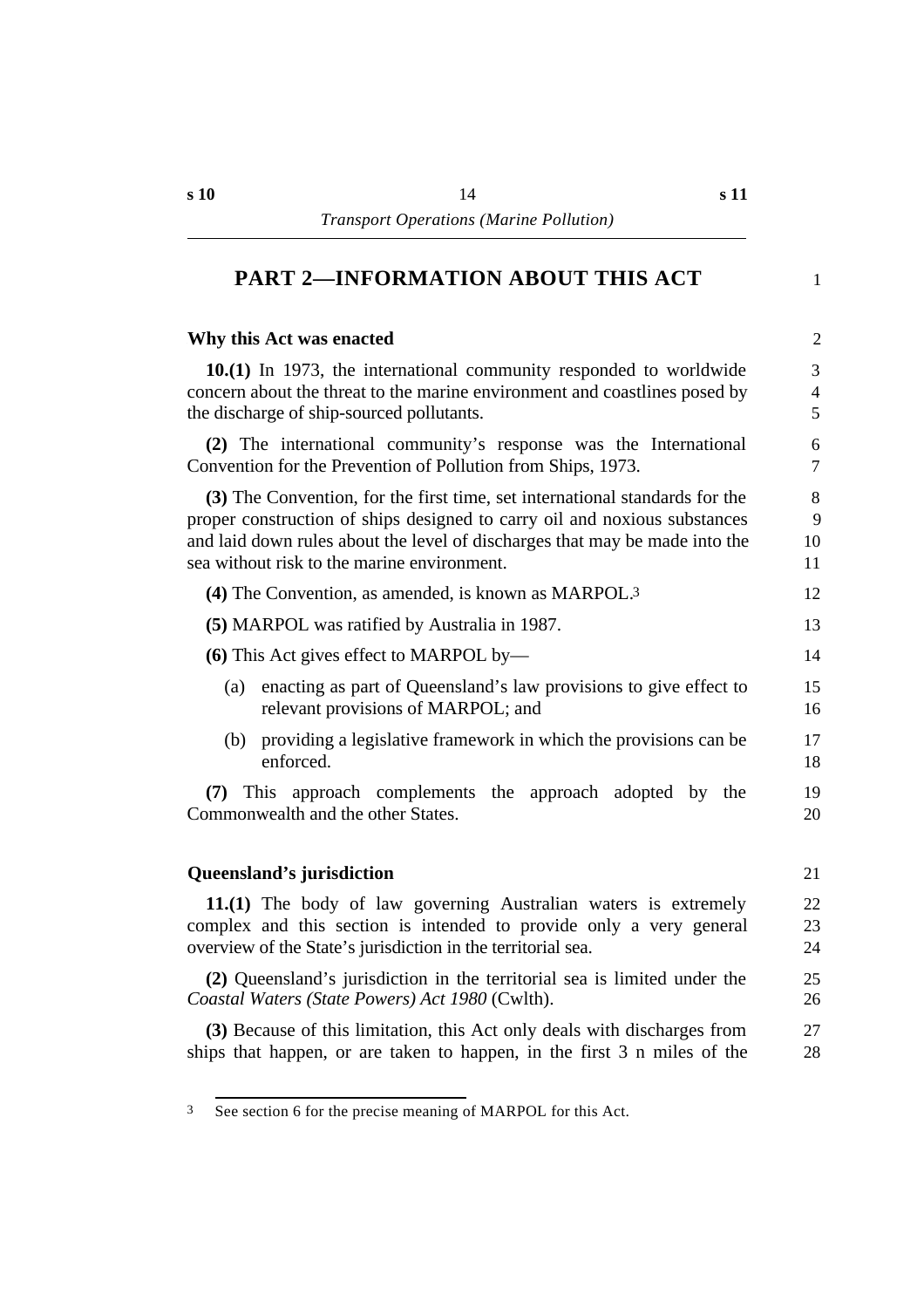## PART 2—INFORMATION ABOUT THIS ACT

### Why this Act was enacted

**10.(1)** In 1973, the international community responded to worldwide concern about the threat to the marine environment and coastlines posed by the discharge of ship-sourced pollutants.

**(2)** The international community's response was the International Convention for the Prevention of Pollution from Ships, 1973.

**(3)** The Convention, for the first time, set international standards for the proper construction of ships designed to carry oil and noxious substances and laid down rules about the level of discharges that may be made into the sea without risk to the marine environment.

**(4)** The Convention, as amended, is known as MARPOL.[3]

**(5)** MARPOL was ratified by Australia in 1987.

**(6)** This Act gives effect to MARPOL by—

(a) enacting as part of Queensland's law provisions to give effect to relevant provisions of MARPOL; and

(b) providing a legislative framework in which the provisions can be enforced.

**(7)** This approach complements the approach adopted by the Commonwealth and the other States.

### Queensland's jurisdiction

**11.(1)** The body of law governing Australian waters is extremely complex and this section is intended to provide only a very general overview of the State's jurisdiction in the territorial sea.

**(2)** Queensland's jurisdiction in the territorial sea is limited under the *Coastal Waters (State Powers) Act 1980* (Cwlth).

**(3)** Because of this limitation, this Act only deals with discharges from ships that happen, or are taken to happen, in the first 3 n miles of the

---

[3] See section 6 for the precise meaning of MARPOL for this Act.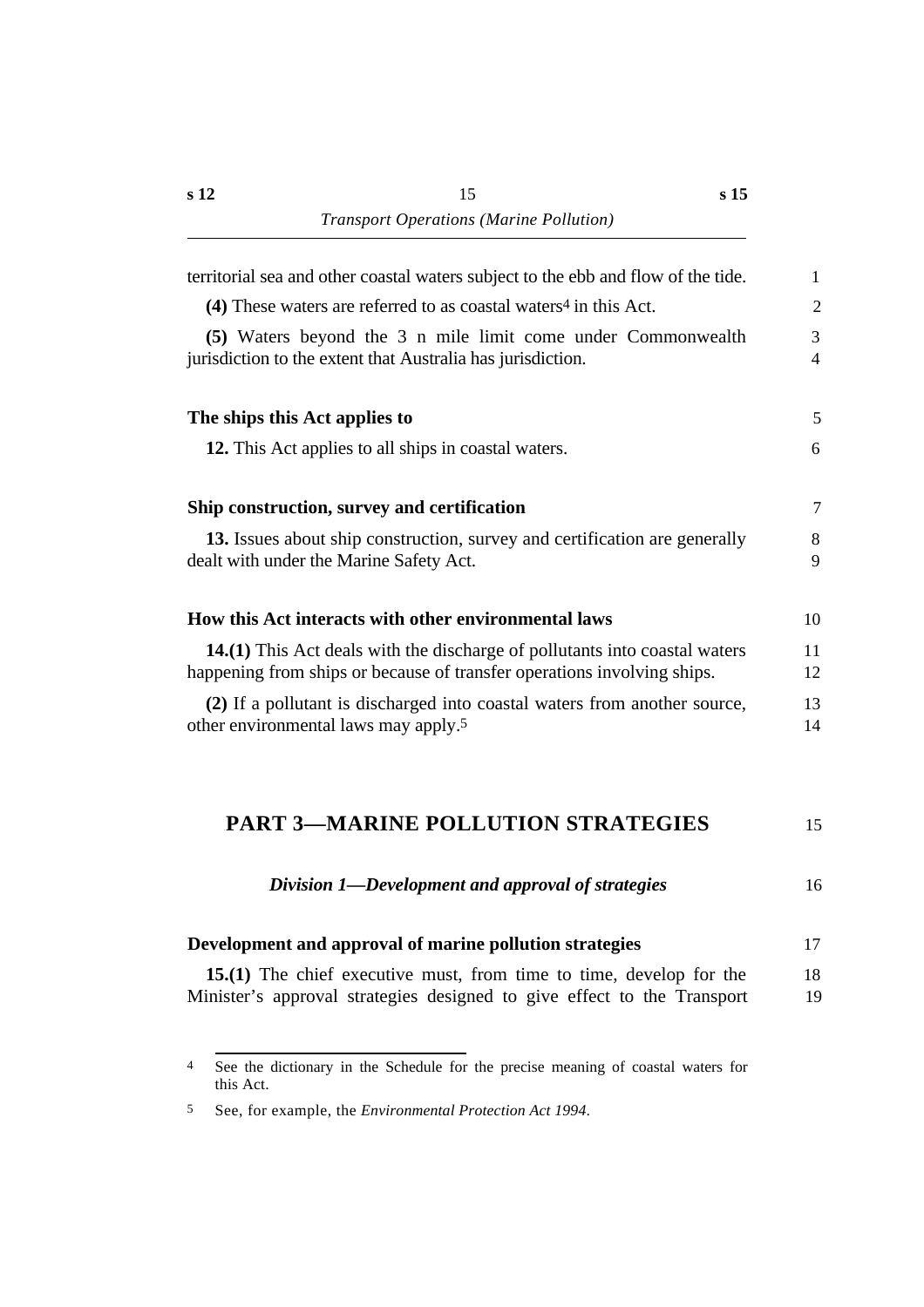territorial sea and other coastal waters subject to the ebb and flow of the tide.

**(4)** These waters are referred to as coastal waters[4] in this Act.

**(5)** Waters beyond the 3 n mile limit come under Commonwealth jurisdiction to the extent that Australia has jurisdiction.

### The ships this Act applies to

**12.** This Act applies to all ships in coastal waters.

### Ship construction, survey and certification

**13.** Issues about ship construction, survey and certification are generally dealt with under the Marine Safety Act.

### How this Act interacts with other environmental laws

**14.(1)** This Act deals with the discharge of pollutants into coastal waters happening from ships or because of transfer operations involving ships.

**(2)** If a pollutant is discharged into coastal waters from another source, other environmental laws may apply.[5]

# PART 3—MARINE POLLUTION STRATEGIES

## *Division 1—Development and approval of strategies*

### Development and approval of marine pollution strategies

**15.(1)** The chief executive must, from time to time, develop for the Minister's approval strategies designed to give effect to the Transport

---

[4] See the dictionary in the Schedule for the precise meaning of coastal waters for this Act.

[5] See, for example, the *Environmental Protection Act 1994*.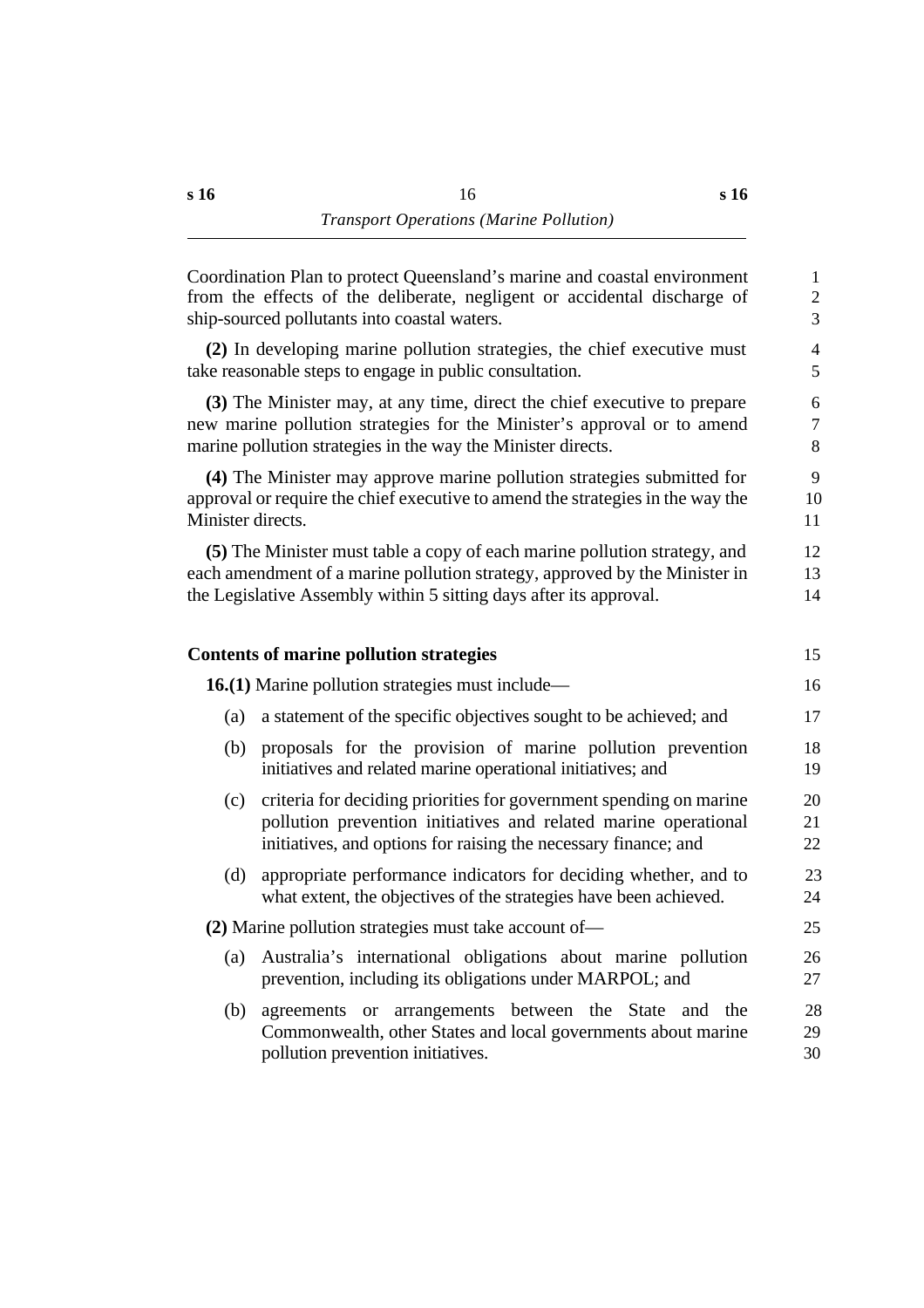Coordination Plan to protect Queensland's marine and coastal environment from the effects of the deliberate, negligent or accidental discharge of ship-sourced pollutants into coastal waters.

**(2)** In developing marine pollution strategies, the chief executive must take reasonable steps to engage in public consultation.

**(3)** The Minister may, at any time, direct the chief executive to prepare new marine pollution strategies for the Minister's approval or to amend marine pollution strategies in the way the Minister directs.

**(4)** The Minister may approve marine pollution strategies submitted for approval or require the chief executive to amend the strategies in the way the Minister directs.

**(5)** The Minister must table a copy of each marine pollution strategy, and each amendment of a marine pollution strategy, approved by the Minister in the Legislative Assembly within 5 sitting days after its approval.

### Contents of marine pollution strategies

**16.(1)** Marine pollution strategies must include—

(a) a statement of the specific objectives sought to be achieved; and

(b) proposals for the provision of marine pollution prevention initiatives and related marine operational initiatives; and

(c) criteria for deciding priorities for government spending on marine pollution prevention initiatives and related marine operational initiatives, and options for raising the necessary finance; and

(d) appropriate performance indicators for deciding whether, and to what extent, the objectives of the strategies have been achieved.

**(2)** Marine pollution strategies must take account of—

(a) Australia's international obligations about marine pollution prevention, including its obligations under MARPOL; and

(b) agreements or arrangements between the State and the Commonwealth, other States and local governments about marine pollution prevention initiatives.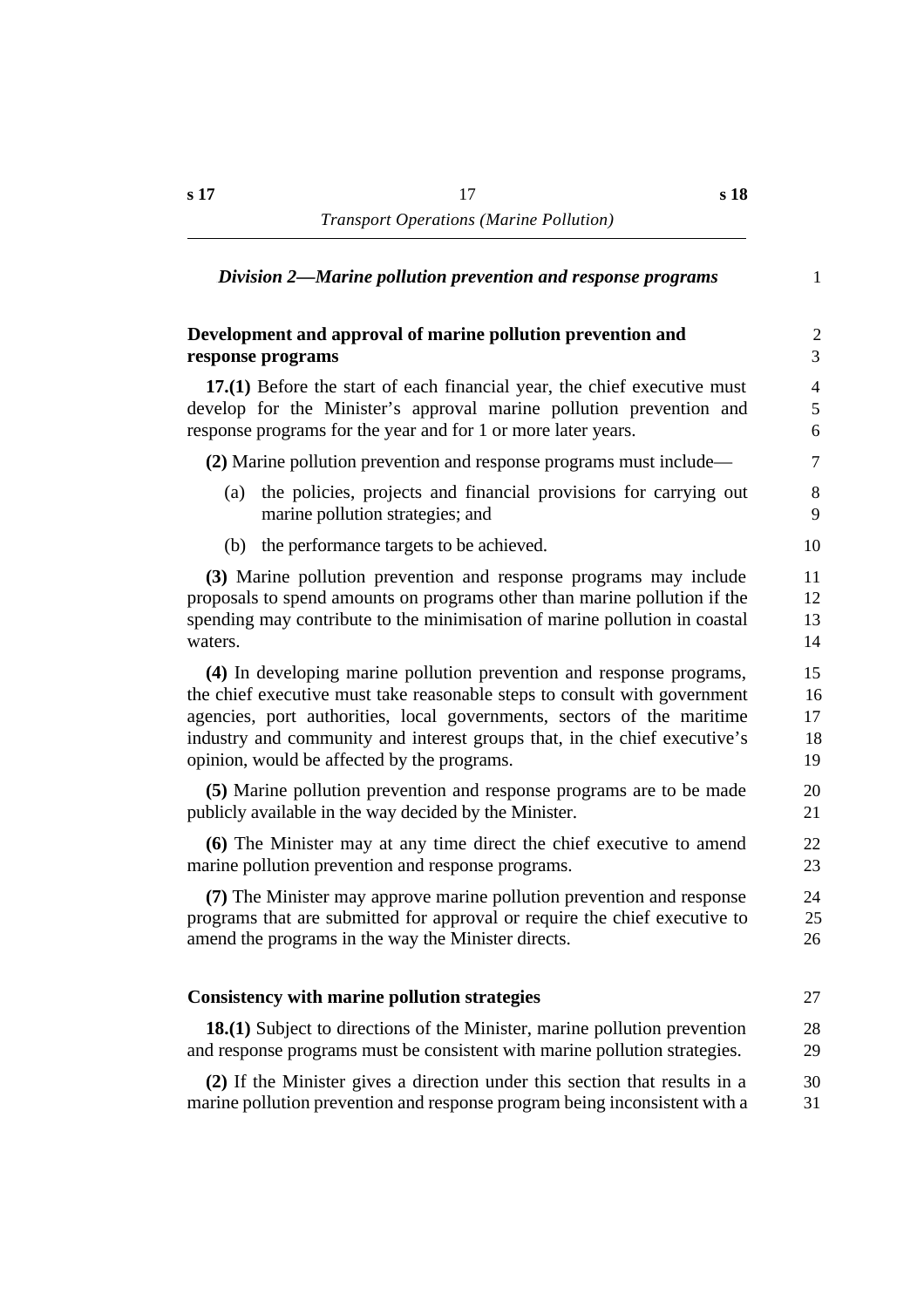### *Division 2—Marine pollution prevention and response programs*

#### Development and approval of marine pollution prevention and response programs

**17.(1)** Before the start of each financial year, the chief executive must develop for the Minister's approval marine pollution prevention and response programs for the year and for 1 or more later years.

**(2)** Marine pollution prevention and response programs must include—

(a) the policies, projects and financial provisions for carrying out marine pollution strategies; and

(b) the performance targets to be achieved.

**(3)** Marine pollution prevention and response programs may include proposals to spend amounts on programs other than marine pollution if the spending may contribute to the minimisation of marine pollution in coastal waters.

**(4)** In developing marine pollution prevention and response programs, the chief executive must take reasonable steps to consult with government agencies, port authorities, local governments, sectors of the maritime industry and community and interest groups that, in the chief executive's opinion, would be affected by the programs.

**(5)** Marine pollution prevention and response programs are to be made publicly available in the way decided by the Minister.

**(6)** The Minister may at any time direct the chief executive to amend marine pollution prevention and response programs.

**(7)** The Minister may approve marine pollution prevention and response programs that are submitted for approval or require the chief executive to amend the programs in the way the Minister directs.

#### Consistency with marine pollution strategies

**18.(1)** Subject to directions of the Minister, marine pollution prevention and response programs must be consistent with marine pollution strategies.

**(2)** If the Minister gives a direction under this section that results in a marine pollution prevention and response program being inconsistent with a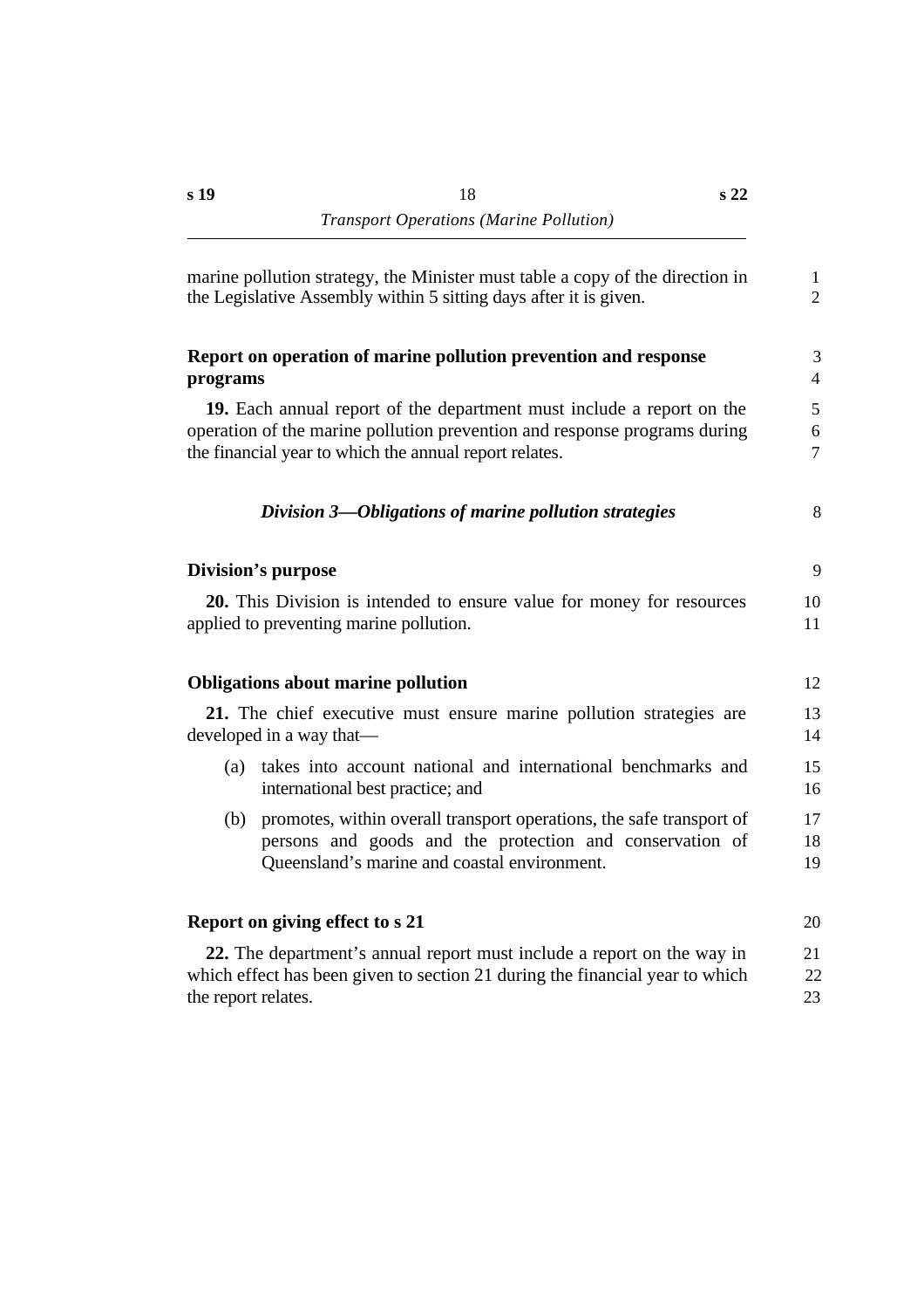marine pollution strategy, the Minister must table a copy of the direction in the Legislative Assembly within 5 sitting days after it is given.

**Report on operation of marine pollution prevention and response programs**

**19.** Each annual report of the department must include a report on the operation of the marine pollution prevention and response programs during the financial year to which the annual report relates.

## *Division 3—Obligations of marine pollution strategies*

**Division's purpose**

**20.** This Division is intended to ensure value for money for resources applied to preventing marine pollution.

**Obligations about marine pollution**

**21.** The chief executive must ensure marine pollution strategies are developed in a way that—

(a) takes into account national and international benchmarks and international best practice; and

(b) promotes, within overall transport operations, the safe transport of persons and goods and the protection and conservation of Queensland's marine and coastal environment.

**Report on giving effect to s 21**

**22.** The department's annual report must include a report on the way in which effect has been given to section 21 during the financial year to which the report relates.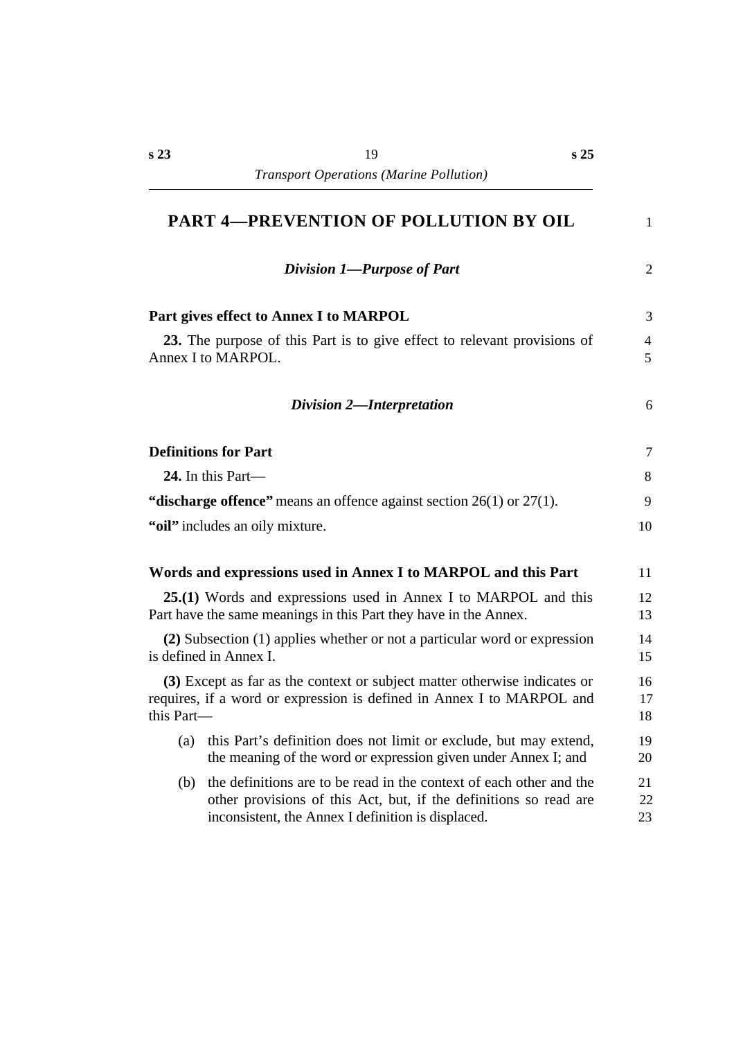# PART 4—PREVENTION OF POLLUTION BY OIL

## *Division 1—Purpose of Part*

### Part gives effect to Annex I to MARPOL

**23.** The purpose of this Part is to give effect to relevant provisions of Annex I to MARPOL.

## *Division 2—Interpretation*

### Definitions for Part

**24.** In this Part—

**"discharge offence"** means an offence against section 26(1) or 27(1).

**"oil"** includes an oily mixture.

### Words and expressions used in Annex I to MARPOL and this Part

**25.(1)** Words and expressions used in Annex I to MARPOL and this Part have the same meanings in this Part they have in the Annex.

**(2)** Subsection (1) applies whether or not a particular word or expression is defined in Annex I.

**(3)** Except as far as the context or subject matter otherwise indicates or requires, if a word or expression is defined in Annex I to MARPOL and this Part—

(a) this Part's definition does not limit or exclude, but may extend, the meaning of the word or expression given under Annex I; and

(b) the definitions are to be read in the context of each other and the other provisions of this Act, but, if the definitions so read are inconsistent, the Annex I definition is displaced.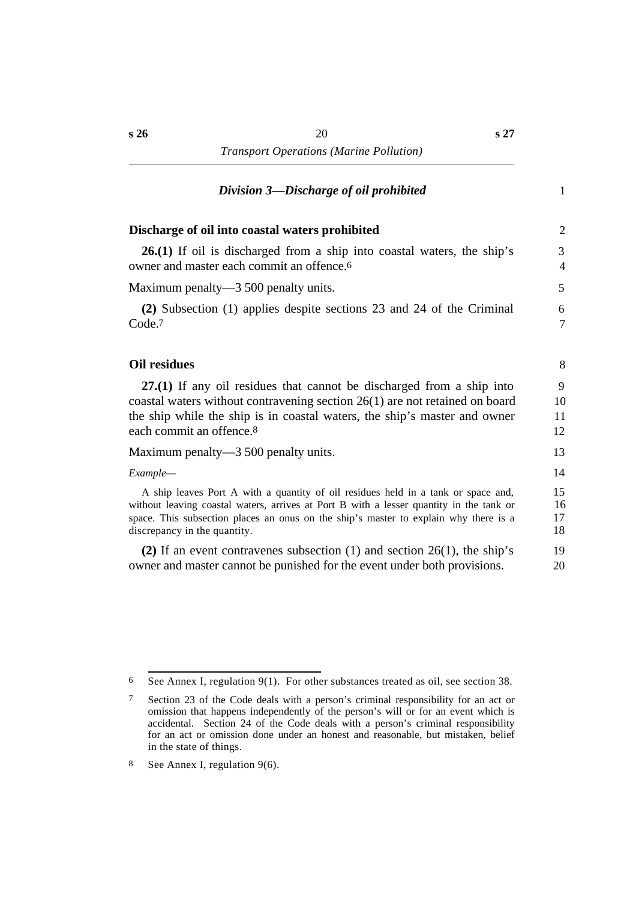## *Division 3—Discharge of oil prohibited*

### Discharge of oil into coastal waters prohibited

**26.(1)** If oil is discharged from a ship into coastal waters, the ship's owner and master each commit an offence.[6]

Maximum penalty—3 500 penalty units.

**(2)** Subsection (1) applies despite sections 23 and 24 of the Criminal Code.[7]

### Oil residues

**27.(1)** If any oil residues that cannot be discharged from a ship into coastal waters without contravening section 26(1) are not retained on board the ship while the ship is in coastal waters, the ship's master and owner each commit an offence.[8]

Maximum penalty—3 500 penalty units.

*Example—*

A ship leaves Port A with a quantity of oil residues held in a tank or space and, without leaving coastal waters, arrives at Port B with a lesser quantity in the tank or space. This subsection places an onus on the ship's master to explain why there is a discrepancy in the quantity.

**(2)** If an event contravenes subsection (1) and section 26(1), the ship's owner and master cannot be punished for the event under both provisions.

---

[6] See Annex I, regulation 9(1). For other substances treated as oil, see section 38.

[7] Section 23 of the Code deals with a person's criminal responsibility for an act or omission that happens independently of the person's will or for an event which is accidental. Section 24 of the Code deals with a person's criminal responsibility for an act or omission done under an honest and reasonable, but mistaken, belief in the state of things.

[8] See Annex I, regulation 9(6).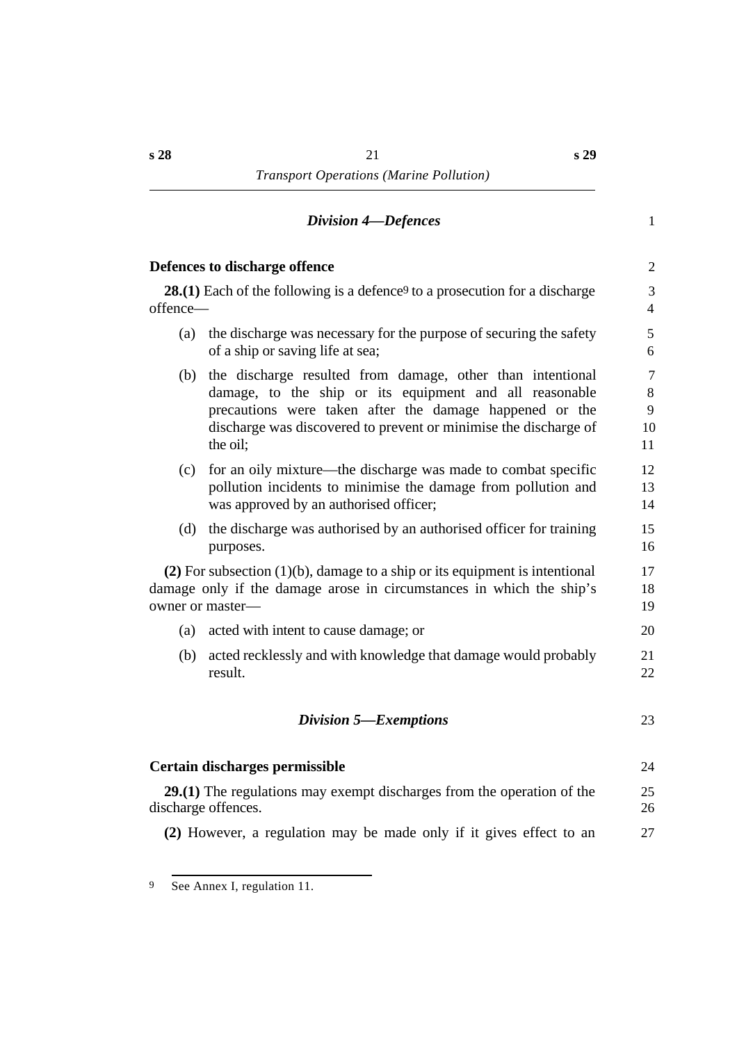## *Division 4—Defences*

### Defences to discharge offence

**28.(1)** Each of the following is a defence[9] to a prosecution for a discharge offence—

(a) the discharge was necessary for the purpose of securing the safety of a ship or saving life at sea;

(b) the discharge resulted from damage, other than intentional damage, to the ship or its equipment and all reasonable precautions were taken after the damage happened or the discharge was discovered to prevent or minimise the discharge of the oil;

(c) for an oily mixture—the discharge was made to combat specific pollution incidents to minimise the damage from pollution and was approved by an authorised officer;

(d) the discharge was authorised by an authorised officer for training purposes.

**(2)** For subsection (1)(b), damage to a ship or its equipment is intentional damage only if the damage arose in circumstances in which the ship's owner or master—

(a) acted with intent to cause damage; or

(b) acted recklessly and with knowledge that damage would probably result.

## *Division 5—Exemptions*

### Certain discharges permissible

**29.(1)** The regulations may exempt discharges from the operation of the discharge offences.

**(2)** However, a regulation may be made only if it gives effect to an

---

[9] See Annex I, regulation 11.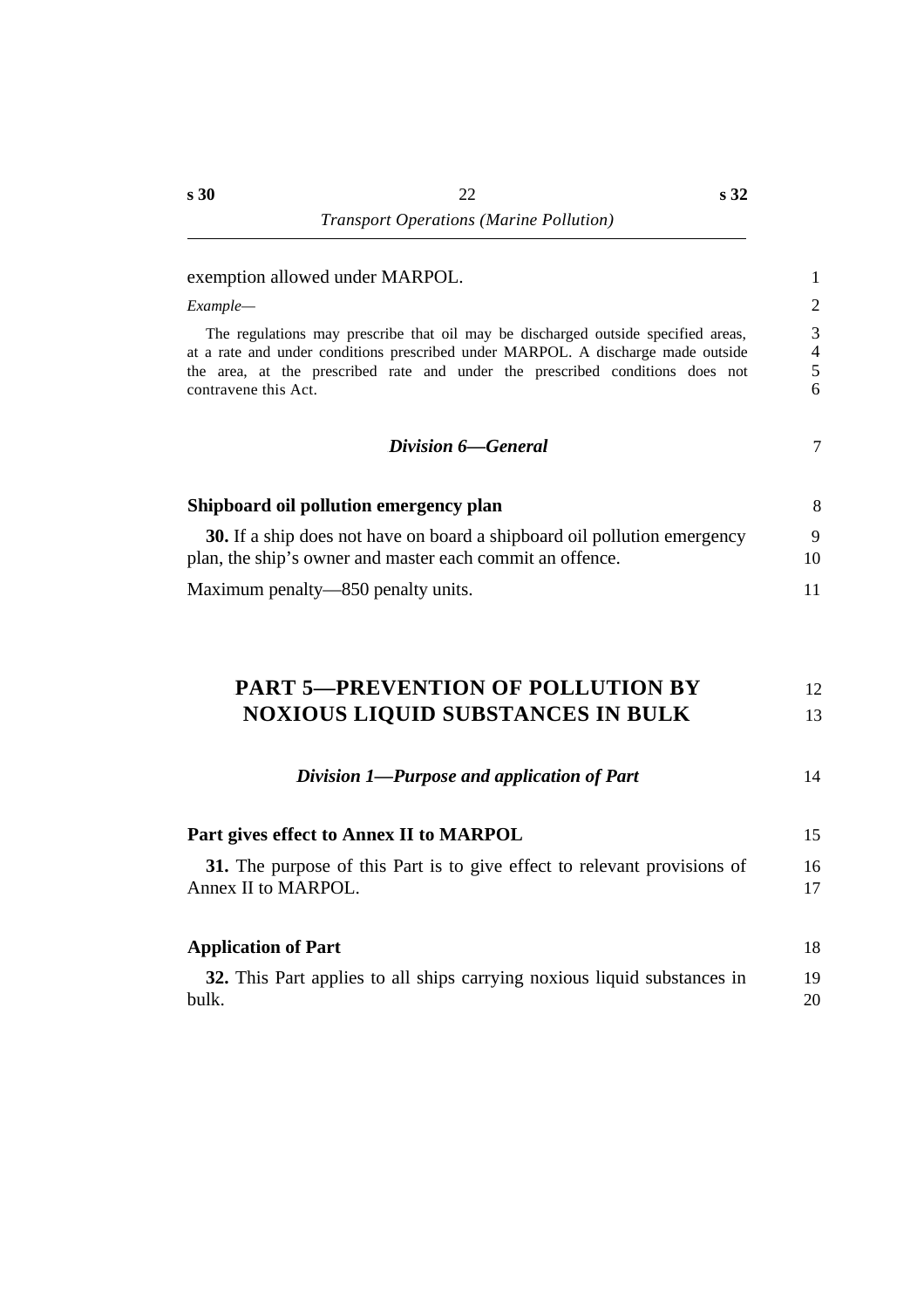exemption allowed under MARPOL.

*Example—*

The regulations may prescribe that oil may be discharged outside specified areas, at a rate and under conditions prescribed under MARPOL. A discharge made outside the area, at the prescribed rate and under the prescribed conditions does not contravene this Act.

### *Division 6—General*

**Shipboard oil pollution emergency plan**

**30.** If a ship does not have on board a shipboard oil pollution emergency plan, the ship's owner and master each commit an offence.

Maximum penalty—850 penalty units.

## PART 5—PREVENTION OF POLLUTION BY NOXIOUS LIQUID SUBSTANCES IN BULK

### *Division 1—Purpose and application of Part*

**Part gives effect to Annex II to MARPOL**

**31.** The purpose of this Part is to give effect to relevant provisions of Annex II to MARPOL.

**Application of Part**

**32.** This Part applies to all ships carrying noxious liquid substances in bulk.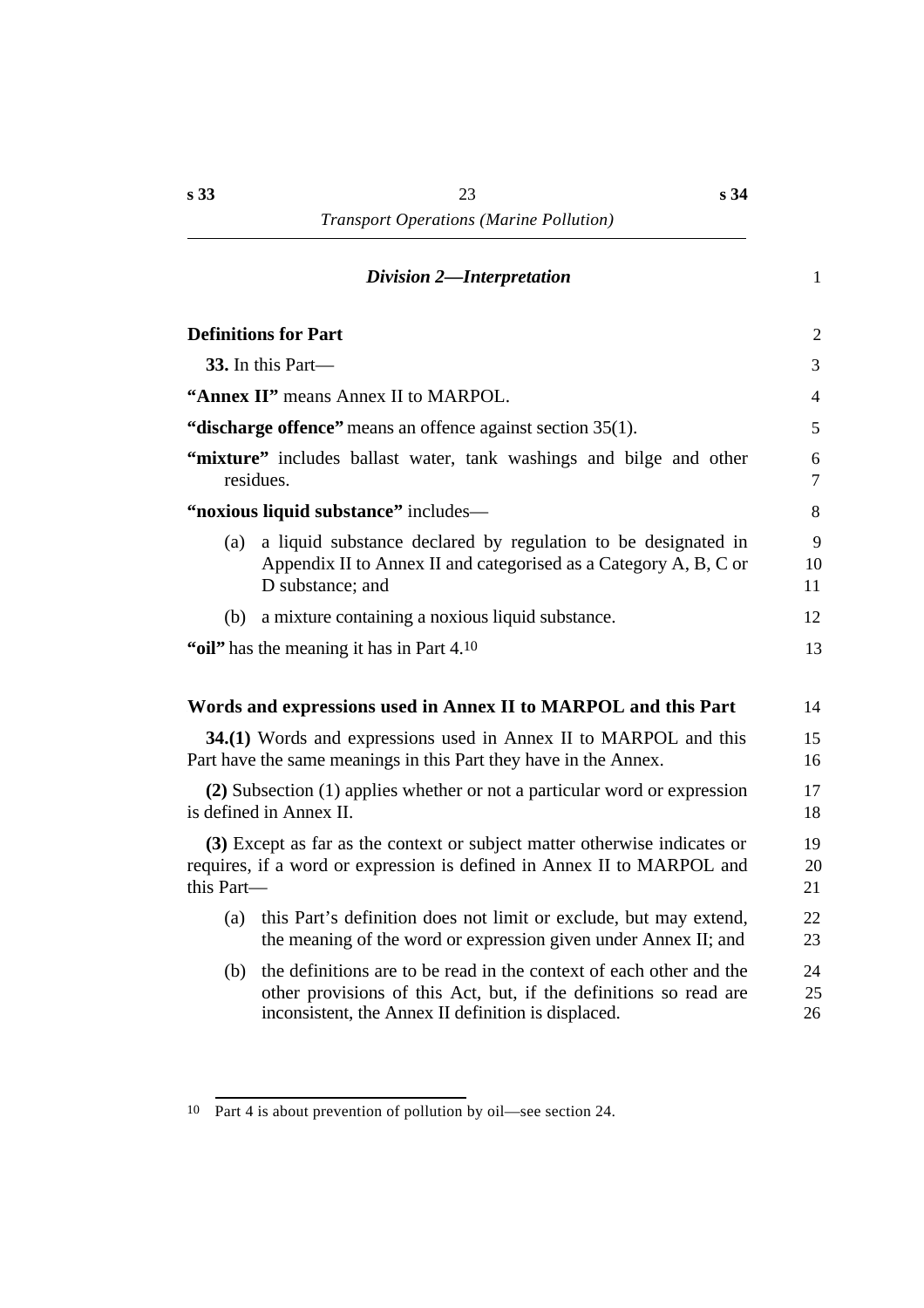### *Division 2—Interpretation*

**Definitions for Part**

**33.** In this Part—

**"Annex II"** means Annex II to MARPOL.

**"discharge offence"** means an offence against section 35(1).

**"mixture"** includes ballast water, tank washings and bilge and other residues.

**"noxious liquid substance"** includes—

(a) a liquid substance declared by regulation to be designated in Appendix II to Annex II and categorised as a Category A, B, C or D substance; and

(b) a mixture containing a noxious liquid substance.

**"oil"** has the meaning it has in Part 4.[10]

**Words and expressions used in Annex II to MARPOL and this Part**

**34.(1)** Words and expressions used in Annex II to MARPOL and this Part have the same meanings in this Part they have in the Annex.

**(2)** Subsection (1) applies whether or not a particular word or expression is defined in Annex II.

**(3)** Except as far as the context or subject matter otherwise indicates or requires, if a word or expression is defined in Annex II to MARPOL and this Part—

(a) this Part's definition does not limit or exclude, but may extend, the meaning of the word or expression given under Annex II; and

(b) the definitions are to be read in the context of each other and the other provisions of this Act, but, if the definitions so read are inconsistent, the Annex II definition is displaced.

---

[10] Part 4 is about prevention of pollution by oil—see section 24.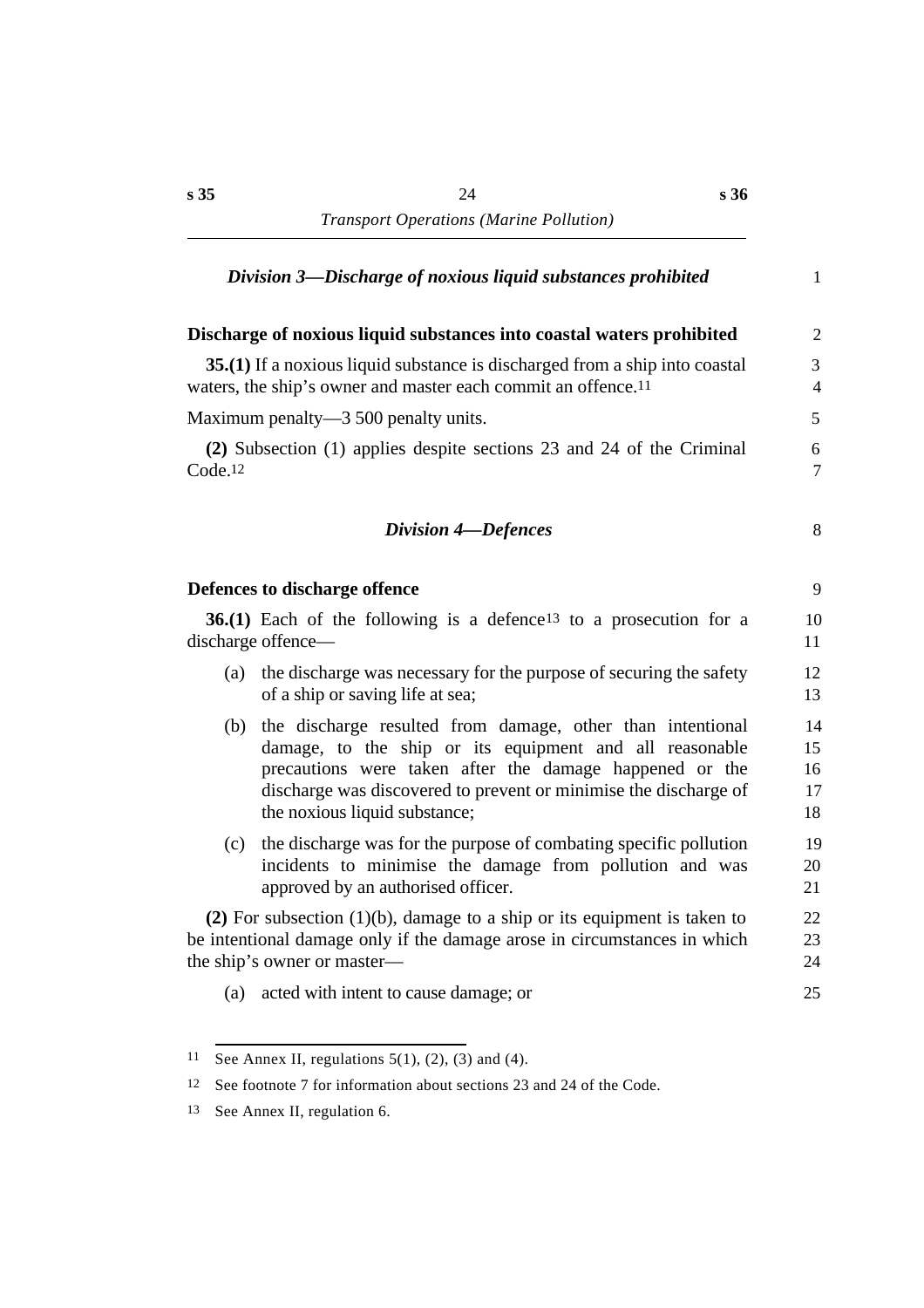### *Division 3—Discharge of noxious liquid substances prohibited*

**Discharge of noxious liquid substances into coastal waters prohibited**

**35.(1)** If a noxious liquid substance is discharged from a ship into coastal waters, the ship's owner and master each commit an offence.[11]

Maximum penalty—3 500 penalty units.

**(2)** Subsection (1) applies despite sections 23 and 24 of the Criminal Code.[12]

### *Division 4—Defences*

**Defences to discharge offence**

**36.(1)** Each of the following is a defence[13] to a prosecution for a discharge offence—

(a) the discharge was necessary for the purpose of securing the safety of a ship or saving life at sea;

(b) the discharge resulted from damage, other than intentional damage, to the ship or its equipment and all reasonable precautions were taken after the damage happened or the discharge was discovered to prevent or minimise the discharge of the noxious liquid substance;

(c) the discharge was for the purpose of combating specific pollution incidents to minimise the damage from pollution and was approved by an authorised officer.

**(2)** For subsection (1)(b), damage to a ship or its equipment is taken to be intentional damage only if the damage arose in circumstances in which the ship's owner or master—

(a) acted with intent to cause damage; or

---

[11] See Annex II, regulations 5(1), (2), (3) and (4).

[12] See footnote 7 for information about sections 23 and 24 of the Code.

[13] See Annex II, regulation 6.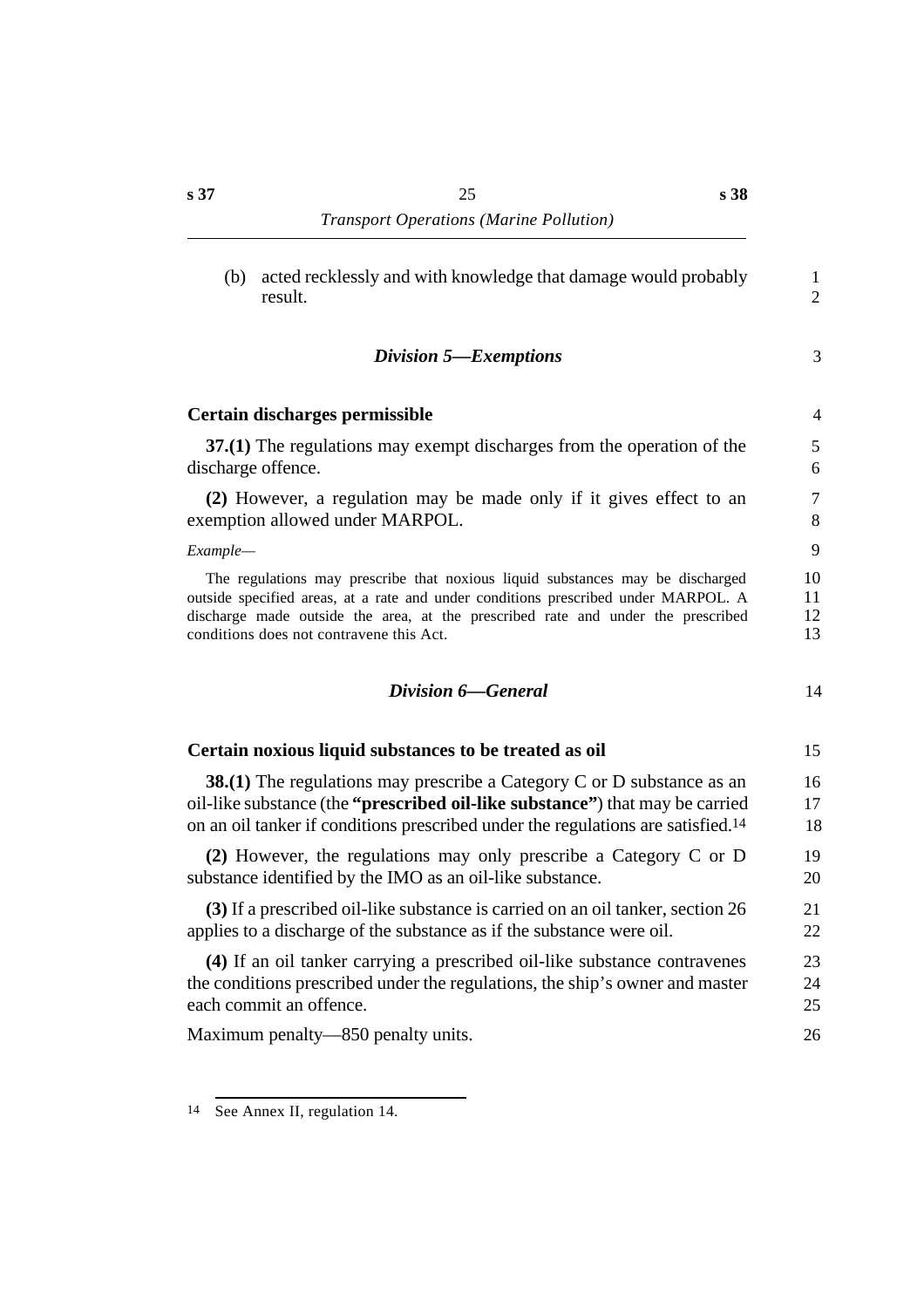(b) acted recklessly and with knowledge that damage would probably result.

## *Division 5—Exemptions*

### Certain discharges permissible

**37.(1)** The regulations may exempt discharges from the operation of the discharge offence.

**(2)** However, a regulation may be made only if it gives effect to an exemption allowed under MARPOL.

*Example—*

The regulations may prescribe that noxious liquid substances may be discharged outside specified areas, at a rate and under conditions prescribed under MARPOL. A discharge made outside the area, at the prescribed rate and under the prescribed conditions does not contravene this Act.

## *Division 6—General*

### Certain noxious liquid substances to be treated as oil

**38.(1)** The regulations may prescribe a Category C or D substance as an oil-like substance (the **"prescribed oil-like substance"**) that may be carried on an oil tanker if conditions prescribed under the regulations are satisfied.[14]

**(2)** However, the regulations may only prescribe a Category C or D substance identified by the IMO as an oil-like substance.

**(3)** If a prescribed oil-like substance is carried on an oil tanker, section 26 applies to a discharge of the substance as if the substance were oil.

**(4)** If an oil tanker carrying a prescribed oil-like substance contravenes the conditions prescribed under the regulations, the ship's owner and master each commit an offence.

Maximum penalty—850 penalty units.

---

14 See Annex II, regulation 14.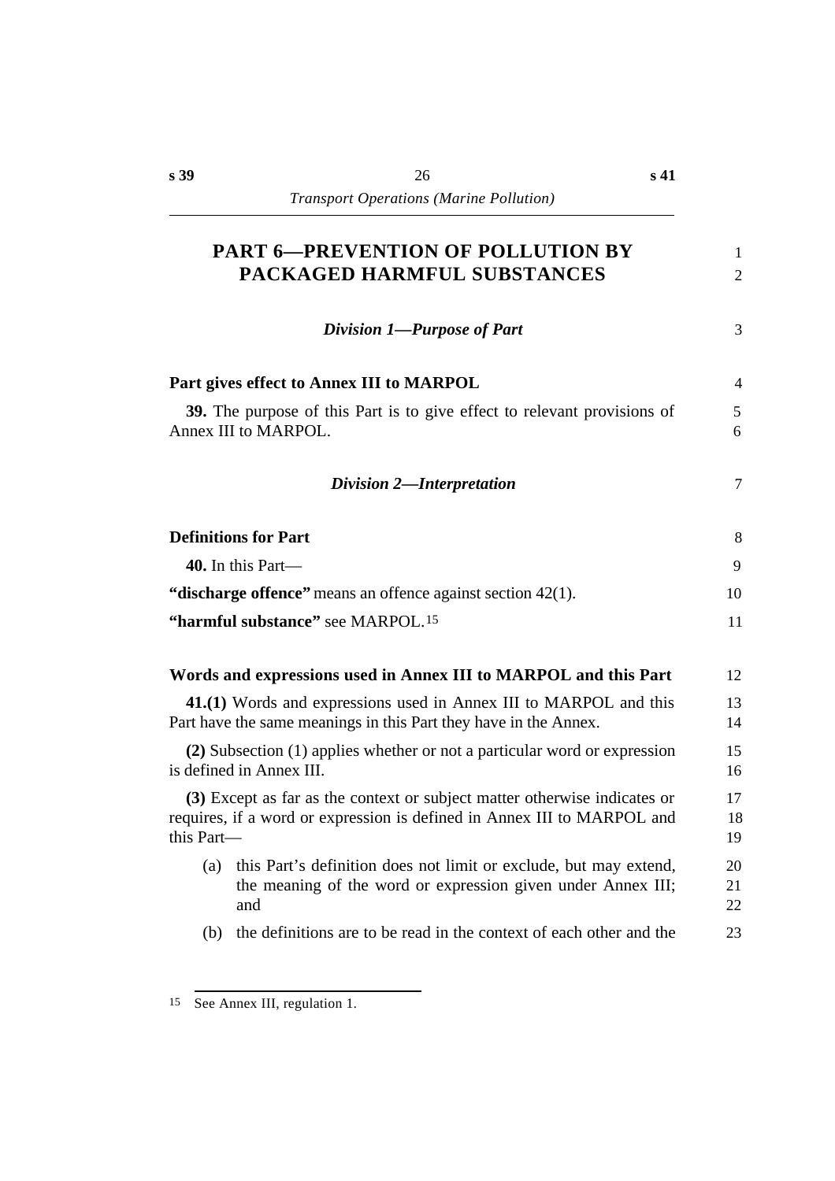# PART 6—PREVENTION OF POLLUTION BY PACKAGED HARMFUL SUBSTANCES

## *Division 1—Purpose of Part*

### Part gives effect to Annex III to MARPOL

**39.** The purpose of this Part is to give effect to relevant provisions of Annex III to MARPOL.

## *Division 2—Interpretation*

### Definitions for Part

**40.** In this Part—

**"discharge offence"** means an offence against section 42(1).

**"harmful substance"** see MARPOL.[15]

### Words and expressions used in Annex III to MARPOL and this Part

**41.(1)** Words and expressions used in Annex III to MARPOL and this Part have the same meanings in this Part they have in the Annex.

**(2)** Subsection (1) applies whether or not a particular word or expression is defined in Annex III.

**(3)** Except as far as the context or subject matter otherwise indicates or requires, if a word or expression is defined in Annex III to MARPOL and this Part—

(a) this Part's definition does not limit or exclude, but may extend, the meaning of the word or expression given under Annex III; and

(b) the definitions are to be read in the context of each other and the

---

[15] See Annex III, regulation 1.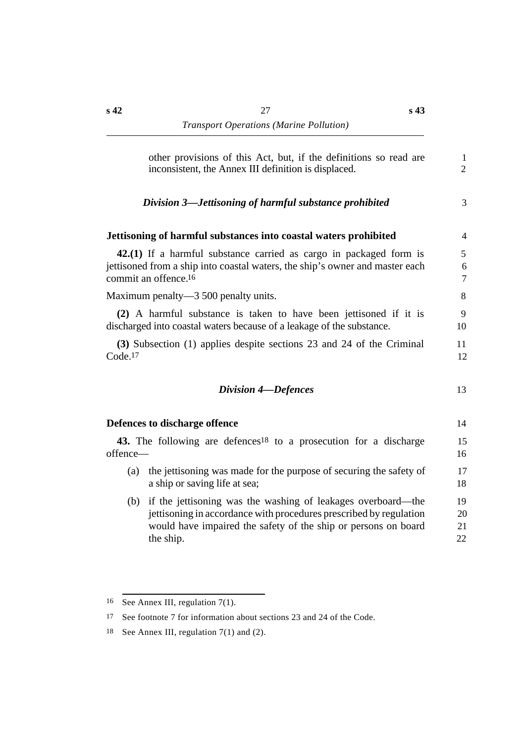other provisions of this Act, but, if the definitions so read are inconsistent, the Annex III definition is displaced.

## *Division 3—Jettisoning of harmful substance prohibited*

### Jettisoning of harmful substances into coastal waters prohibited

**42.(1)** If a harmful substance carried as cargo in packaged form is jettisoned from a ship into coastal waters, the ship's owner and master each commit an offence.[16]

Maximum penalty—3 500 penalty units.

**(2)** A harmful substance is taken to have been jettisoned if it is discharged into coastal waters because of a leakage of the substance.

**(3)** Subsection (1) applies despite sections 23 and 24 of the Criminal Code.[17]

## *Division 4—Defences*

### Defences to discharge offence

**43.** The following are defences[18] to a prosecution for a discharge offence—

(a) the jettisoning was made for the purpose of securing the safety of a ship or saving life at sea;

(b) if the jettisoning was the washing of leakages overboard—the jettisoning in accordance with procedures prescribed by regulation would have impaired the safety of the ship or persons on board the ship.

---

[16] See Annex III, regulation 7(1).

[17] See footnote 7 for information about sections 23 and 24 of the Code.

[18] See Annex III, regulation 7(1) and (2).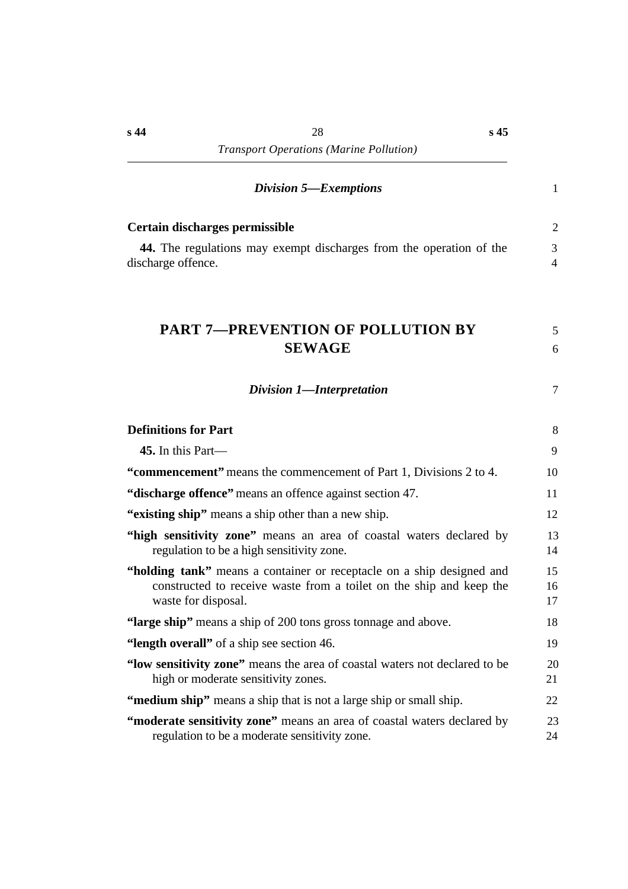### *Division 5—Exemptions*

**Certain discharges permissible**

**44.** The regulations may exempt discharges from the operation of the discharge offence.

# PART 7—PREVENTION OF POLLUTION BY SEWAGE

### *Division 1—Interpretation*

**Definitions for Part**

**45.** In this Part—

**"commencement"** means the commencement of Part 1, Divisions 2 to 4.

**"discharge offence"** means an offence against section 47.

**"existing ship"** means a ship other than a new ship.

**"high sensitivity zone"** means an area of coastal waters declared by regulation to be a high sensitivity zone.

**"holding tank"** means a container or receptacle on a ship designed and constructed to receive waste from a toilet on the ship and keep the waste for disposal.

**"large ship"** means a ship of 200 tons gross tonnage and above.

**"length overall"** of a ship see section 46.

**"low sensitivity zone"** means the area of coastal waters not declared to be high or moderate sensitivity zones.

**"medium ship"** means a ship that is not a large ship or small ship.

**"moderate sensitivity zone"** means an area of coastal waters declared by regulation to be a moderate sensitivity zone.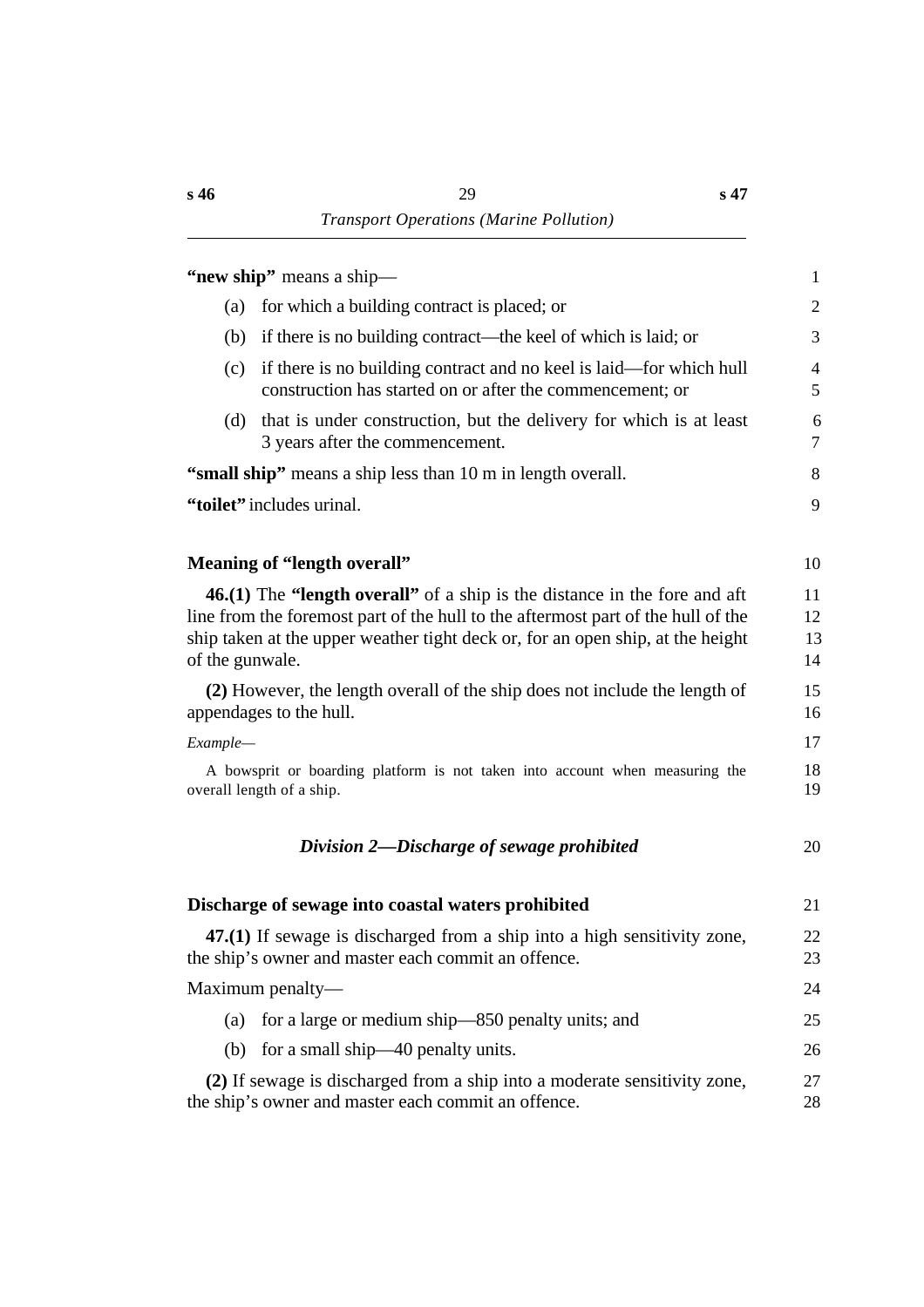**"new ship"** means a ship—

(a) for which a building contract is placed; or

(b) if there is no building contract—the keel of which is laid; or

(c) if there is no building contract and no keel is laid—for which hull construction has started on or after the commencement; or

(d) that is under construction, but the delivery for which is at least 3 years after the commencement.

**"small ship"** means a ship less than 10 m in length overall.

**"toilet"** includes urinal.

### Meaning of "length overall"

**46.(1)** The **"length overall"** of a ship is the distance in the fore and aft line from the foremost part of the hull to the aftermost part of the hull of the ship taken at the upper weather tight deck or, for an open ship, at the height of the gunwale.

**(2)** However, the length overall of the ship does not include the length of appendages to the hull.

*Example—*

A bowsprit or boarding platform is not taken into account when measuring the overall length of a ship.

## *Division 2—Discharge of sewage prohibited*

### Discharge of sewage into coastal waters prohibited

**47.(1)** If sewage is discharged from a ship into a high sensitivity zone, the ship's owner and master each commit an offence.

Maximum penalty—

(a) for a large or medium ship—850 penalty units; and

(b) for a small ship—40 penalty units.

**(2)** If sewage is discharged from a ship into a moderate sensitivity zone, the ship's owner and master each commit an offence.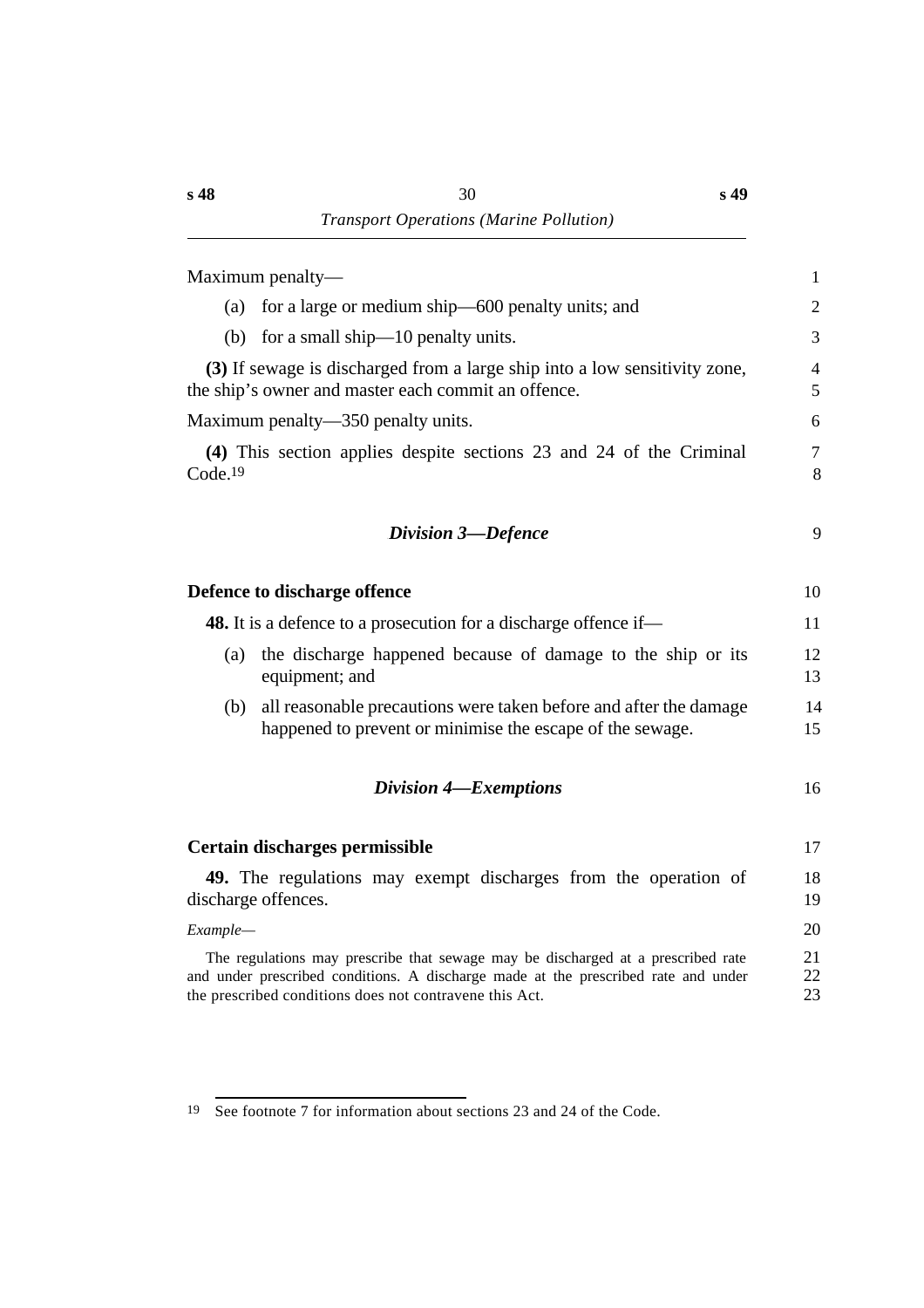Maximum penalty—

(a) for a large or medium ship—600 penalty units; and

(b) for a small ship—10 penalty units.

**(3)** If sewage is discharged from a large ship into a low sensitivity zone, the ship's owner and master each commit an offence.

Maximum penalty—350 penalty units.

**(4)** This section applies despite sections 23 and 24 of the Criminal Code.[19]

## *Division 3—Defence*

### Defence to discharge offence

**48.** It is a defence to a prosecution for a discharge offence if—

(a) the discharge happened because of damage to the ship or its equipment; and

(b) all reasonable precautions were taken before and after the damage happened to prevent or minimise the escape of the sewage.

## *Division 4—Exemptions*

### Certain discharges permissible

**49.** The regulations may exempt discharges from the operation of discharge offences.

*Example—*

The regulations may prescribe that sewage may be discharged at a prescribed rate and under prescribed conditions. A discharge made at the prescribed rate and under the prescribed conditions does not contravene this Act.

---

19 See footnote 7 for information about sections 23 and 24 of the Code.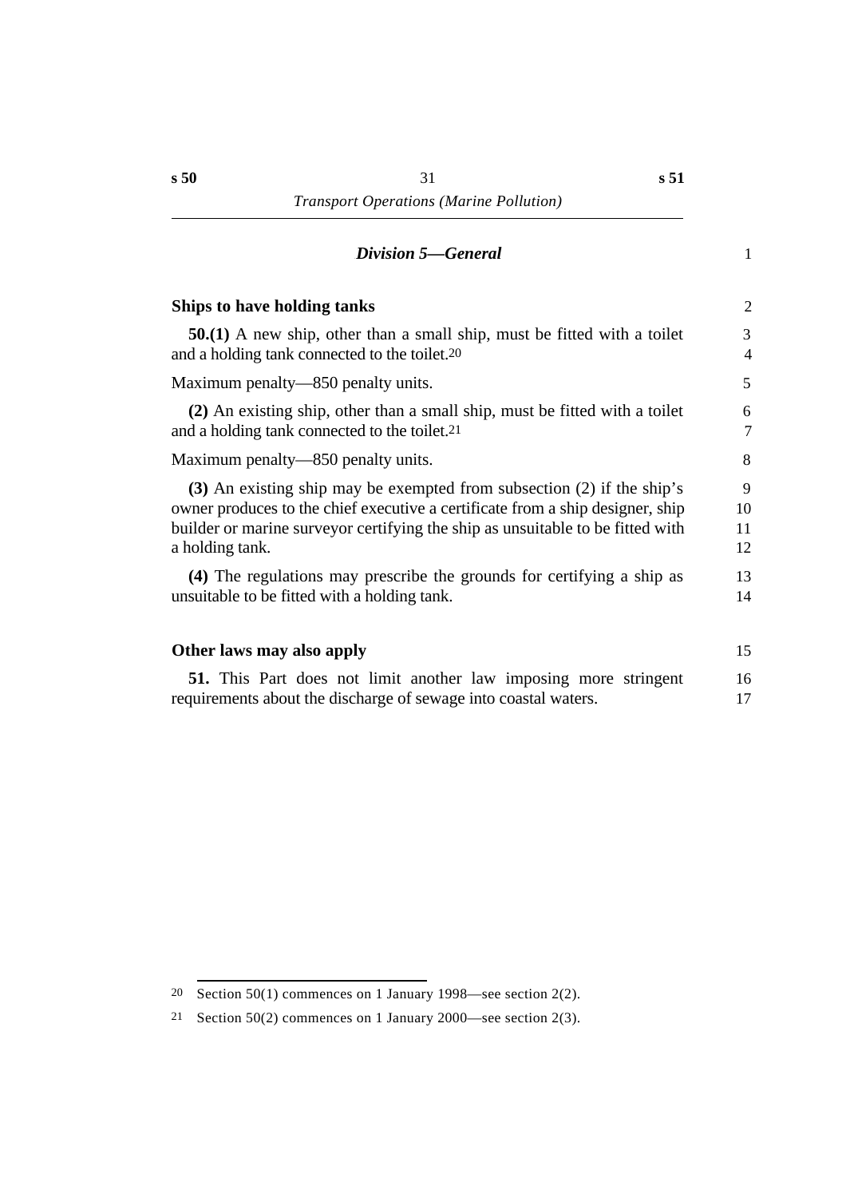### *Division 5—General*

#### Ships to have holding tanks

**50.(1)** A new ship, other than a small ship, must be fitted with a toilet and a holding tank connected to the toilet.[20]

Maximum penalty—850 penalty units.

**(2)** An existing ship, other than a small ship, must be fitted with a toilet and a holding tank connected to the toilet.[21]

Maximum penalty—850 penalty units.

**(3)** An existing ship may be exempted from subsection (2) if the ship's owner produces to the chief executive a certificate from a ship designer, ship builder or marine surveyor certifying the ship as unsuitable to be fitted with a holding tank.

**(4)** The regulations may prescribe the grounds for certifying a ship as unsuitable to be fitted with a holding tank.

#### Other laws may also apply

**51.** This Part does not limit another law imposing more stringent requirements about the discharge of sewage into coastal waters.

---

20 Section 50(1) commences on 1 January 1998—see section 2(2).

21 Section 50(2) commences on 1 January 2000—see section 2(3).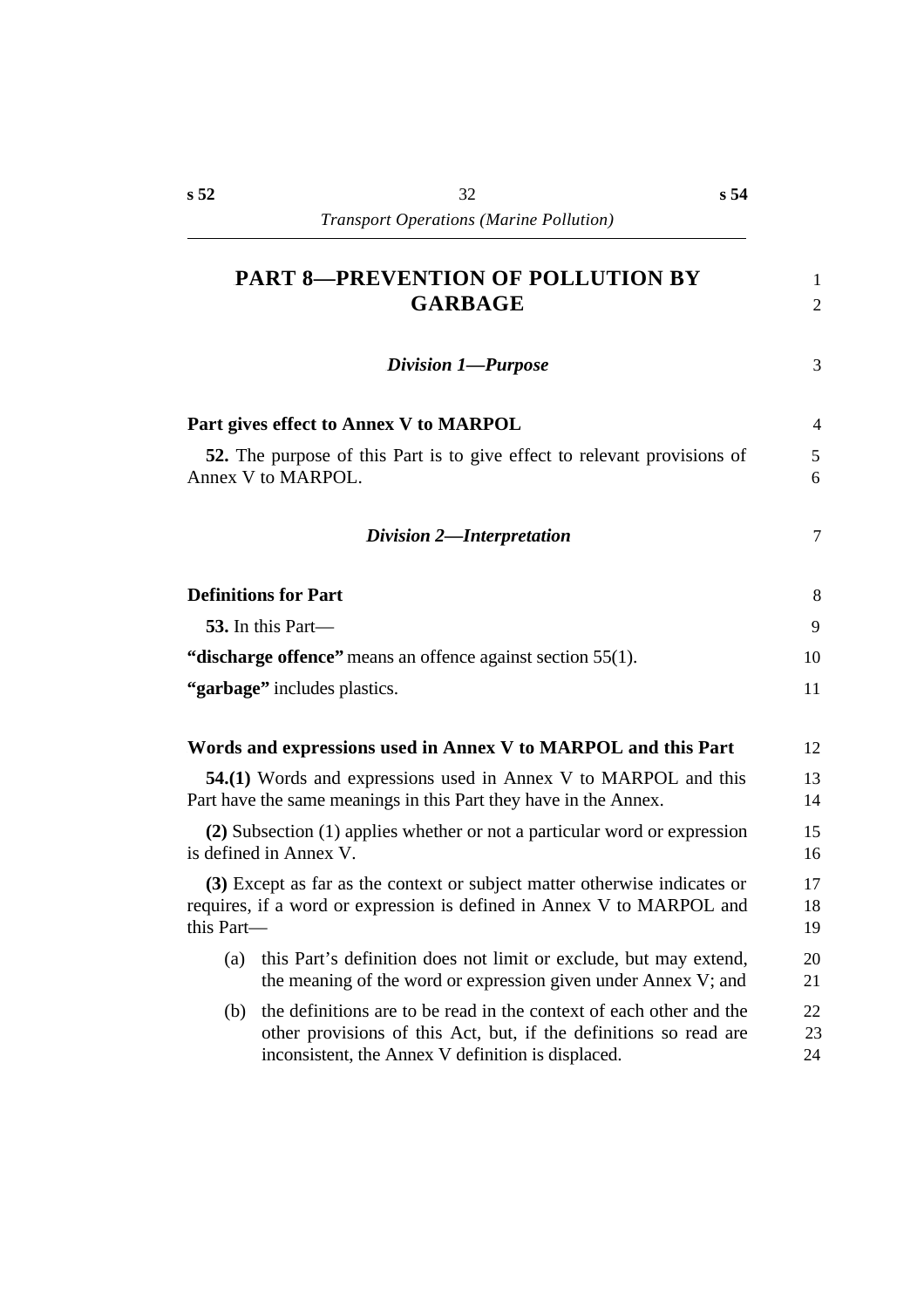# PART 8—PREVENTION OF POLLUTION BY GARBAGE

## *Division 1—Purpose*

**Part gives effect to Annex V to MARPOL**

**52.** The purpose of this Part is to give effect to relevant provisions of Annex V to MARPOL.

## *Division 2—Interpretation*

**Definitions for Part**

**53.** In this Part—

**"discharge offence"** means an offence against section 55(1).

**"garbage"** includes plastics.

**Words and expressions used in Annex V to MARPOL and this Part**

**54.(1)** Words and expressions used in Annex V to MARPOL and this Part have the same meanings in this Part they have in the Annex.

**(2)** Subsection (1) applies whether or not a particular word or expression is defined in Annex V.

**(3)** Except as far as the context or subject matter otherwise indicates or requires, if a word or expression is defined in Annex V to MARPOL and this Part—

(a) this Part's definition does not limit or exclude, but may extend, the meaning of the word or expression given under Annex V; and

(b) the definitions are to be read in the context of each other and the other provisions of this Act, but, if the definitions so read are inconsistent, the Annex V definition is displaced.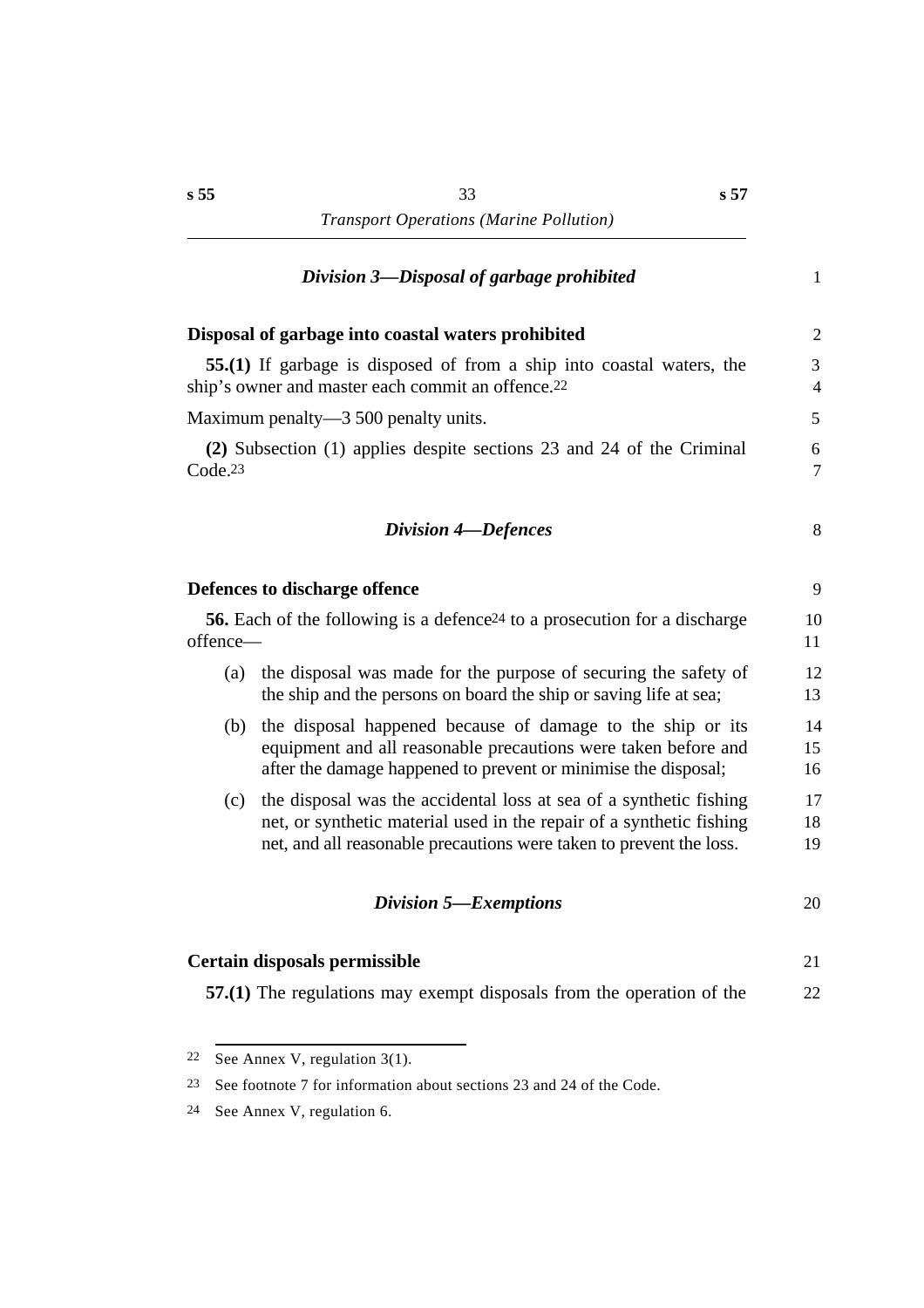### *Division 3—Disposal of garbage prohibited*

**Disposal of garbage into coastal waters prohibited**

**55.(1)** If garbage is disposed of from a ship into coastal waters, the ship's owner and master each commit an offence.[22]

Maximum penalty—3 500 penalty units.

**(2)** Subsection (1) applies despite sections 23 and 24 of the Criminal Code.[23]

### *Division 4—Defences*

**Defences to discharge offence**

**56.** Each of the following is a defence[24] to a prosecution for a discharge offence—

(a) the disposal was made for the purpose of securing the safety of the ship and the persons on board the ship or saving life at sea;

(b) the disposal happened because of damage to the ship or its equipment and all reasonable precautions were taken before and after the damage happened to prevent or minimise the disposal;

(c) the disposal was the accidental loss at sea of a synthetic fishing net, or synthetic material used in the repair of a synthetic fishing net, and all reasonable precautions were taken to prevent the loss.

### *Division 5—Exemptions*

**Certain disposals permissible**

**57.(1)** The regulations may exempt disposals from the operation of the

---

[22] See Annex V, regulation 3(1).

[23] See footnote 7 for information about sections 23 and 24 of the Code.

[24] See Annex V, regulation 6.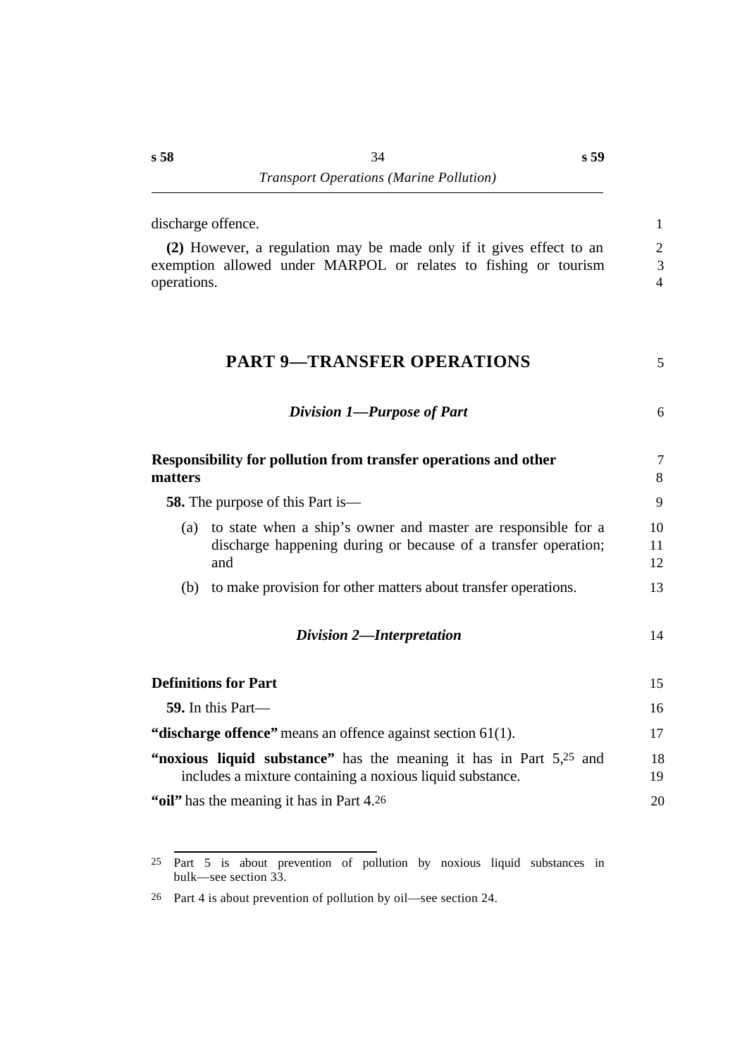discharge offence.

**(2)** However, a regulation may be made only if it gives effect to an exemption allowed under MARPOL or relates to fishing or tourism operations.

# PART 9—TRANSFER OPERATIONS

## *Division 1—Purpose of Part*

### Responsibility for pollution from transfer operations and other matters

**58.** The purpose of this Part is—

(a) to state when a ship's owner and master are responsible for a discharge happening during or because of a transfer operation; and

(b) to make provision for other matters about transfer operations.

## *Division 2—Interpretation*

### Definitions for Part

**59.** In this Part—

**"discharge offence"** means an offence against section 61(1).

**"noxious liquid substance"** has the meaning it has in Part 5,[25] and includes a mixture containing a noxious liquid substance.

**"oil"** has the meaning it has in Part 4.[26]

---

[25] Part 5 is about prevention of pollution by noxious liquid substances in bulk—see section 33.

[26] Part 4 is about prevention of pollution by oil—see section 24.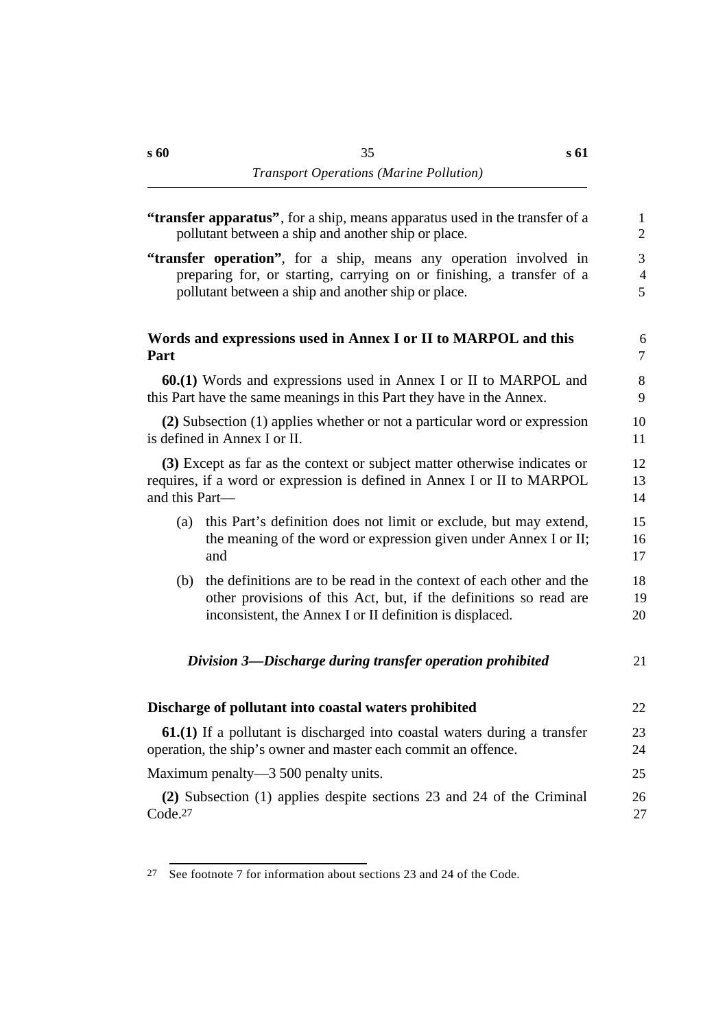**"transfer apparatus"**, for a ship, means apparatus used in the transfer of a pollutant between a ship and another ship or place.

**"transfer operation"**, for a ship, means any operation involved in preparing for, or starting, carrying on or finishing, a transfer of a pollutant between a ship and another ship or place.

## Words and expressions used in Annex I or II to MARPOL and this Part

**60.(1)** Words and expressions used in Annex I or II to MARPOL and this Part have the same meanings in this Part they have in the Annex.

**(2)** Subsection (1) applies whether or not a particular word or expression is defined in Annex I or II.

**(3)** Except as far as the context or subject matter otherwise indicates or requires, if a word or expression is defined in Annex I or II to MARPOL and this Part—

(a) this Part's definition does not limit or exclude, but may extend, the meaning of the word or expression given under Annex I or II; and

(b) the definitions are to be read in the context of each other and the other provisions of this Act, but, if the definitions so read are inconsistent, the Annex I or II definition is displaced.

### *Division 3—Discharge during transfer operation prohibited*

## Discharge of pollutant into coastal waters prohibited

**61.(1)** If a pollutant is discharged into coastal waters during a transfer operation, the ship's owner and master each commit an offence.

Maximum penalty—3 500 penalty units.

**(2)** Subsection (1) applies despite sections 23 and 24 of the Criminal Code.[27]

---

[27] See footnote 7 for information about sections 23 and 24 of the Code.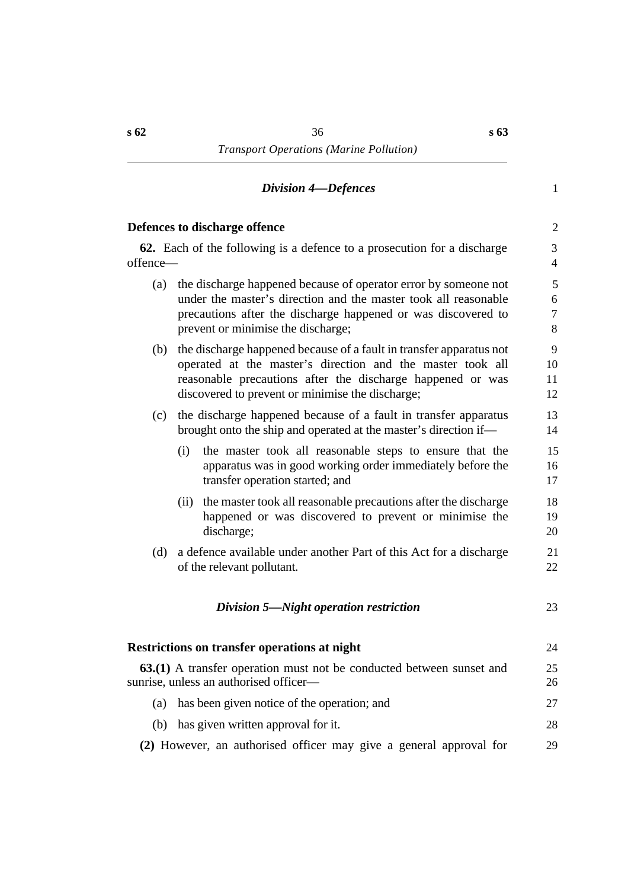### *Division 4—Defences*

**Defences to discharge offence**

**62.** Each of the following is a defence to a prosecution for a discharge offence—

(a) the discharge happened because of operator error by someone not under the master's direction and the master took all reasonable precautions after the discharge happened or was discovered to prevent or minimise the discharge;

(b) the discharge happened because of a fault in transfer apparatus not operated at the master's direction and the master took all reasonable precautions after the discharge happened or was discovered to prevent or minimise the discharge;

(c) the discharge happened because of a fault in transfer apparatus brought onto the ship and operated at the master's direction if—

  (i) the master took all reasonable steps to ensure that the apparatus was in good working order immediately before the transfer operation started; and

  (ii) the master took all reasonable precautions after the discharge happened or was discovered to prevent or minimise the discharge;

(d) a defence available under another Part of this Act for a discharge of the relevant pollutant.

### *Division 5—Night operation restriction*

**Restrictions on transfer operations at night**

**63.(1)** A transfer operation must not be conducted between sunset and sunrise, unless an authorised officer—

(a) has been given notice of the operation; and

(b) has given written approval for it.

**(2)** However, an authorised officer may give a general approval for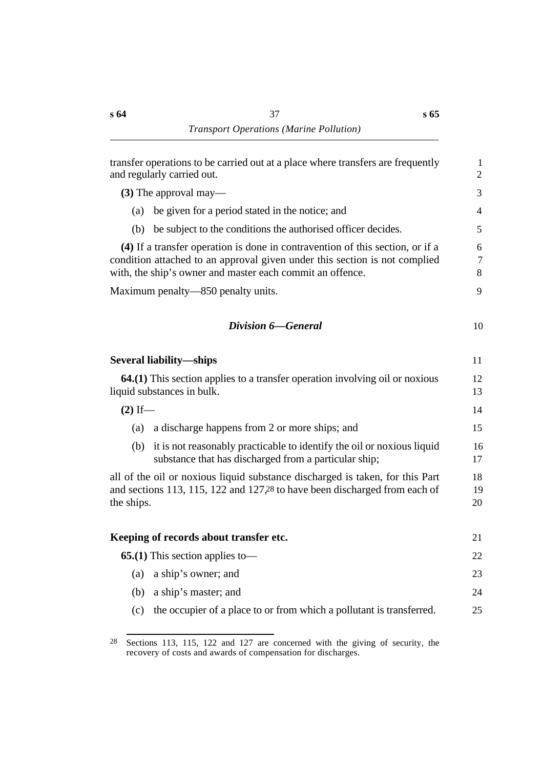transfer operations to be carried out at a place where transfers are frequently and regularly carried out.

**(3)** The approval may—

(a) be given for a period stated in the notice; and

(b) be subject to the conditions the authorised officer decides.

**(4)** If a transfer operation is done in contravention of this section, or if a condition attached to an approval given under this section is not complied with, the ship's owner and master each commit an offence.

Maximum penalty—850 penalty units.

### *Division 6—General*

**Several liability—ships**

**64.(1)** This section applies to a transfer operation involving oil or noxious liquid substances in bulk.

**(2)** If—

(a) a discharge happens from 2 or more ships; and

(b) it is not reasonably practicable to identify the oil or noxious liquid substance that has discharged from a particular ship;

all of the oil or noxious liquid substance discharged is taken, for this Part and sections 113, 115, 122 and 127,[28] to have been discharged from each of the ships.

**Keeping of records about transfer etc.**

**65.(1)** This section applies to—

(a) a ship's owner; and

(b) a ship's master; and

(c) the occupier of a place to or from which a pollutant is transferred.

---

[28] Sections 113, 115, 122 and 127 are concerned with the giving of security, the recovery of costs and awards of compensation for discharges.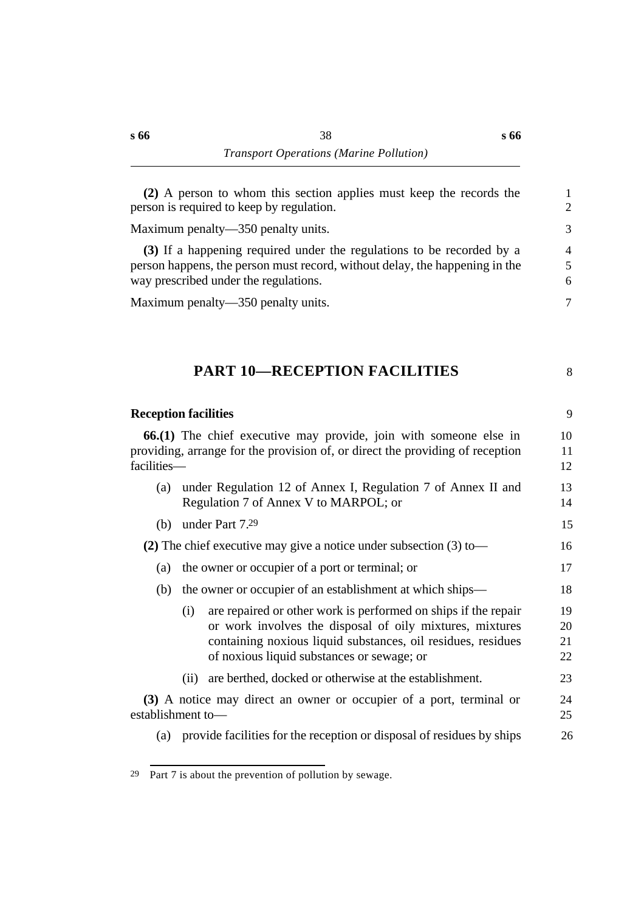**(2)** A person to whom this section applies must keep the records the person is required to keep by regulation.

Maximum penalty—350 penalty units.

**(3)** If a happening required under the regulations to be recorded by a person happens, the person must record, without delay, the happening in the way prescribed under the regulations.

Maximum penalty—350 penalty units.

# PART 10—RECEPTION FACILITIES

### Reception facilities

**66.(1)** The chief executive may provide, join with someone else in providing, arrange for the provision of, or direct the providing of reception facilities—

(a) under Regulation 12 of Annex I, Regulation 7 of Annex II and Regulation 7 of Annex V to MARPOL; or

(b) under Part 7.[29]

**(2)** The chief executive may give a notice under subsection (3) to—

(a) the owner or occupier of a port or terminal; or

(b) the owner or occupier of an establishment at which ships—

(i) are repaired or other work is performed on ships if the repair or work involves the disposal of oily mixtures, mixtures containing noxious liquid substances, oil residues, residues of noxious liquid substances or sewage; or

(ii) are berthed, docked or otherwise at the establishment.

**(3)** A notice may direct an owner or occupier of a port, terminal or establishment to—

(a) provide facilities for the reception or disposal of residues by ships

---

[29] Part 7 is about the prevention of pollution by sewage.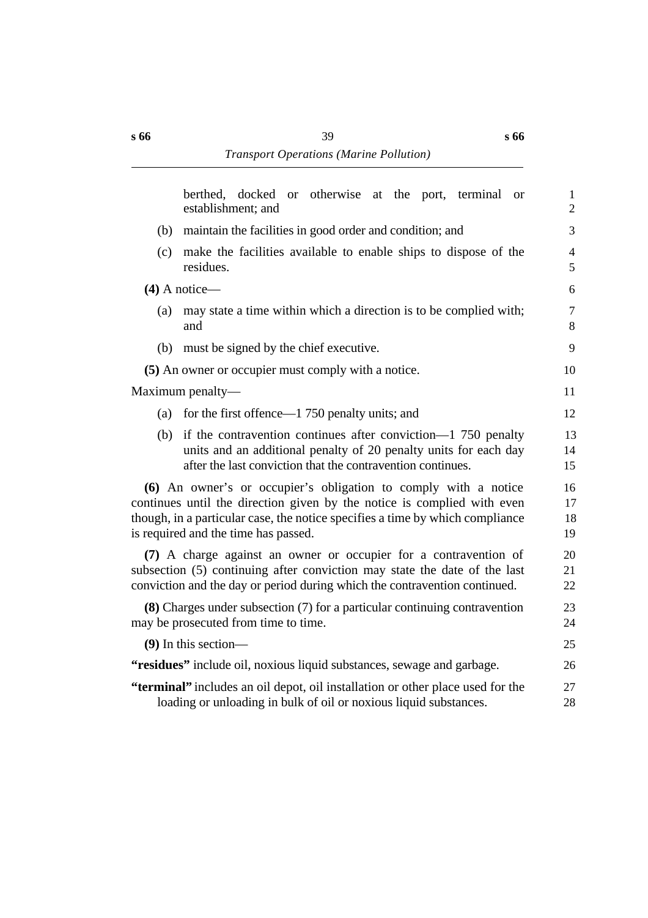berthed, docked or otherwise at the port, terminal or establishment; and

(b) maintain the facilities in good order and condition; and

(c) make the facilities available to enable ships to dispose of the residues.

**(4)** A notice—

(a) may state a time within which a direction is to be complied with; and

(b) must be signed by the chief executive.

**(5)** An owner or occupier must comply with a notice.

Maximum penalty—

(a) for the first offence—1 750 penalty units; and

(b) if the contravention continues after conviction—1 750 penalty units and an additional penalty of 20 penalty units for each day after the last conviction that the contravention continues.

**(6)** An owner's or occupier's obligation to comply with a notice continues until the direction given by the notice is complied with even though, in a particular case, the notice specifies a time by which compliance is required and the time has passed.

**(7)** A charge against an owner or occupier for a contravention of subsection (5) continuing after conviction may state the date of the last conviction and the day or period during which the contravention continued.

**(8)** Charges under subsection (7) for a particular continuing contravention may be prosecuted from time to time.

**(9)** In this section—

**"residues"** include oil, noxious liquid substances, sewage and garbage.

**"terminal"** includes an oil depot, oil installation or other place used for the loading or unloading in bulk of oil or noxious liquid substances.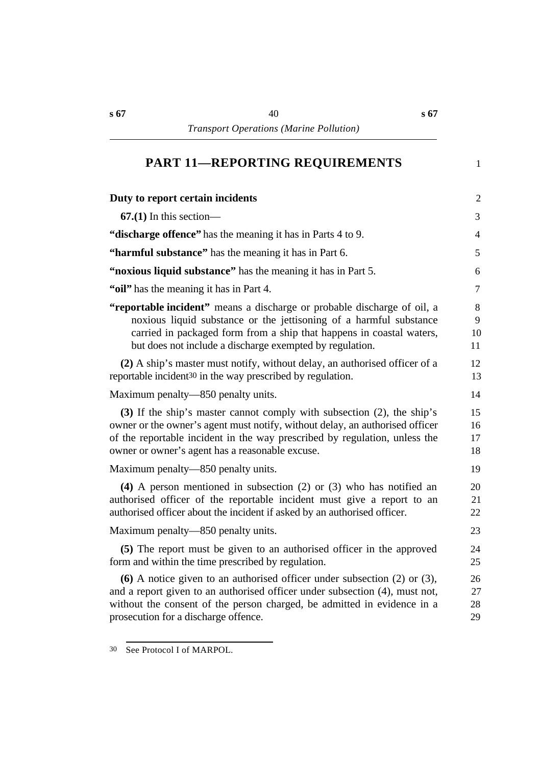# PART 11—REPORTING REQUIREMENTS

**Duty to report certain incidents**

**67.(1)** In this section—

**"discharge offence"** has the meaning it has in Parts 4 to 9.

**"harmful substance"** has the meaning it has in Part 6.

**"noxious liquid substance"** has the meaning it has in Part 5.

**"oil"** has the meaning it has in Part 4.

**"reportable incident"** means a discharge or probable discharge of oil, a noxious liquid substance or the jettisoning of a harmful substance carried in packaged form from a ship that happens in coastal waters, but does not include a discharge exempted by regulation.

**(2)** A ship's master must notify, without delay, an authorised officer of a reportable incident[30] in the way prescribed by regulation.

Maximum penalty—850 penalty units.

**(3)** If the ship's master cannot comply with subsection (2), the ship's owner or the owner's agent must notify, without delay, an authorised officer of the reportable incident in the way prescribed by regulation, unless the owner or owner's agent has a reasonable excuse.

Maximum penalty—850 penalty units.

**(4)** A person mentioned in subsection (2) or (3) who has notified an authorised officer of the reportable incident must give a report to an authorised officer about the incident if asked by an authorised officer.

Maximum penalty—850 penalty units.

**(5)** The report must be given to an authorised officer in the approved form and within the time prescribed by regulation.

**(6)** A notice given to an authorised officer under subsection (2) or (3), and a report given to an authorised officer under subsection (4), must not, without the consent of the person charged, be admitted in evidence in a prosecution for a discharge offence.

---

30 See Protocol I of MARPOL.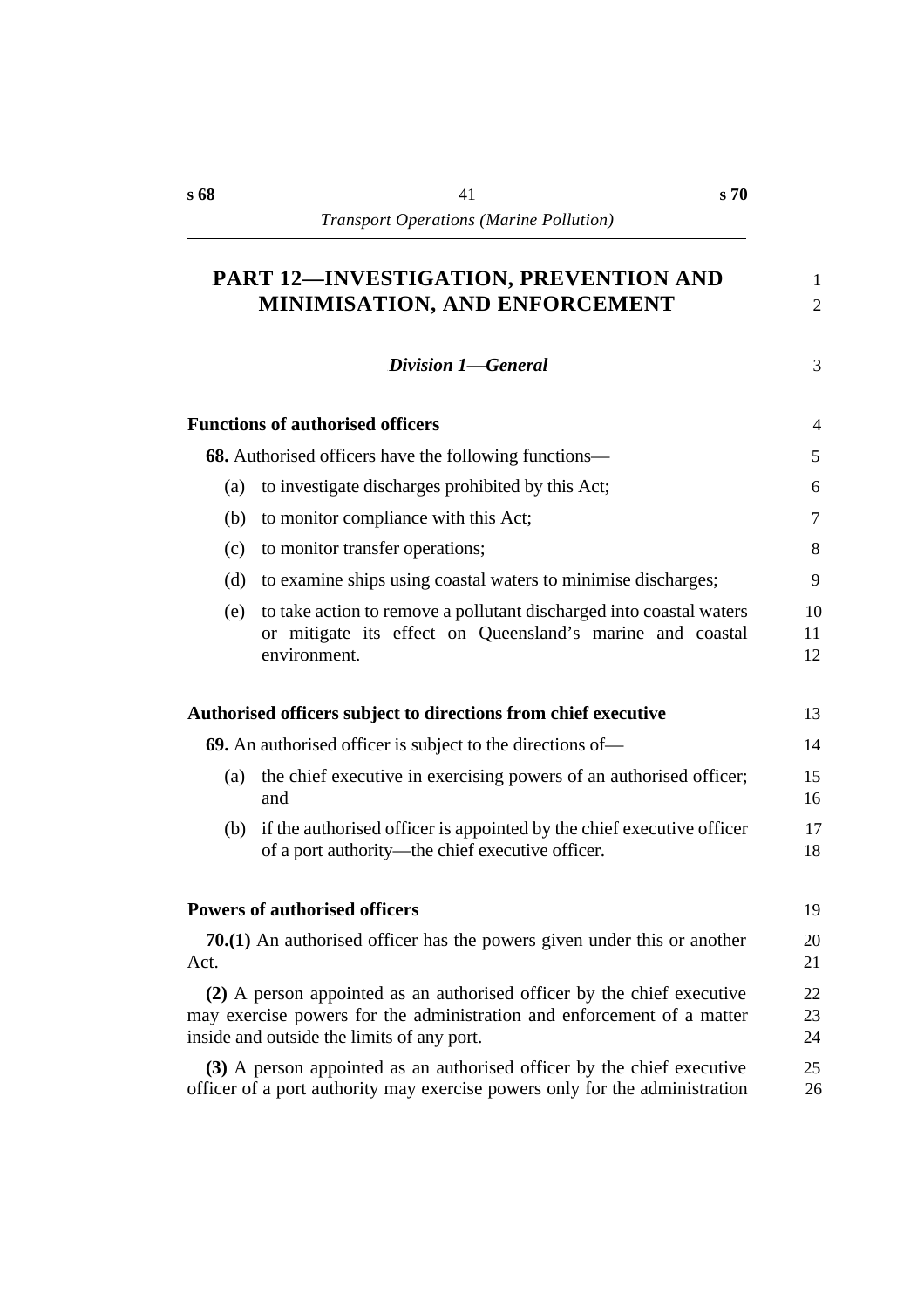# PART 12—INVESTIGATION, PREVENTION AND MINIMISATION, AND ENFORCEMENT

## *Division 1—General*

### Functions of authorised officers

**68.** Authorised officers have the following functions—

(a) to investigate discharges prohibited by this Act;

(b) to monitor compliance with this Act;

(c) to monitor transfer operations;

(d) to examine ships using coastal waters to minimise discharges;

(e) to take action to remove a pollutant discharged into coastal waters or mitigate its effect on Queensland's marine and coastal environment.

### Authorised officers subject to directions from chief executive

**69.** An authorised officer is subject to the directions of—

(a) the chief executive in exercising powers of an authorised officer; and

(b) if the authorised officer is appointed by the chief executive officer of a port authority—the chief executive officer.

### Powers of authorised officers

**70.(1)** An authorised officer has the powers given under this or another Act.

**(2)** A person appointed as an authorised officer by the chief executive may exercise powers for the administration and enforcement of a matter inside and outside the limits of any port.

**(3)** A person appointed as an authorised officer by the chief executive officer of a port authority may exercise powers only for the administration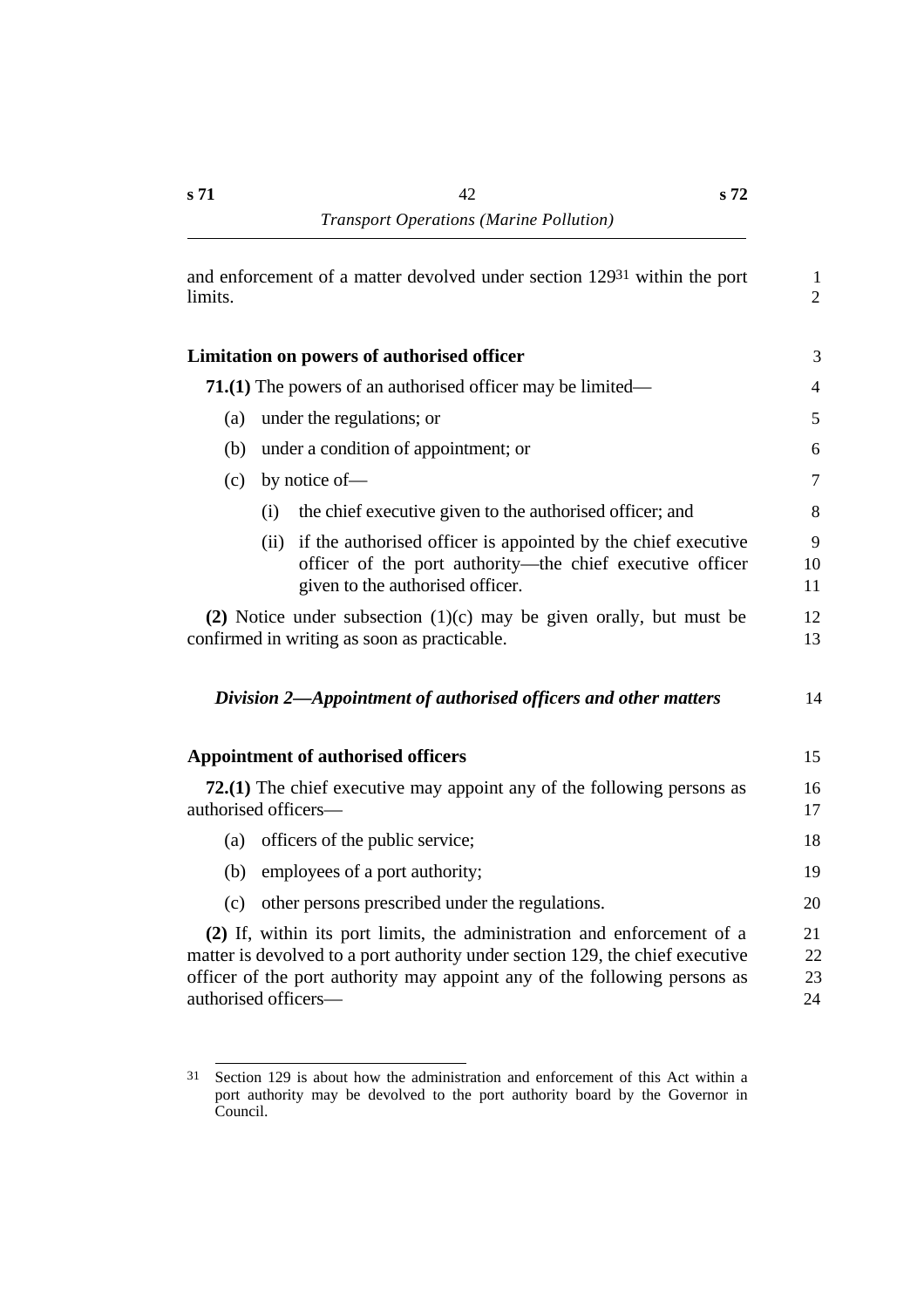and enforcement of a matter devolved under section 129[31] within the port limits.

### Limitation on powers of authorised officer

**71.(1)** The powers of an authorised officer may be limited—

(a) under the regulations; or

(b) under a condition of appointment; or

(c) by notice of—

  (i) the chief executive given to the authorised officer; and

  (ii) if the authorised officer is appointed by the chief executive officer of the port authority—the chief executive officer given to the authorised officer.

**(2)** Notice under subsection (1)(c) may be given orally, but must be confirmed in writing as soon as practicable.

## *Division 2—Appointment of authorised officers and other matters*

### Appointment of authorised officers

**72.(1)** The chief executive may appoint any of the following persons as authorised officers—

(a) officers of the public service;

(b) employees of a port authority;

(c) other persons prescribed under the regulations.

**(2)** If, within its port limits, the administration and enforcement of a matter is devolved to a port authority under section 129, the chief executive officer of the port authority may appoint any of the following persons as authorised officers—

---

[31] Section 129 is about how the administration and enforcement of this Act within a port authority may be devolved to the port authority board by the Governor in Council.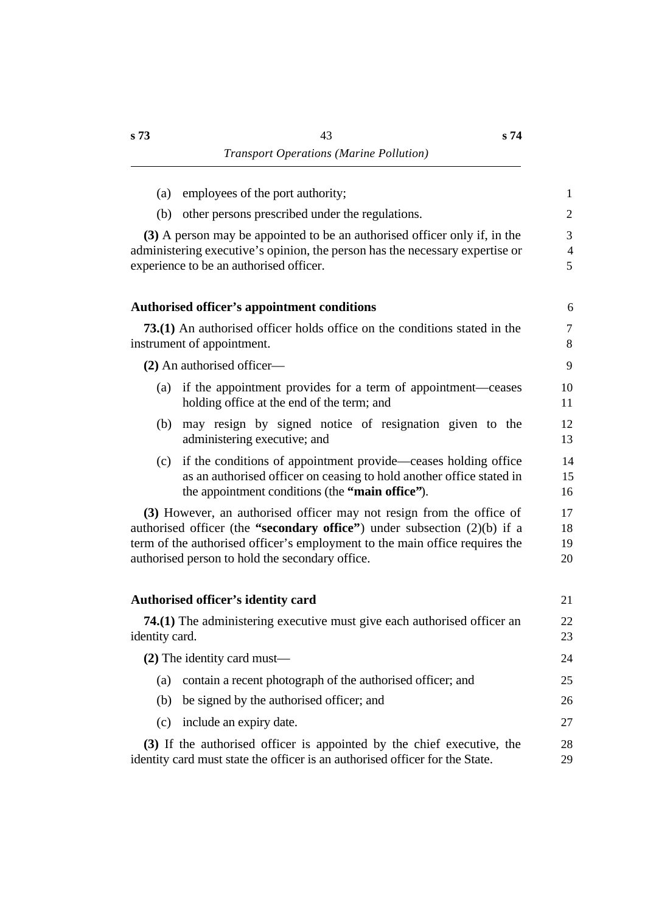(a) employees of the port authority;

(b) other persons prescribed under the regulations.

**(3)** A person may be appointed to be an authorised officer only if, in the administering executive's opinion, the person has the necessary expertise or experience to be an authorised officer.

### Authorised officer's appointment conditions

**73.(1)** An authorised officer holds office on the conditions stated in the instrument of appointment.

**(2)** An authorised officer—

(a) if the appointment provides for a term of appointment—ceases holding office at the end of the term; and

(b) may resign by signed notice of resignation given to the administering executive; and

(c) if the conditions of appointment provide—ceases holding office as an authorised officer on ceasing to hold another office stated in the appointment conditions (the **"main office"**).

**(3)** However, an authorised officer may not resign from the office of authorised officer (the **"secondary office"**) under subsection (2)(b) if a term of the authorised officer's employment to the main office requires the authorised person to hold the secondary office.

### Authorised officer's identity card

**74.(1)** The administering executive must give each authorised officer an identity card.

**(2)** The identity card must—

(a) contain a recent photograph of the authorised officer; and

(b) be signed by the authorised officer; and

(c) include an expiry date.

**(3)** If the authorised officer is appointed by the chief executive, the identity card must state the officer is an authorised officer for the State.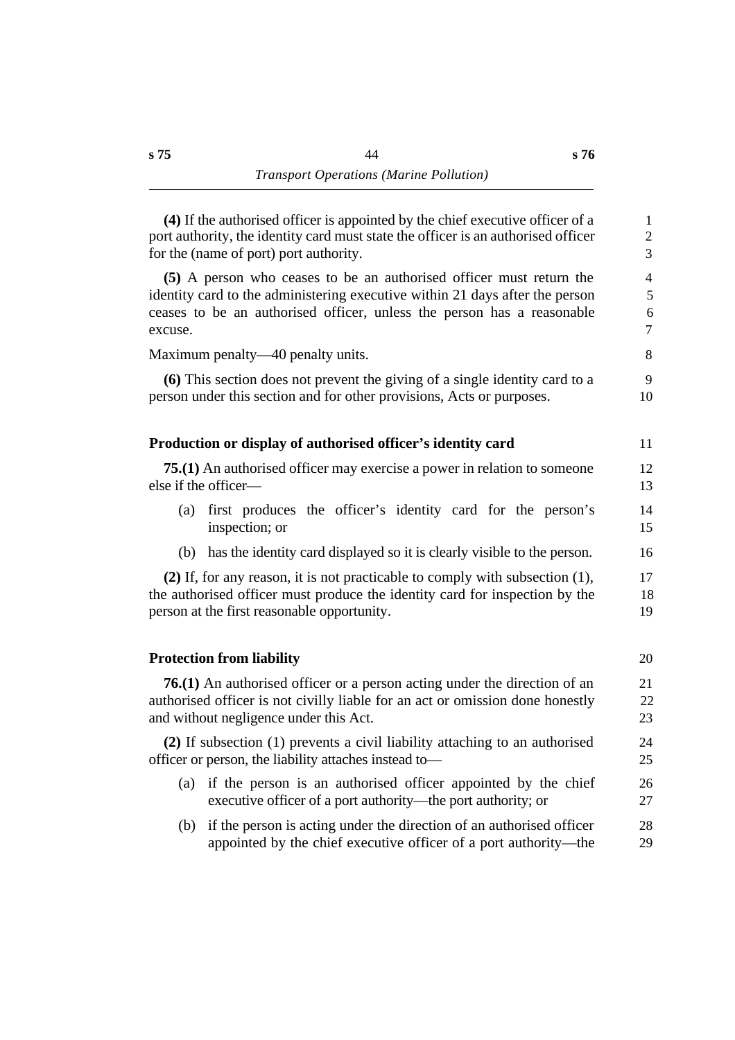**(4)** If the authorised officer is appointed by the chief executive officer of a port authority, the identity card must state the officer is an authorised officer for the (name of port) port authority.

**(5)** A person who ceases to be an authorised officer must return the identity card to the administering executive within 21 days after the person ceases to be an authorised officer, unless the person has a reasonable excuse.

Maximum penalty—40 penalty units.

**(6)** This section does not prevent the giving of a single identity card to a person under this section and for other provisions, Acts or purposes.

### Production or display of authorised officer's identity card

**75.(1)** An authorised officer may exercise a power in relation to someone else if the officer—

(a) first produces the officer's identity card for the person's inspection; or

(b) has the identity card displayed so it is clearly visible to the person.

**(2)** If, for any reason, it is not practicable to comply with subsection (1), the authorised officer must produce the identity card for inspection by the person at the first reasonable opportunity.

### Protection from liability

**76.(1)** An authorised officer or a person acting under the direction of an authorised officer is not civilly liable for an act or omission done honestly and without negligence under this Act.

**(2)** If subsection (1) prevents a civil liability attaching to an authorised officer or person, the liability attaches instead to—

(a) if the person is an authorised officer appointed by the chief executive officer of a port authority—the port authority; or

(b) if the person is acting under the direction of an authorised officer appointed by the chief executive officer of a port authority—the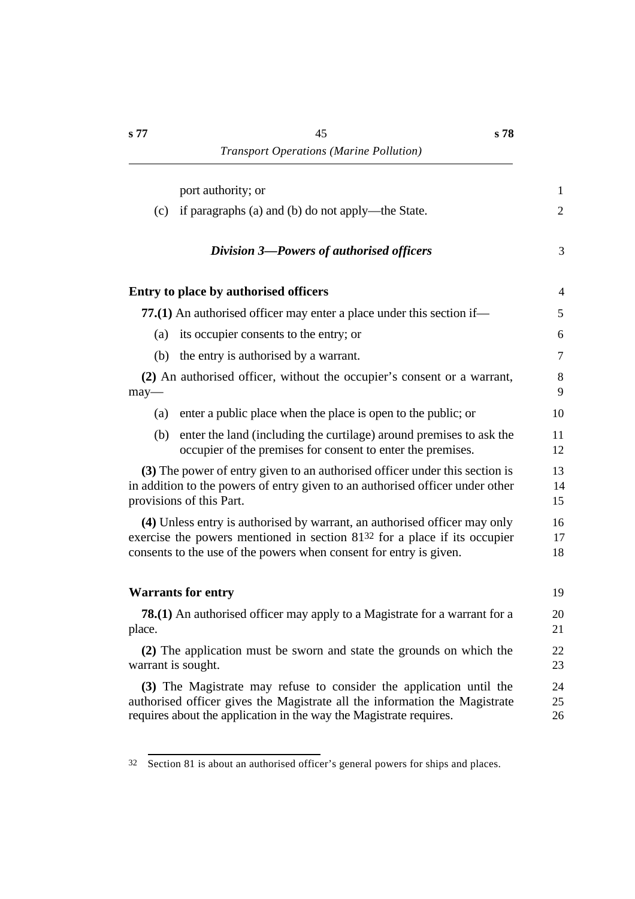port authority; or

(c) if paragraphs (a) and (b) do not apply—the State.

### *Division 3—Powers of authorised officers*

**Entry to place by authorised officers**

**77.(1)** An authorised officer may enter a place under this section if—

(a) its occupier consents to the entry; or

(b) the entry is authorised by a warrant.

**(2)** An authorised officer, without the occupier's consent or a warrant, may—

(a) enter a public place when the place is open to the public; or

(b) enter the land (including the curtilage) around premises to ask the occupier of the premises for consent to enter the premises.

**(3)** The power of entry given to an authorised officer under this section is in addition to the powers of entry given to an authorised officer under other provisions of this Part.

**(4)** Unless entry is authorised by warrant, an authorised officer may only exercise the powers mentioned in section 81[32] for a place if its occupier consents to the use of the powers when consent for entry is given.

**Warrants for entry**

**78.(1)** An authorised officer may apply to a Magistrate for a warrant for a place.

**(2)** The application must be sworn and state the grounds on which the warrant is sought.

**(3)** The Magistrate may refuse to consider the application until the authorised officer gives the Magistrate all the information the Magistrate requires about the application in the way the Magistrate requires.

---

[32] Section 81 is about an authorised officer's general powers for ships and places.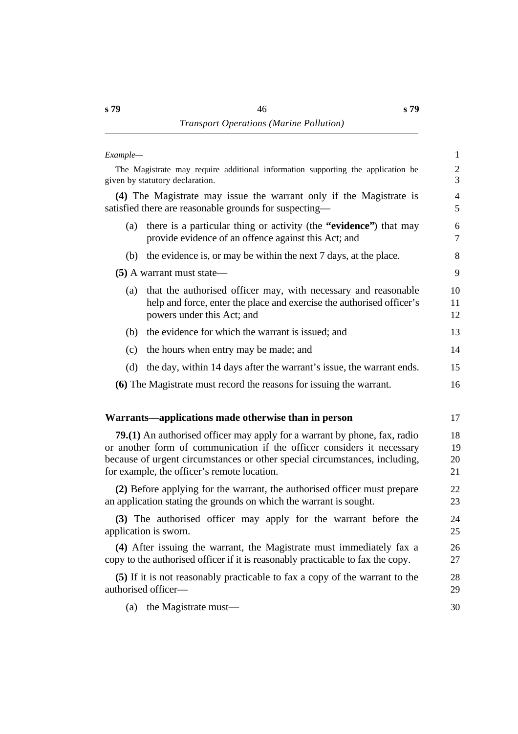*Example—*

The Magistrate may require additional information supporting the application be given by statutory declaration.

**(4)** The Magistrate may issue the warrant only if the Magistrate is satisfied there are reasonable grounds for suspecting—

(a) there is a particular thing or activity (the **"evidence"**) that may provide evidence of an offence against this Act; and

(b) the evidence is, or may be within the next 7 days, at the place.

**(5)** A warrant must state—

(a) that the authorised officer may, with necessary and reasonable help and force, enter the place and exercise the authorised officer's powers under this Act; and

(b) the evidence for which the warrant is issued; and

(c) the hours when entry may be made; and

(d) the day, within 14 days after the warrant's issue, the warrant ends.

**(6)** The Magistrate must record the reasons for issuing the warrant.

## Warrants—applications made otherwise than in person

**79.(1)** An authorised officer may apply for a warrant by phone, fax, radio or another form of communication if the officer considers it necessary because of urgent circumstances or other special circumstances, including, for example, the officer's remote location.

**(2)** Before applying for the warrant, the authorised officer must prepare an application stating the grounds on which the warrant is sought.

**(3)** The authorised officer may apply for the warrant before the application is sworn.

**(4)** After issuing the warrant, the Magistrate must immediately fax a copy to the authorised officer if it is reasonably practicable to fax the copy.

**(5)** If it is not reasonably practicable to fax a copy of the warrant to the authorised officer—

(a) the Magistrate must—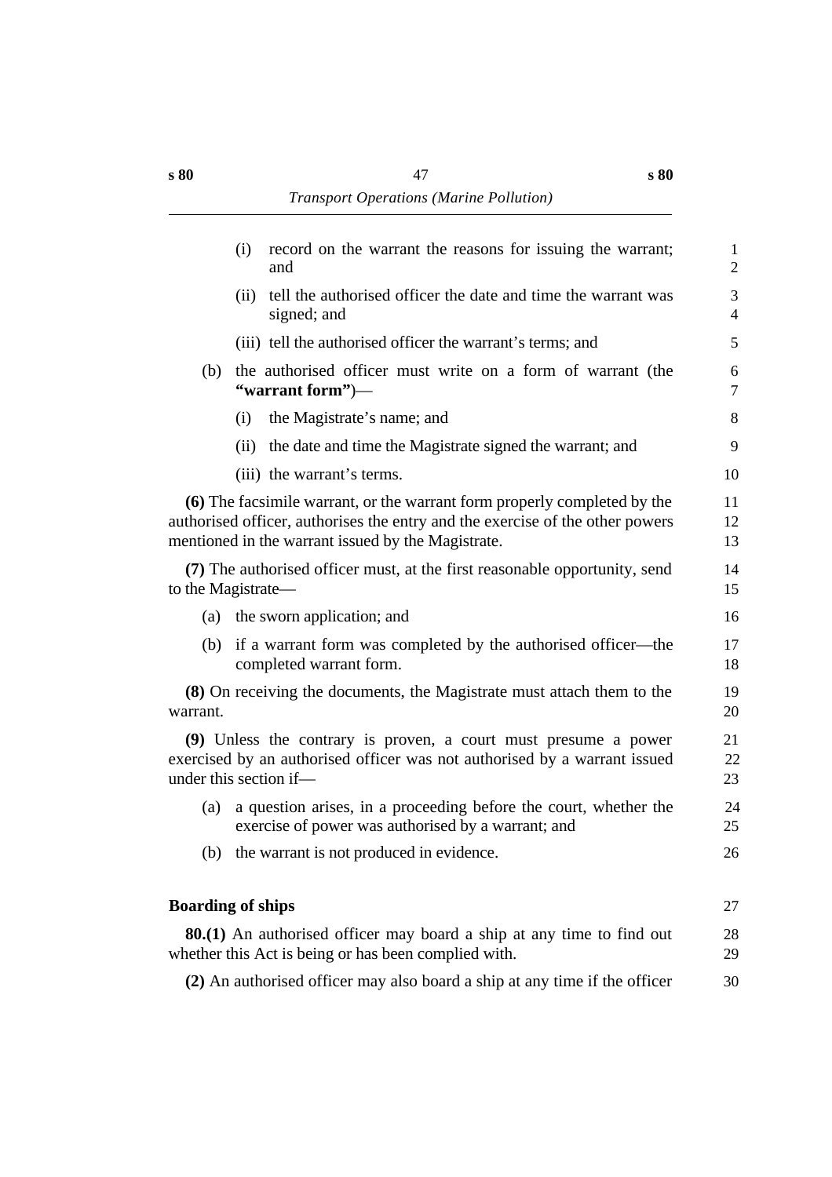(i) record on the warrant the reasons for issuing the warrant; and

(ii) tell the authorised officer the date and time the warrant was signed; and

(iii) tell the authorised officer the warrant's terms; and

(b) the authorised officer must write on a form of warrant (the **"warrant form"**)—

(i) the Magistrate's name; and

(ii) the date and time the Magistrate signed the warrant; and

(iii) the warrant's terms.

**(6)** The facsimile warrant, or the warrant form properly completed by the authorised officer, authorises the entry and the exercise of the other powers mentioned in the warrant issued by the Magistrate.

**(7)** The authorised officer must, at the first reasonable opportunity, send to the Magistrate—

(a) the sworn application; and

(b) if a warrant form was completed by the authorised officer—the completed warrant form.

**(8)** On receiving the documents, the Magistrate must attach them to the warrant.

**(9)** Unless the contrary is proven, a court must presume a power exercised by an authorised officer was not authorised by a warrant issued under this section if—

(a) a question arises, in a proceeding before the court, whether the exercise of power was authorised by a warrant; and

(b) the warrant is not produced in evidence.

**Boarding of ships**

**80.(1)** An authorised officer may board a ship at any time to find out whether this Act is being or has been complied with.

**(2)** An authorised officer may also board a ship at any time if the officer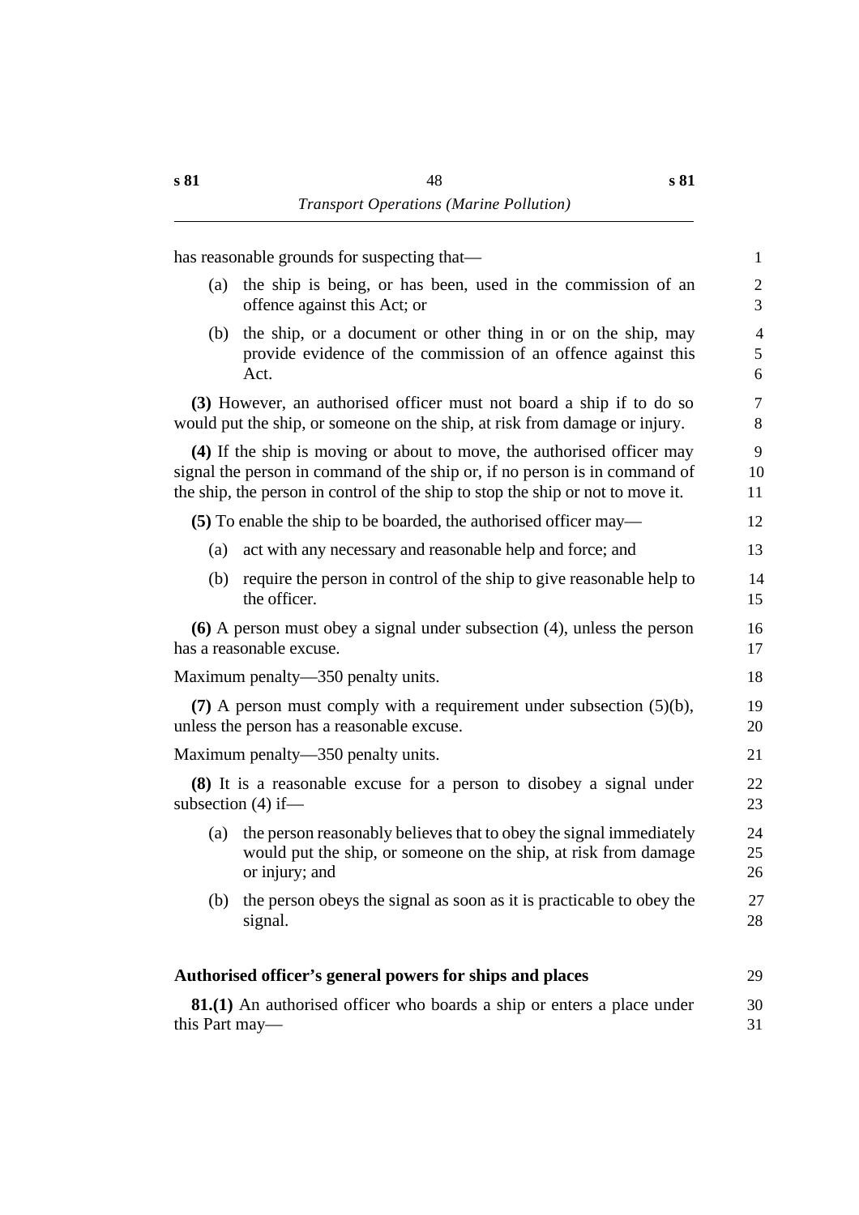has reasonable grounds for suspecting that—

(a) the ship is being, or has been, used in the commission of an offence against this Act; or

(b) the ship, or a document or other thing in or on the ship, may provide evidence of the commission of an offence against this Act.

**(3)** However, an authorised officer must not board a ship if to do so would put the ship, or someone on the ship, at risk from damage or injury.

**(4)** If the ship is moving or about to move, the authorised officer may signal the person in command of the ship or, if no person is in command of the ship, the person in control of the ship to stop the ship or not to move it.

**(5)** To enable the ship to be boarded, the authorised officer may—

(a) act with any necessary and reasonable help and force; and

(b) require the person in control of the ship to give reasonable help to the officer.

**(6)** A person must obey a signal under subsection (4), unless the person has a reasonable excuse.

Maximum penalty—350 penalty units.

**(7)** A person must comply with a requirement under subsection (5)(b), unless the person has a reasonable excuse.

Maximum penalty—350 penalty units.

**(8)** It is a reasonable excuse for a person to disobey a signal under subsection (4) if—

(a) the person reasonably believes that to obey the signal immediately would put the ship, or someone on the ship, at risk from damage or injury; and

(b) the person obeys the signal as soon as it is practicable to obey the signal.

### Authorised officer's general powers for ships and places

**81.(1)** An authorised officer who boards a ship or enters a place under this Part may—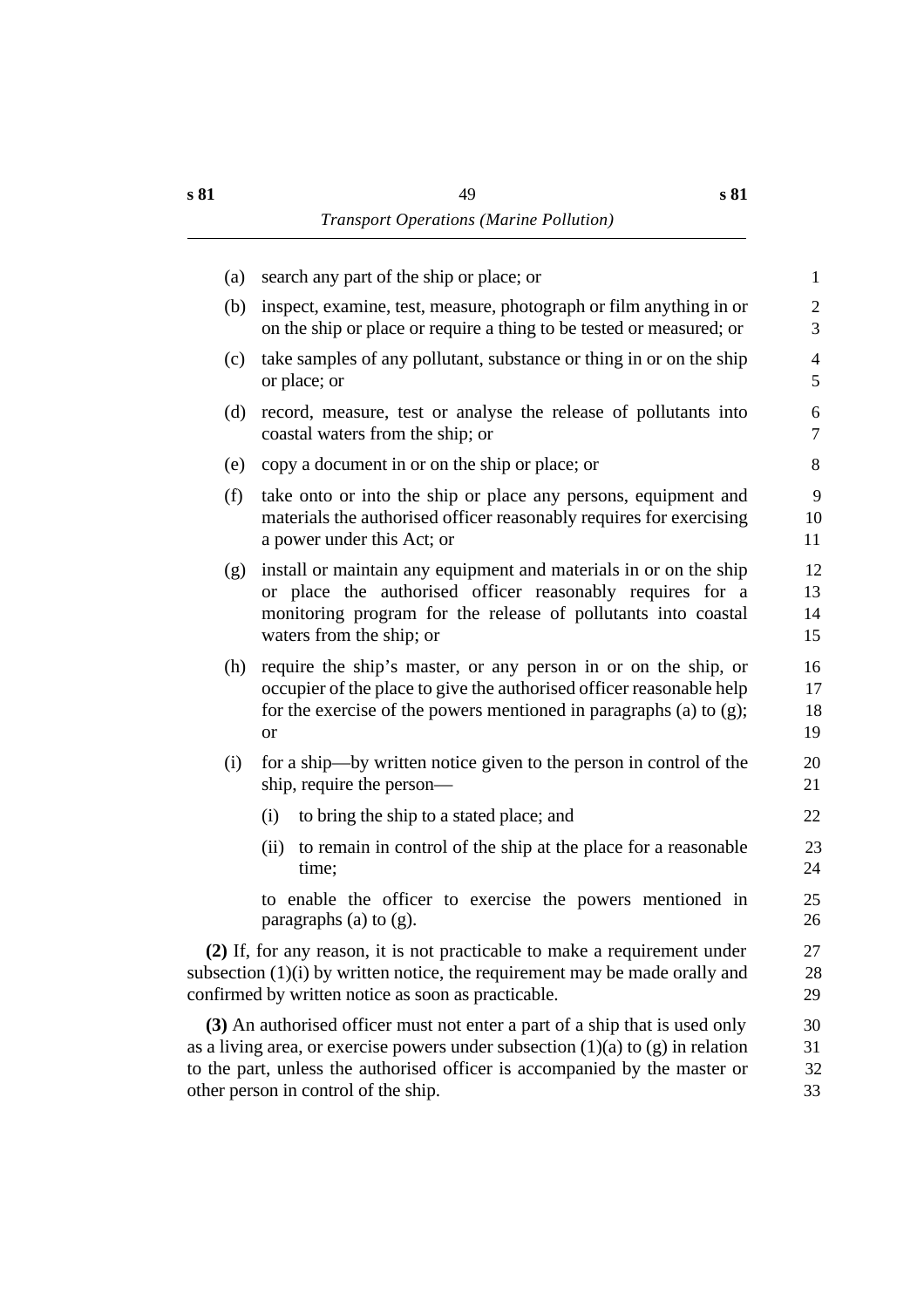(a) search any part of the ship or place; or

(b) inspect, examine, test, measure, photograph or film anything in or on the ship or place or require a thing to be tested or measured; or

(c) take samples of any pollutant, substance or thing in or on the ship or place; or

(d) record, measure, test or analyse the release of pollutants into coastal waters from the ship; or

(e) copy a document in or on the ship or place; or

(f) take onto or into the ship or place any persons, equipment and materials the authorised officer reasonably requires for exercising a power under this Act; or

(g) install or maintain any equipment and materials in or on the ship or place the authorised officer reasonably requires for a monitoring program for the release of pollutants into coastal waters from the ship; or

(h) require the ship's master, or any person in or on the ship, or occupier of the place to give the authorised officer reasonable help for the exercise of the powers mentioned in paragraphs (a) to (g); or

(i) for a ship—by written notice given to the person in control of the ship, require the person—

   (i) to bring the ship to a stated place; and

   (ii) to remain in control of the ship at the place for a reasonable time;

   to enable the officer to exercise the powers mentioned in paragraphs (a) to (g).

**(2)** If, for any reason, it is not practicable to make a requirement under subsection (1)(i) by written notice, the requirement may be made orally and confirmed by written notice as soon as practicable.

**(3)** An authorised officer must not enter a part of a ship that is used only as a living area, or exercise powers under subsection (1)(a) to (g) in relation to the part, unless the authorised officer is accompanied by the master or other person in control of the ship.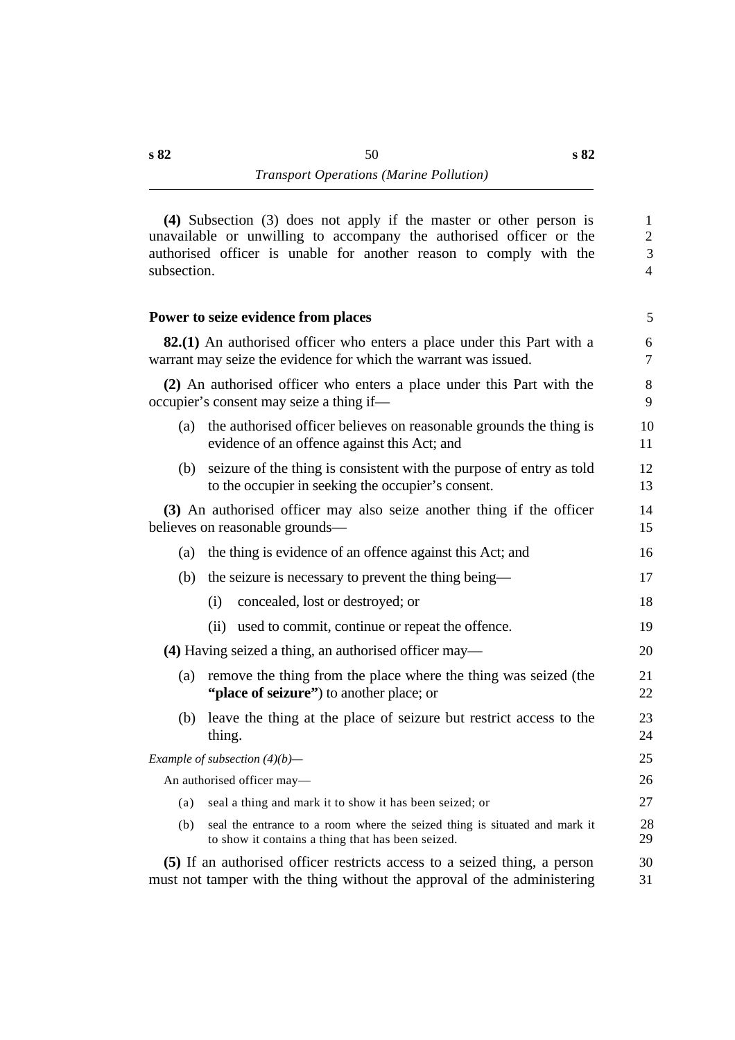**(4)** Subsection (3) does not apply if the master or other person is unavailable or unwilling to accompany the authorised officer or the authorised officer is unable for another reason to comply with the subsection.

### Power to seize evidence from places

**82.(1)** An authorised officer who enters a place under this Part with a warrant may seize the evidence for which the warrant was issued.

**(2)** An authorised officer who enters a place under this Part with the occupier's consent may seize a thing if—

(a) the authorised officer believes on reasonable grounds the thing is evidence of an offence against this Act; and

(b) seizure of the thing is consistent with the purpose of entry as told to the occupier in seeking the occupier's consent.

**(3)** An authorised officer may also seize another thing if the officer believes on reasonable grounds—

(a) the thing is evidence of an offence against this Act; and

(b) the seizure is necessary to prevent the thing being—

(i) concealed, lost or destroyed; or

(ii) used to commit, continue or repeat the offence.

**(4)** Having seized a thing, an authorised officer may—

(a) remove the thing from the place where the thing was seized (the **"place of seizure"**) to another place; or

(b) leave the thing at the place of seizure but restrict access to the thing.

*Example of subsection (4)(b)—*

An authorised officer may—

(a) seal a thing and mark it to show it has been seized; or

(b) seal the entrance to a room where the seized thing is situated and mark it to show it contains a thing that has been seized.

**(5)** If an authorised officer restricts access to a seized thing, a person must not tamper with the thing without the approval of the administering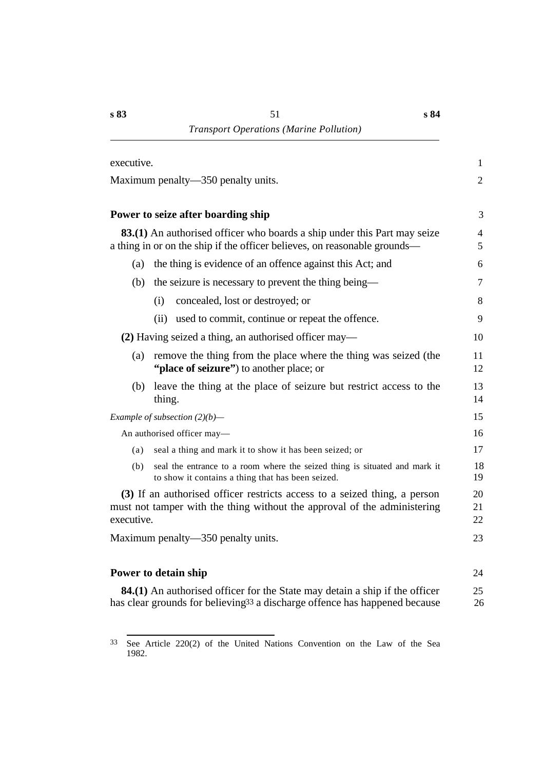executive.

Maximum penalty—350 penalty units.

### Power to seize after boarding ship

**83.(1)** An authorised officer who boards a ship under this Part may seize a thing in or on the ship if the officer believes, on reasonable grounds—

(a) the thing is evidence of an offence against this Act; and

(b) the seizure is necessary to prevent the thing being—

  (i) concealed, lost or destroyed; or

  (ii) used to commit, continue or repeat the offence.

**(2)** Having seized a thing, an authorised officer may—

(a) remove the thing from the place where the thing was seized (the **"place of seizure"**) to another place; or

(b) leave the thing at the place of seizure but restrict access to the thing.

*Example of subsection (2)(b)—*

An authorised officer may—

(a) seal a thing and mark it to show it has been seized; or

(b) seal the entrance to a room where the seized thing is situated and mark it to show it contains a thing that has been seized.

**(3)** If an authorised officer restricts access to a seized thing, a person must not tamper with the thing without the approval of the administering executive.

Maximum penalty—350 penalty units.

### Power to detain ship

**84.(1)** An authorised officer for the State may detain a ship if the officer has clear grounds for believing[33] a discharge offence has happened because

---

[33] See Article 220(2) of the United Nations Convention on the Law of the Sea 1982.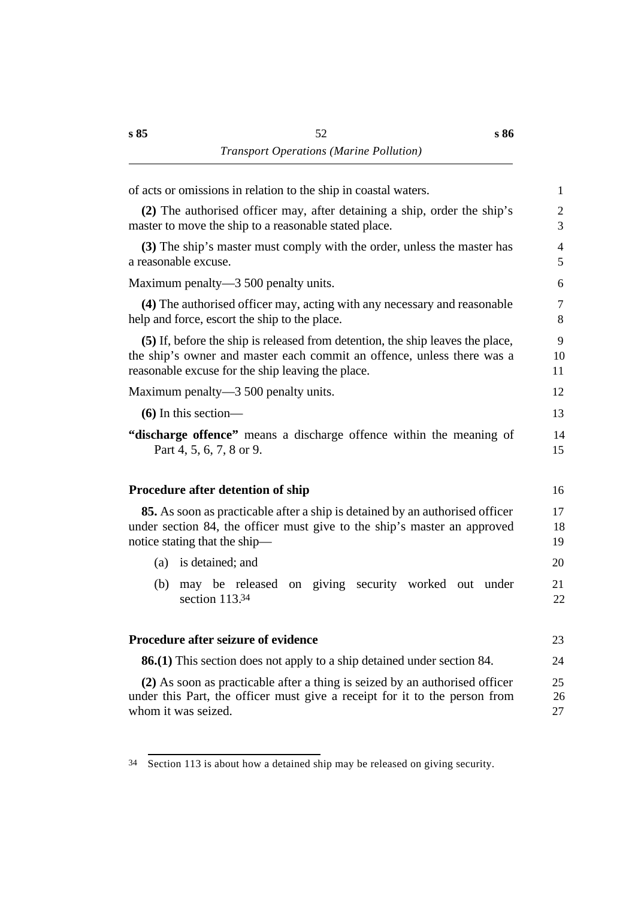of acts or omissions in relation to the ship in coastal waters.

**(2)** The authorised officer may, after detaining a ship, order the ship's master to move the ship to a reasonable stated place.

**(3)** The ship's master must comply with the order, unless the master has a reasonable excuse.

Maximum penalty—3 500 penalty units.

**(4)** The authorised officer may, acting with any necessary and reasonable help and force, escort the ship to the place.

**(5)** If, before the ship is released from detention, the ship leaves the place, the ship's owner and master each commit an offence, unless there was a reasonable excuse for the ship leaving the place.

Maximum penalty—3 500 penalty units.

**(6)** In this section—

**"discharge offence"** means a discharge offence within the meaning of Part 4, 5, 6, 7, 8 or 9.

### Procedure after detention of ship

**85.** As soon as practicable after a ship is detained by an authorised officer under section 84, the officer must give to the ship's master an approved notice stating that the ship—

(a) is detained; and

(b) may be released on giving security worked out under section 113.[34]

### Procedure after seizure of evidence

**86.(1)** This section does not apply to a ship detained under section 84.

**(2)** As soon as practicable after a thing is seized by an authorised officer under this Part, the officer must give a receipt for it to the person from whom it was seized.

---

[34] Section 113 is about how a detained ship may be released on giving security.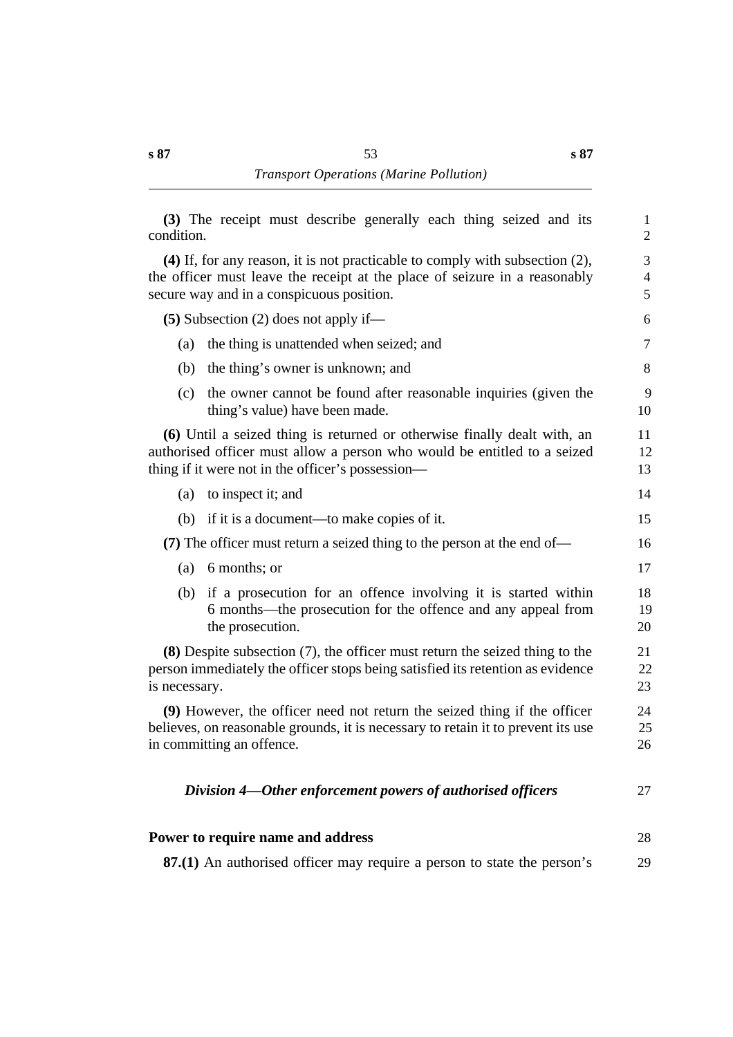**(3)** The receipt must describe generally each thing seized and its condition.

**(4)** If, for any reason, it is not practicable to comply with subsection (2), the officer must leave the receipt at the place of seizure in a reasonably secure way and in a conspicuous position.

**(5)** Subsection (2) does not apply if—

(a) the thing is unattended when seized; and

(b) the thing's owner is unknown; and

(c) the owner cannot be found after reasonable inquiries (given the thing's value) have been made.

**(6)** Until a seized thing is returned or otherwise finally dealt with, an authorised officer must allow a person who would be entitled to a seized thing if it were not in the officer's possession—

(a) to inspect it; and

(b) if it is a document—to make copies of it.

**(7)** The officer must return a seized thing to the person at the end of—

(a) 6 months; or

(b) if a prosecution for an offence involving it is started within 6 months—the prosecution for the offence and any appeal from the prosecution.

**(8)** Despite subsection (7), the officer must return the seized thing to the person immediately the officer stops being satisfied its retention as evidence is necessary.

**(9)** However, the officer need not return the seized thing if the officer believes, on reasonable grounds, it is necessary to retain it to prevent its use in committing an offence.

### *Division 4—Other enforcement powers of authorised officers*

**Power to require name and address**

**87.(1)** An authorised officer may require a person to state the person's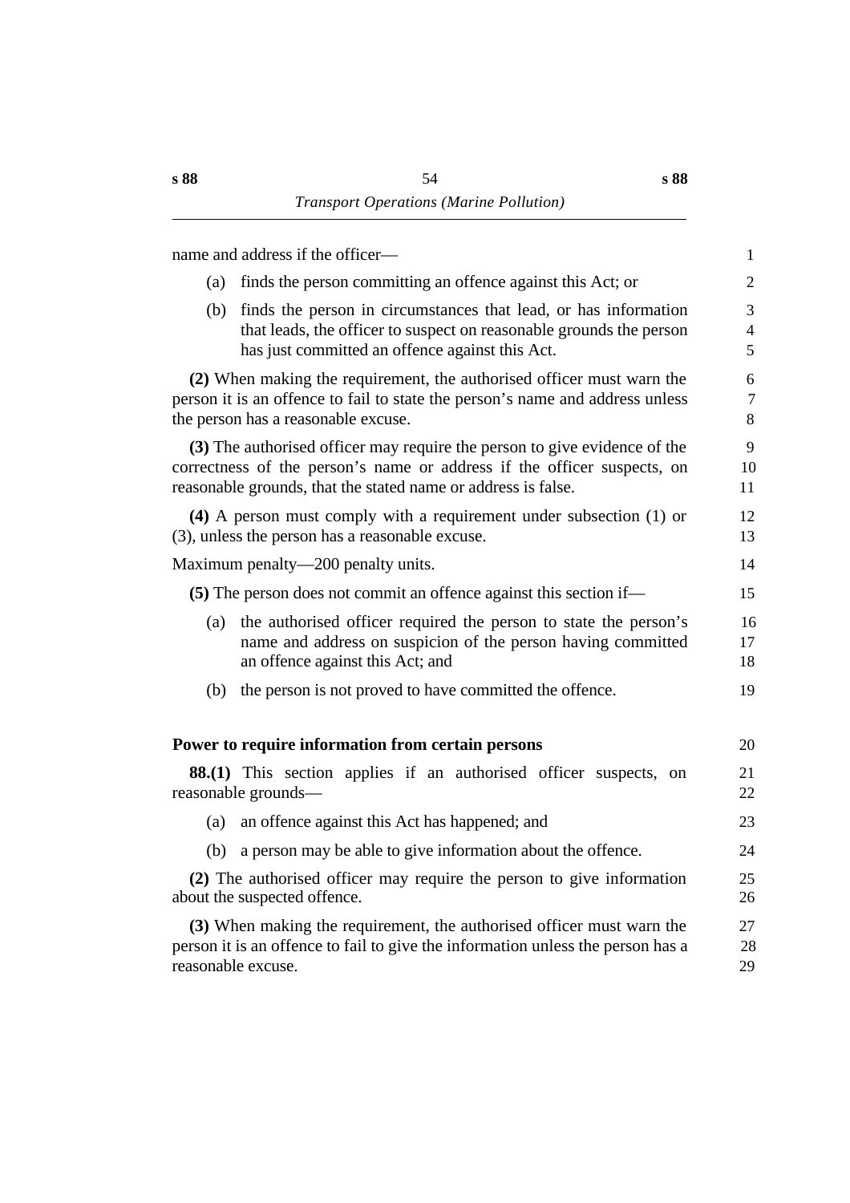name and address if the officer—

(a) finds the person committing an offence against this Act; or

(b) finds the person in circumstances that lead, or has information that leads, the officer to suspect on reasonable grounds the person has just committed an offence against this Act.

**(2)** When making the requirement, the authorised officer must warn the person it is an offence to fail to state the person's name and address unless the person has a reasonable excuse.

**(3)** The authorised officer may require the person to give evidence of the correctness of the person's name or address if the officer suspects, on reasonable grounds, that the stated name or address is false.

**(4)** A person must comply with a requirement under subsection (1) or (3), unless the person has a reasonable excuse.

Maximum penalty—200 penalty units.

**(5)** The person does not commit an offence against this section if—

(a) the authorised officer required the person to state the person's name and address on suspicion of the person having committed an offence against this Act; and

(b) the person is not proved to have committed the offence.

### Power to require information from certain persons

**88.(1)** This section applies if an authorised officer suspects, on reasonable grounds—

(a) an offence against this Act has happened; and

(b) a person may be able to give information about the offence.

**(2)** The authorised officer may require the person to give information about the suspected offence.

**(3)** When making the requirement, the authorised officer must warn the person it is an offence to fail to give the information unless the person has a reasonable excuse.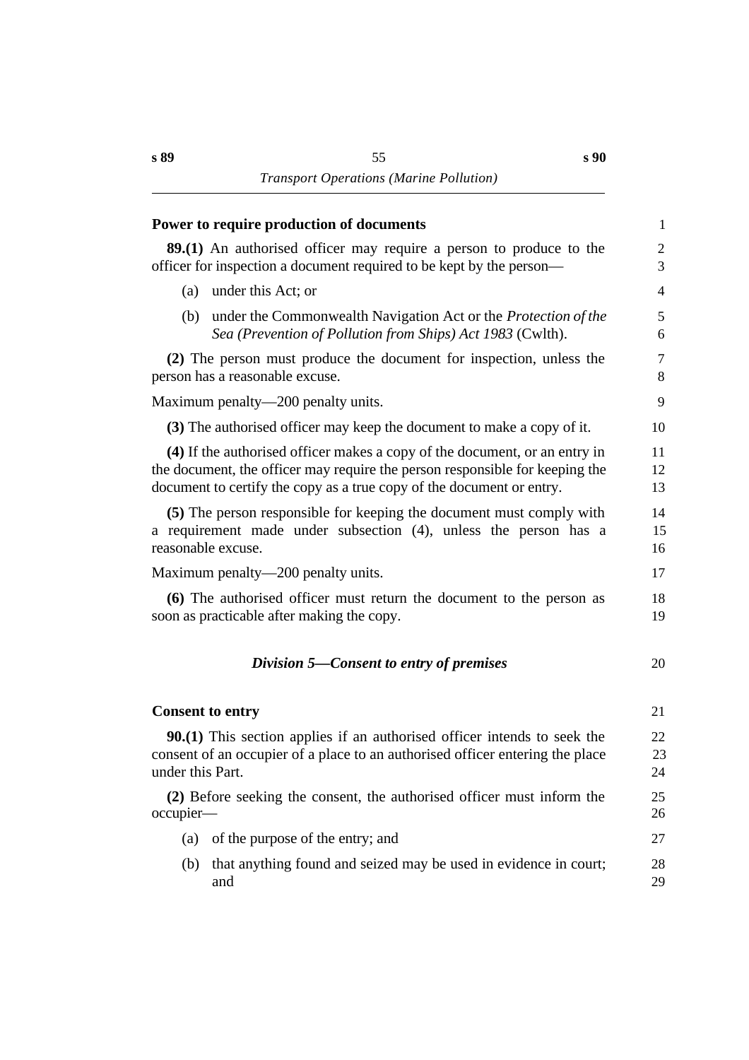**Power to require production of documents**

**89.(1)** An authorised officer may require a person to produce to the officer for inspection a document required to be kept by the person—

(a) under this Act; or

(b) under the Commonwealth Navigation Act or the *Protection of the Sea (Prevention of Pollution from Ships) Act 1983* (Cwlth).

**(2)** The person must produce the document for inspection, unless the person has a reasonable excuse.

Maximum penalty—200 penalty units.

**(3)** The authorised officer may keep the document to make a copy of it.

**(4)** If the authorised officer makes a copy of the document, or an entry in the document, the officer may require the person responsible for keeping the document to certify the copy as a true copy of the document or entry.

**(5)** The person responsible for keeping the document must comply with a requirement made under subsection (4), unless the person has a reasonable excuse.

Maximum penalty—200 penalty units.

**(6)** The authorised officer must return the document to the person as soon as practicable after making the copy.

### *Division 5—Consent to entry of premises*

**Consent to entry**

**90.(1)** This section applies if an authorised officer intends to seek the consent of an occupier of a place to an authorised officer entering the place under this Part.

**(2)** Before seeking the consent, the authorised officer must inform the occupier—

(a) of the purpose of the entry; and

(b) that anything found and seized may be used in evidence in court; and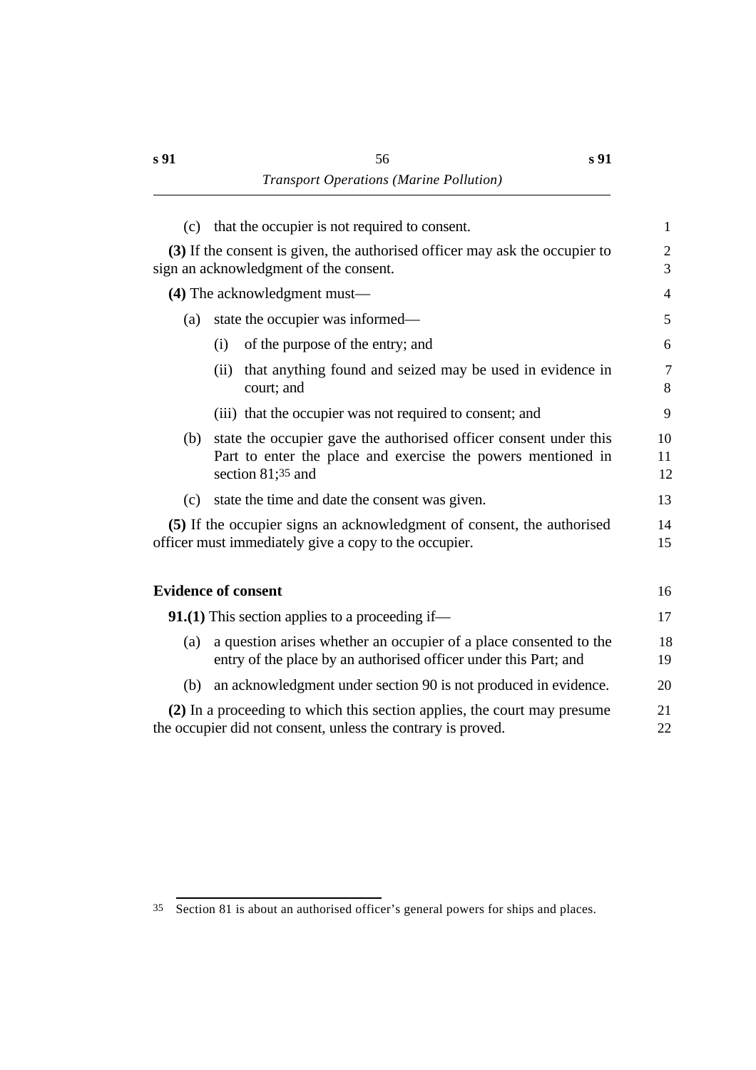(c) that the occupier is not required to consent.

**(3)** If the consent is given, the authorised officer may ask the occupier to sign an acknowledgment of the consent.

**(4)** The acknowledgment must—

(a) state the occupier was informed—

(i) of the purpose of the entry; and

(ii) that anything found and seized may be used in evidence in court; and

(iii) that the occupier was not required to consent; and

(b) state the occupier gave the authorised officer consent under this Part to enter the place and exercise the powers mentioned in section 81;[35] and

(c) state the time and date the consent was given.

**(5)** If the occupier signs an acknowledgment of consent, the authorised officer must immediately give a copy to the occupier.

## Evidence of consent

**91.(1)** This section applies to a proceeding if—

(a) a question arises whether an occupier of a place consented to the entry of the place by an authorised officer under this Part; and

(b) an acknowledgment under section 90 is not produced in evidence.

**(2)** In a proceeding to which this section applies, the court may presume the occupier did not consent, unless the contrary is proved.

---

[35] Section 81 is about an authorised officer's general powers for ships and places.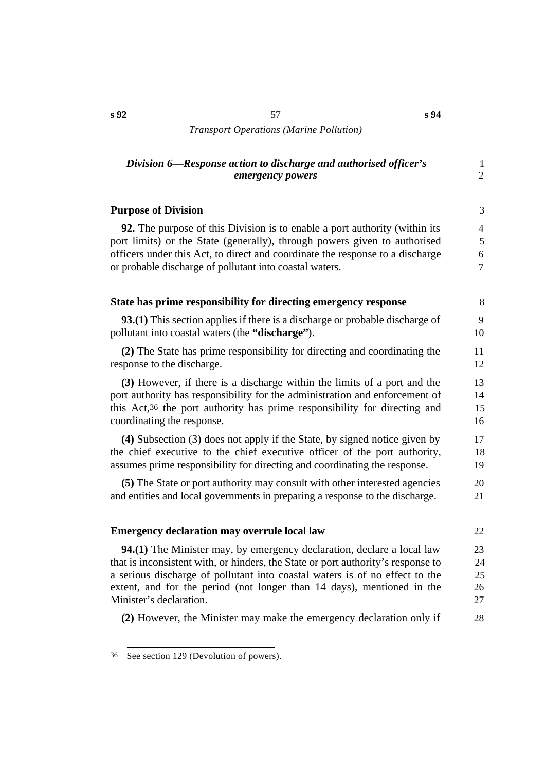## *Division 6—Response action to discharge and authorised officer's emergency powers*

### Purpose of Division

**92.** The purpose of this Division is to enable a port authority (within its port limits) or the State (generally), through powers given to authorised officers under this Act, to direct and coordinate the response to a discharge or probable discharge of pollutant into coastal waters.

### State has prime responsibility for directing emergency response

**93.(1)** This section applies if there is a discharge or probable discharge of pollutant into coastal waters (the **"discharge"**).

**(2)** The State has prime responsibility for directing and coordinating the response to the discharge.

**(3)** However, if there is a discharge within the limits of a port and the port authority has responsibility for the administration and enforcement of this Act,[36] the port authority has prime responsibility for directing and coordinating the response.

**(4)** Subsection (3) does not apply if the State, by signed notice given by the chief executive to the chief executive officer of the port authority, assumes prime responsibility for directing and coordinating the response.

**(5)** The State or port authority may consult with other interested agencies and entities and local governments in preparing a response to the discharge.

### Emergency declaration may overrule local law

**94.(1)** The Minister may, by emergency declaration, declare a local law that is inconsistent with, or hinders, the State or port authority's response to a serious discharge of pollutant into coastal waters is of no effect to the extent, and for the period (not longer than 14 days), mentioned in the Minister's declaration.

**(2)** However, the Minister may make the emergency declaration only if

---

36 See section 129 (Devolution of powers).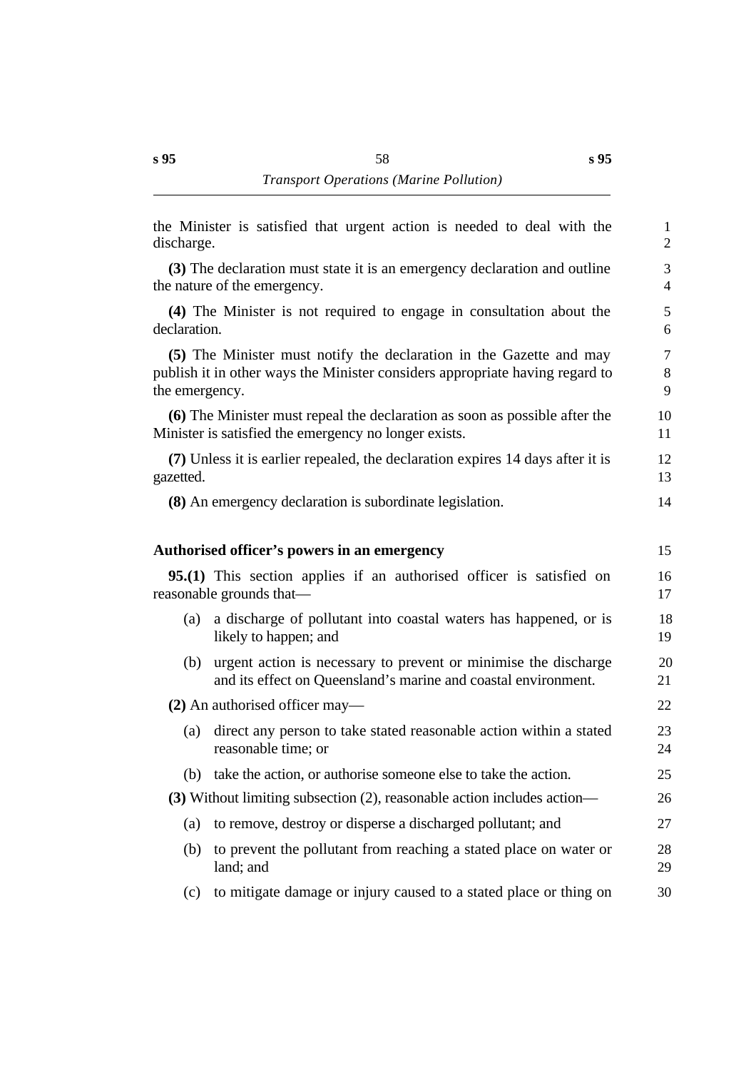the Minister is satisfied that urgent action is needed to deal with the discharge.

**(3)** The declaration must state it is an emergency declaration and outline the nature of the emergency.

**(4)** The Minister is not required to engage in consultation about the declaration.

**(5)** The Minister must notify the declaration in the Gazette and may publish it in other ways the Minister considers appropriate having regard to the emergency.

**(6)** The Minister must repeal the declaration as soon as possible after the Minister is satisfied the emergency no longer exists.

**(7)** Unless it is earlier repealed, the declaration expires 14 days after it is gazetted.

**(8)** An emergency declaration is subordinate legislation.

### Authorised officer's powers in an emergency

**95.(1)** This section applies if an authorised officer is satisfied on reasonable grounds that—

(a) a discharge of pollutant into coastal waters has happened, or is likely to happen; and

(b) urgent action is necessary to prevent or minimise the discharge and its effect on Queensland's marine and coastal environment.

**(2)** An authorised officer may—

(a) direct any person to take stated reasonable action within a stated reasonable time; or

(b) take the action, or authorise someone else to take the action.

**(3)** Without limiting subsection (2), reasonable action includes action—

(a) to remove, destroy or disperse a discharged pollutant; and

(b) to prevent the pollutant from reaching a stated place on water or land; and

(c) to mitigate damage or injury caused to a stated place or thing on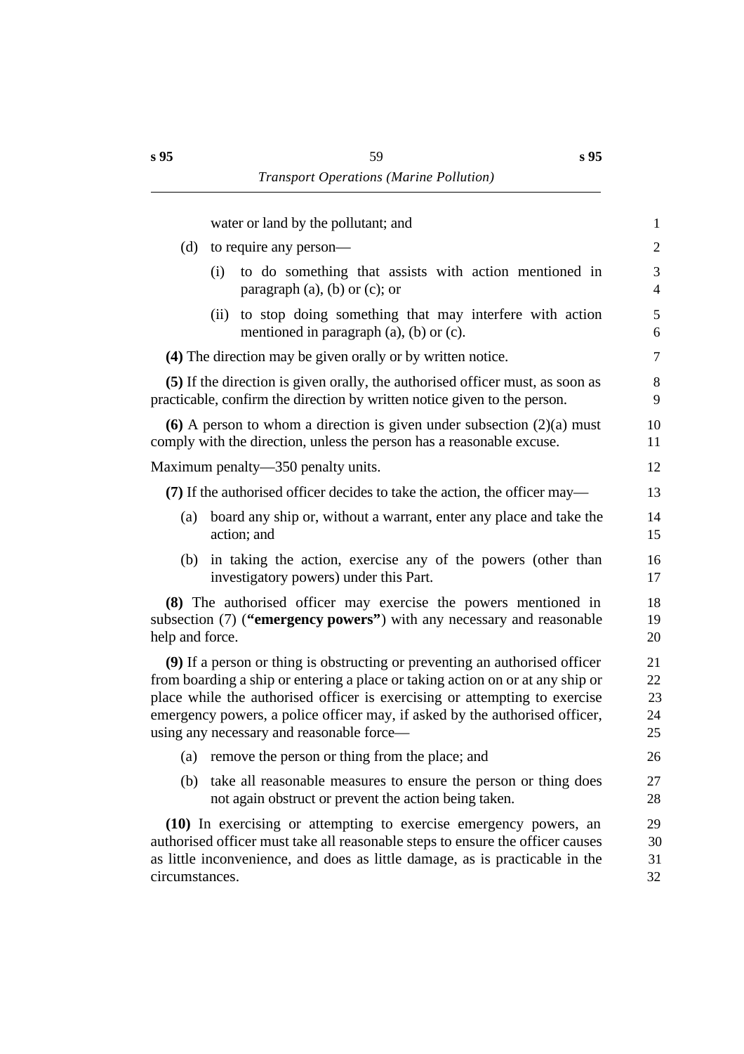water or land by the pollutant; and

(d) to require any person—

(i) to do something that assists with action mentioned in paragraph (a), (b) or (c); or

(ii) to stop doing something that may interfere with action mentioned in paragraph (a), (b) or (c).

**(4)** The direction may be given orally or by written notice.

**(5)** If the direction is given orally, the authorised officer must, as soon as practicable, confirm the direction by written notice given to the person.

**(6)** A person to whom a direction is given under subsection (2)(a) must comply with the direction, unless the person has a reasonable excuse.

Maximum penalty—350 penalty units.

**(7)** If the authorised officer decides to take the action, the officer may—

(a) board any ship or, without a warrant, enter any place and take the action; and

(b) in taking the action, exercise any of the powers (other than investigatory powers) under this Part.

**(8)** The authorised officer may exercise the powers mentioned in subsection (7) (**"emergency powers"**) with any necessary and reasonable help and force.

**(9)** If a person or thing is obstructing or preventing an authorised officer from boarding a ship or entering a place or taking action on or at any ship or place while the authorised officer is exercising or attempting to exercise emergency powers, a police officer may, if asked by the authorised officer, using any necessary and reasonable force—

(a) remove the person or thing from the place; and

(b) take all reasonable measures to ensure the person or thing does not again obstruct or prevent the action being taken.

**(10)** In exercising or attempting to exercise emergency powers, an authorised officer must take all reasonable steps to ensure the officer causes as little inconvenience, and does as little damage, as is practicable in the circumstances.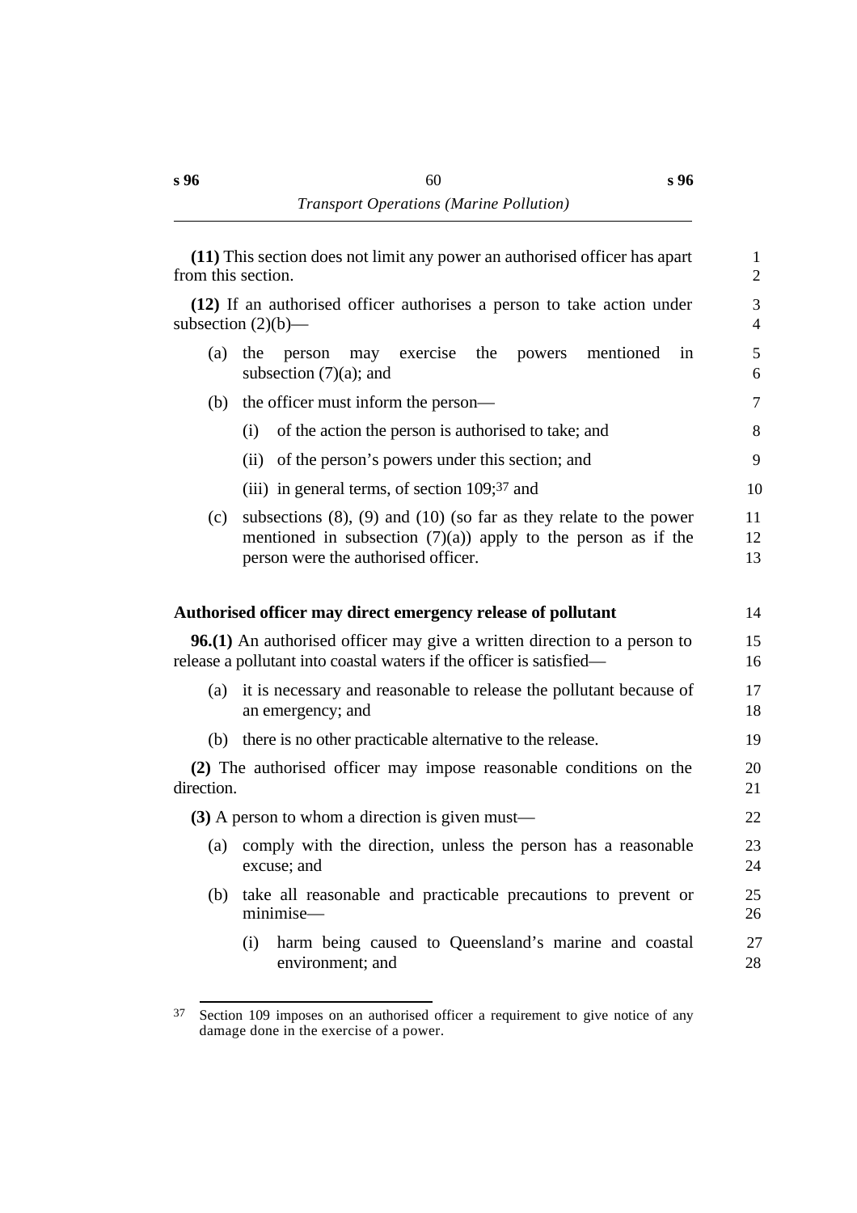**(11)** This section does not limit any power an authorised officer has apart from this section.

**(12)** If an authorised officer authorises a person to take action under subsection (2)(b)—

(a) the person may exercise the powers mentioned in subsection (7)(a); and

(b) the officer must inform the person—

  (i) of the action the person is authorised to take; and

  (ii) of the person's powers under this section; and

  (iii) in general terms, of section 109;[37] and

(c) subsections (8), (9) and (10) (so far as they relate to the power mentioned in subsection (7)(a)) apply to the person as if the person were the authorised officer.

### Authorised officer may direct emergency release of pollutant

**96.(1)** An authorised officer may give a written direction to a person to release a pollutant into coastal waters if the officer is satisfied—

(a) it is necessary and reasonable to release the pollutant because of an emergency; and

(b) there is no other practicable alternative to the release.

**(2)** The authorised officer may impose reasonable conditions on the direction.

**(3)** A person to whom a direction is given must—

(a) comply with the direction, unless the person has a reasonable excuse; and

(b) take all reasonable and practicable precautions to prevent or minimise—

  (i) harm being caused to Queensland's marine and coastal environment; and

[37] Section 109 imposes on an authorised officer a requirement to give notice of any damage done in the exercise of a power.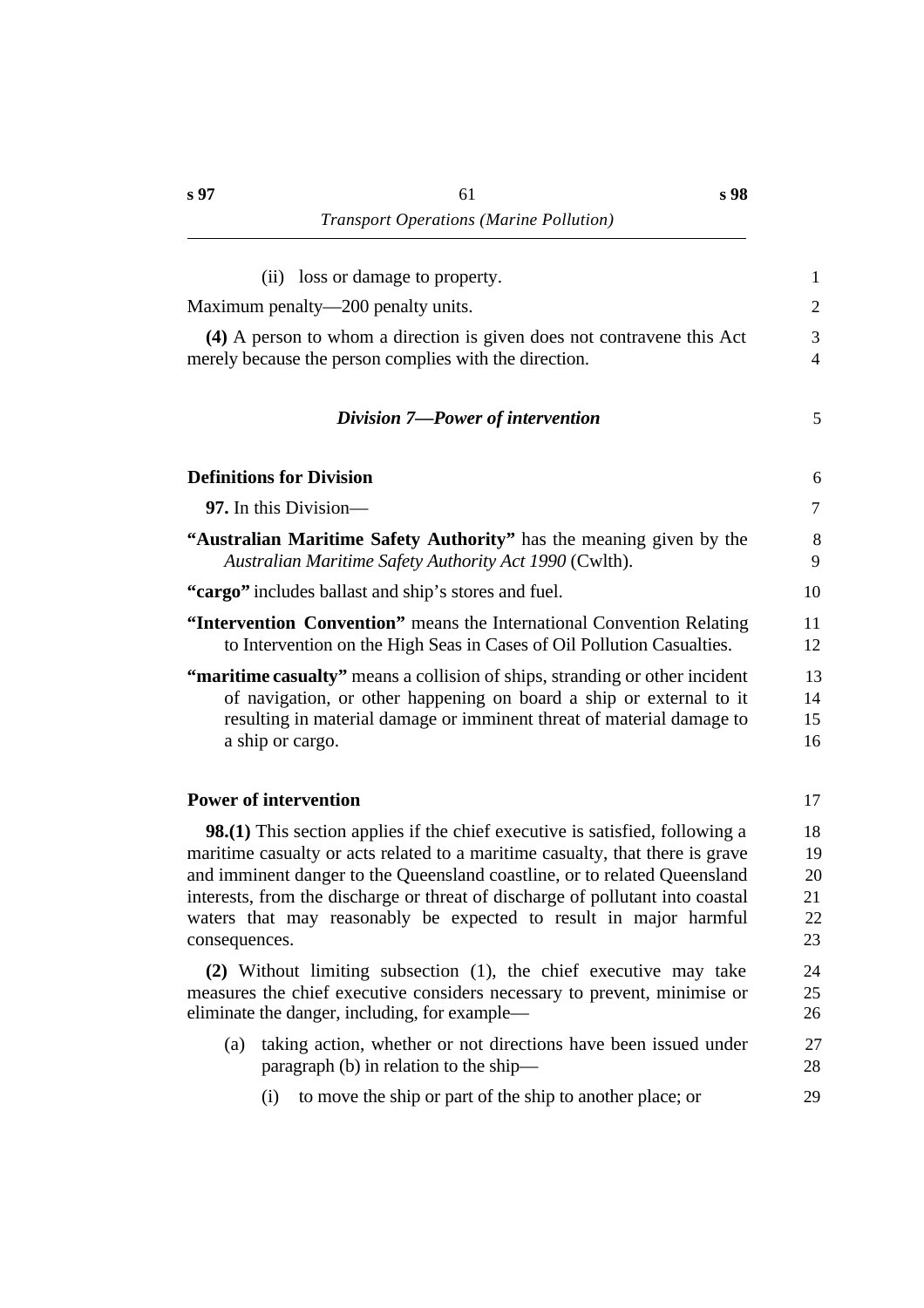(ii) loss or damage to property.

Maximum penalty—200 penalty units.

**(4)** A person to whom a direction is given does not contravene this Act merely because the person complies with the direction.

### *Division 7—Power of intervention*

**Definitions for Division**

**97.** In this Division—

**"Australian Maritime Safety Authority"** has the meaning given by the *Australian Maritime Safety Authority Act 1990* (Cwlth).

**"cargo"** includes ballast and ship's stores and fuel.

**"Intervention Convention"** means the International Convention Relating to Intervention on the High Seas in Cases of Oil Pollution Casualties.

**"maritime casualty"** means a collision of ships, stranding or other incident of navigation, or other happening on board a ship or external to it resulting in material damage or imminent threat of material damage to a ship or cargo.

**Power of intervention**

**98.(1)** This section applies if the chief executive is satisfied, following a maritime casualty or acts related to a maritime casualty, that there is grave and imminent danger to the Queensland coastline, or to related Queensland interests, from the discharge or threat of discharge of pollutant into coastal waters that may reasonably be expected to result in major harmful consequences.

**(2)** Without limiting subsection (1), the chief executive may take measures the chief executive considers necessary to prevent, minimise or eliminate the danger, including, for example—

(a) taking action, whether or not directions have been issued under paragraph (b) in relation to the ship—

(i) to move the ship or part of the ship to another place; or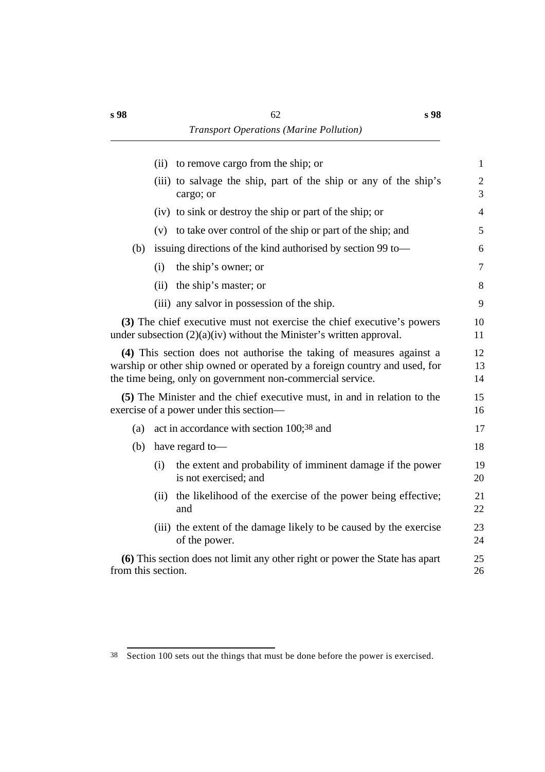(ii) to remove cargo from the ship; or

(iii) to salvage the ship, part of the ship or any of the ship's cargo; or

(iv) to sink or destroy the ship or part of the ship; or

(v) to take over control of the ship or part of the ship; and

(b) issuing directions of the kind authorised by section 99 to—

(i) the ship's owner; or

(ii) the ship's master; or

(iii) any salvor in possession of the ship.

**(3)** The chief executive must not exercise the chief executive's powers under subsection (2)(a)(iv) without the Minister's written approval.

**(4)** This section does not authorise the taking of measures against a warship or other ship owned or operated by a foreign country and used, for the time being, only on government non-commercial service.

**(5)** The Minister and the chief executive must, in and in relation to the exercise of a power under this section—

(a) act in accordance with section 100;[38] and

(b) have regard to—

(i) the extent and probability of imminent damage if the power is not exercised; and

(ii) the likelihood of the exercise of the power being effective; and

(iii) the extent of the damage likely to be caused by the exercise of the power.

**(6)** This section does not limit any other right or power the State has apart from this section.

---

38 Section 100 sets out the things that must be done before the power is exercised.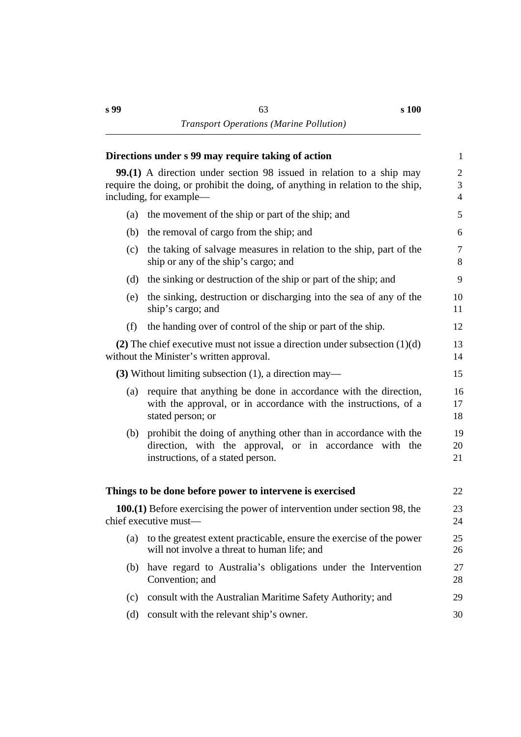### Directions under s 99 may require taking of action

**99.(1)** A direction under section 98 issued in relation to a ship may require the doing, or prohibit the doing, of anything in relation to the ship, including, for example—

(a) the movement of the ship or part of the ship; and

(b) the removal of cargo from the ship; and

(c) the taking of salvage measures in relation to the ship, part of the ship or any of the ship's cargo; and

(d) the sinking or destruction of the ship or part of the ship; and

(e) the sinking, destruction or discharging into the sea of any of the ship's cargo; and

(f) the handing over of control of the ship or part of the ship.

**(2)** The chief executive must not issue a direction under subsection (1)(d) without the Minister's written approval.

**(3)** Without limiting subsection (1), a direction may—

(a) require that anything be done in accordance with the direction, with the approval, or in accordance with the instructions, of a stated person; or

(b) prohibit the doing of anything other than in accordance with the direction, with the approval, or in accordance with the instructions, of a stated person.

### Things to be done before power to intervene is exercised

**100.(1)** Before exercising the power of intervention under section 98, the chief executive must—

(a) to the greatest extent practicable, ensure the exercise of the power will not involve a threat to human life; and

(b) have regard to Australia's obligations under the Intervention Convention; and

(c) consult with the Australian Maritime Safety Authority; and

(d) consult with the relevant ship's owner.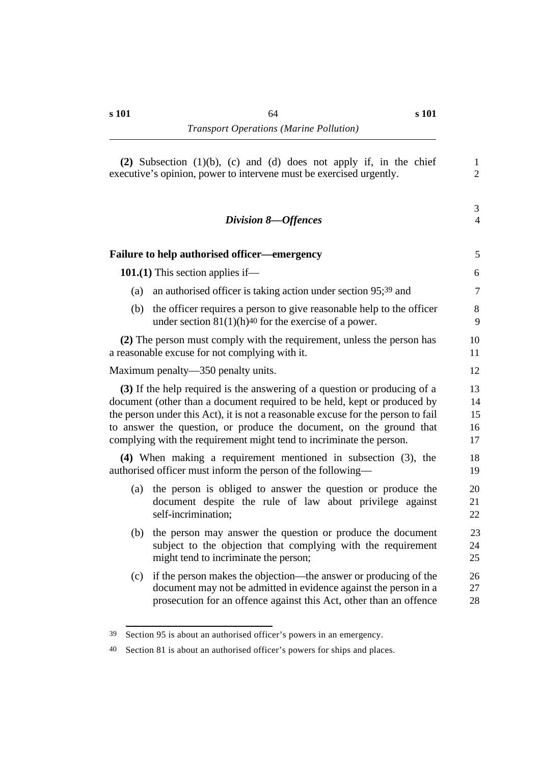**(2)** Subsection (1)(b), (c) and (d) does not apply if, in the chief executive's opinion, power to intervene must be exercised urgently.

## *Division 8—Offences*

### Failure to help authorised officer—emergency

**101.(1)** This section applies if—

(a) an authorised officer is taking action under section 95;[39] and

(b) the officer requires a person to give reasonable help to the officer under section 81(1)(h)[40] for the exercise of a power.

**(2)** The person must comply with the requirement, unless the person has a reasonable excuse for not complying with it.

Maximum penalty—350 penalty units.

**(3)** If the help required is the answering of a question or producing of a document (other than a document required to be held, kept or produced by the person under this Act), it is not a reasonable excuse for the person to fail to answer the question, or produce the document, on the ground that complying with the requirement might tend to incriminate the person.

**(4)** When making a requirement mentioned in subsection (3), the authorised officer must inform the person of the following—

(a) the person is obliged to answer the question or produce the document despite the rule of law about privilege against self-incrimination;

(b) the person may answer the question or produce the document subject to the objection that complying with the requirement might tend to incriminate the person;

(c) if the person makes the objection—the answer or producing of the document may not be admitted in evidence against the person in a prosecution for an offence against this Act, other than an offence

---

[39] Section 95 is about an authorised officer's powers in an emergency.

[40] Section 81 is about an authorised officer's powers for ships and places.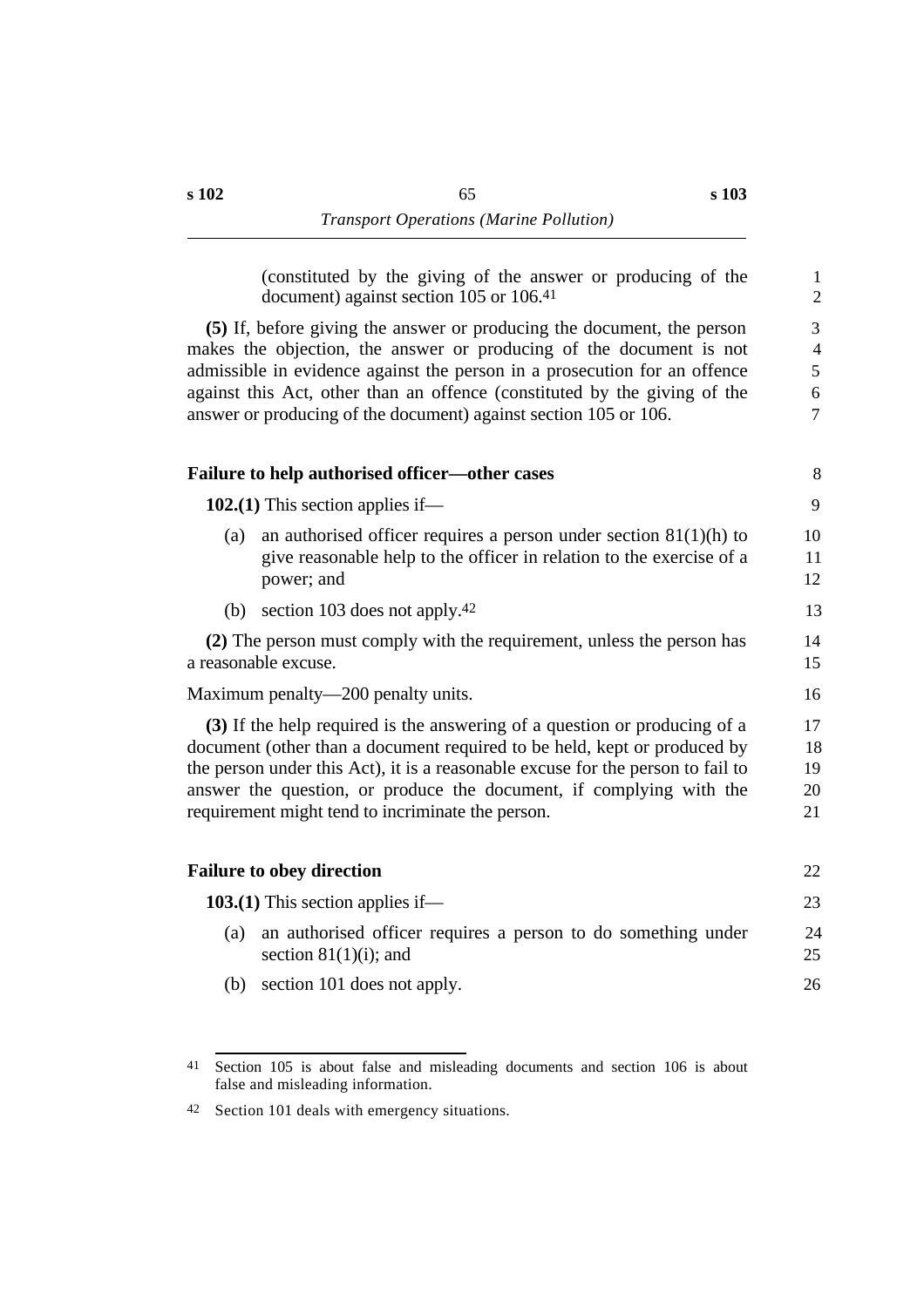(constituted by the giving of the answer or producing of the document) against section 105 or 106.[41]

**(5)** If, before giving the answer or producing the document, the person makes the objection, the answer or producing of the document is not admissible in evidence against the person in a prosecution for an offence against this Act, other than an offence (constituted by the giving of the answer or producing of the document) against section 105 or 106.

### Failure to help authorised officer—other cases

**102.(1)** This section applies if—

(a) an authorised officer requires a person under section 81(1)(h) to give reasonable help to the officer in relation to the exercise of a power; and

(b) section 103 does not apply.[42]

**(2)** The person must comply with the requirement, unless the person has a reasonable excuse.

Maximum penalty—200 penalty units.

**(3)** If the help required is the answering of a question or producing of a document (other than a document required to be held, kept or produced by the person under this Act), it is a reasonable excuse for the person to fail to answer the question, or produce the document, if complying with the requirement might tend to incriminate the person.

### Failure to obey direction

**103.(1)** This section applies if—

(a) an authorised officer requires a person to do something under section 81(1)(i); and

(b) section 101 does not apply.

---

[41] Section 105 is about false and misleading documents and section 106 is about false and misleading information.

[42] Section 101 deals with emergency situations.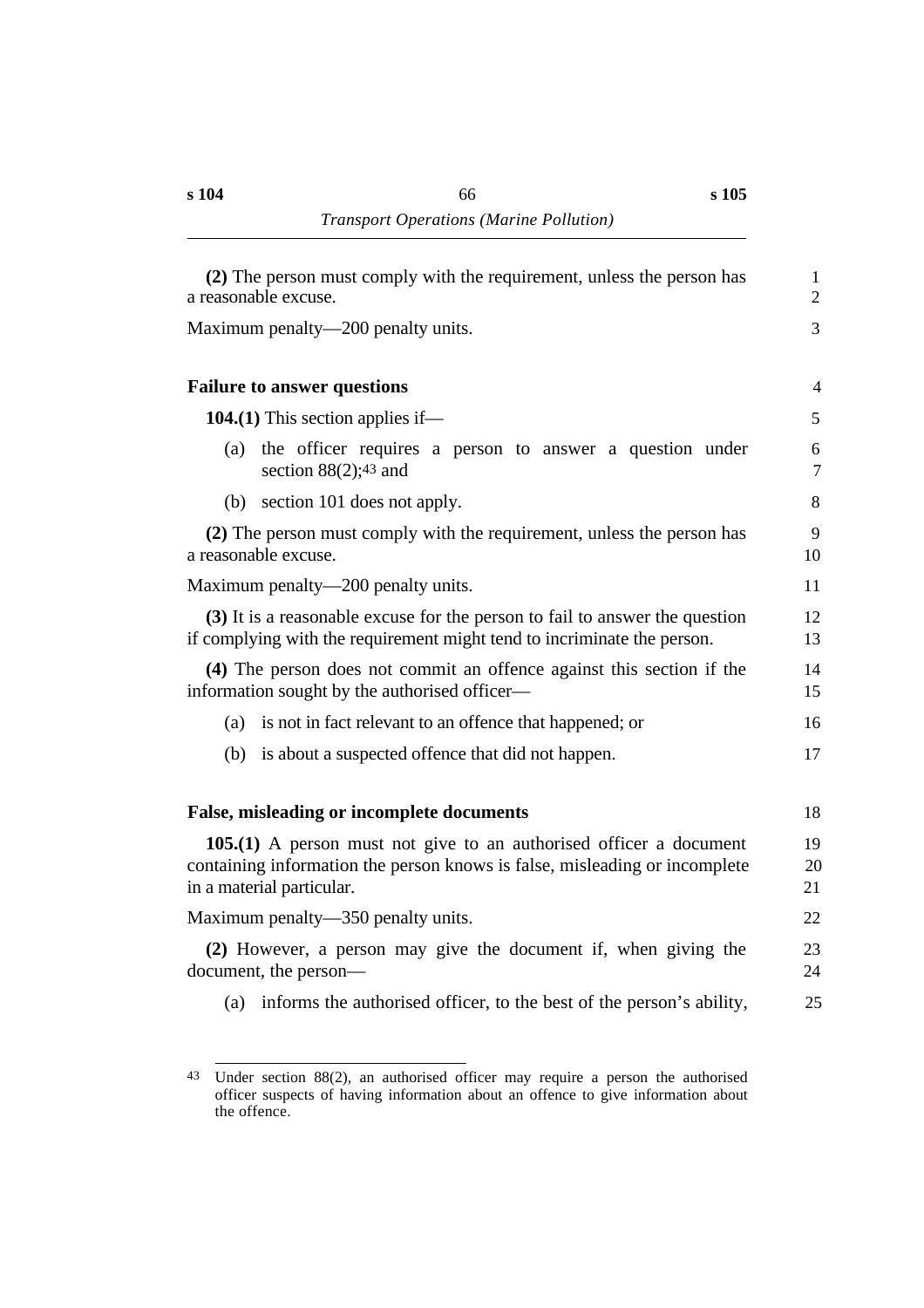**(2)** The person must comply with the requirement, unless the person has a reasonable excuse.

Maximum penalty—200 penalty units.

### Failure to answer questions

**104.(1)** This section applies if—

(a) the officer requires a person to answer a question under section 88(2);[43] and

(b) section 101 does not apply.

**(2)** The person must comply with the requirement, unless the person has a reasonable excuse.

Maximum penalty—200 penalty units.

**(3)** It is a reasonable excuse for the person to fail to answer the question if complying with the requirement might tend to incriminate the person.

**(4)** The person does not commit an offence against this section if the information sought by the authorised officer—

(a) is not in fact relevant to an offence that happened; or

(b) is about a suspected offence that did not happen.

### False, misleading or incomplete documents

**105.(1)** A person must not give to an authorised officer a document containing information the person knows is false, misleading or incomplete in a material particular.

Maximum penalty—350 penalty units.

**(2)** However, a person may give the document if, when giving the document, the person—

(a) informs the authorised officer, to the best of the person's ability,

---

[43] Under section 88(2), an authorised officer may require a person the authorised officer suspects of having information about an offence to give information about the offence.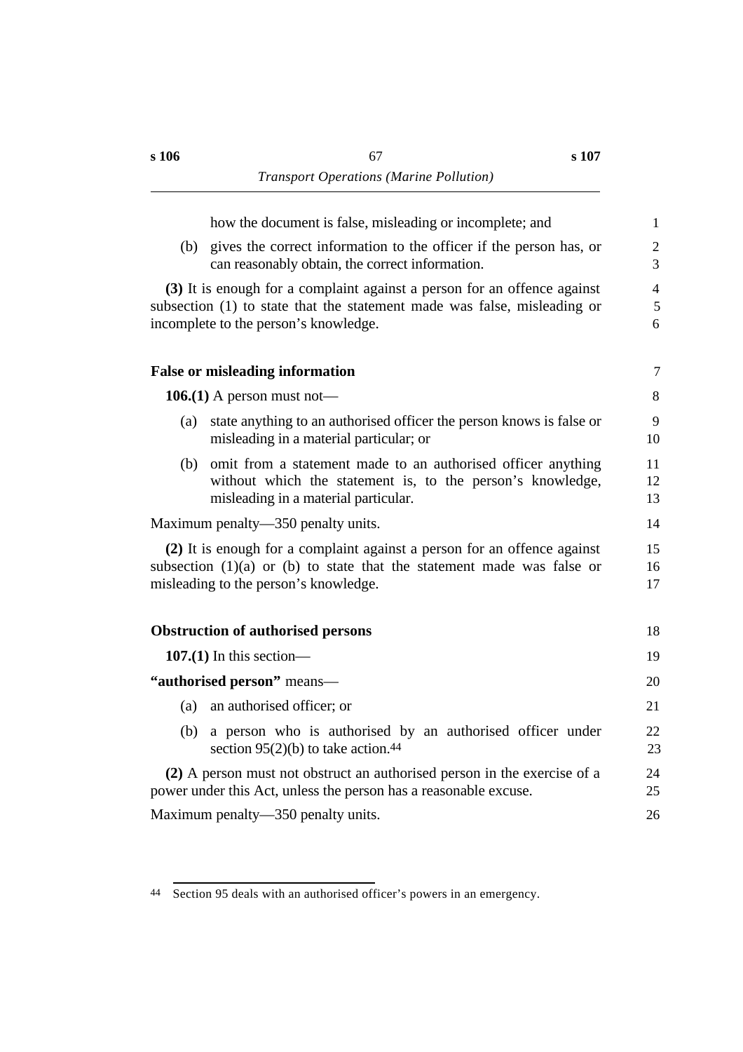how the document is false, misleading or incomplete; and

(b) gives the correct information to the officer if the person has, or can reasonably obtain, the correct information.

**(3)** It is enough for a complaint against a person for an offence against subsection (1) to state that the statement made was false, misleading or incomplete to the person's knowledge.

### False or misleading information

**106.(1)** A person must not—

(a) state anything to an authorised officer the person knows is false or misleading in a material particular; or

(b) omit from a statement made to an authorised officer anything without which the statement is, to the person's knowledge, misleading in a material particular.

Maximum penalty—350 penalty units.

**(2)** It is enough for a complaint against a person for an offence against subsection (1)(a) or (b) to state that the statement made was false or misleading to the person's knowledge.

### Obstruction of authorised persons

**107.(1)** In this section—

**"authorised person"** means—

(a) an authorised officer; or

(b) a person who is authorised by an authorised officer under section 95(2)(b) to take action.[44]

**(2)** A person must not obstruct an authorised person in the exercise of a power under this Act, unless the person has a reasonable excuse.

Maximum penalty—350 penalty units.

---

[44] Section 95 deals with an authorised officer's powers in an emergency.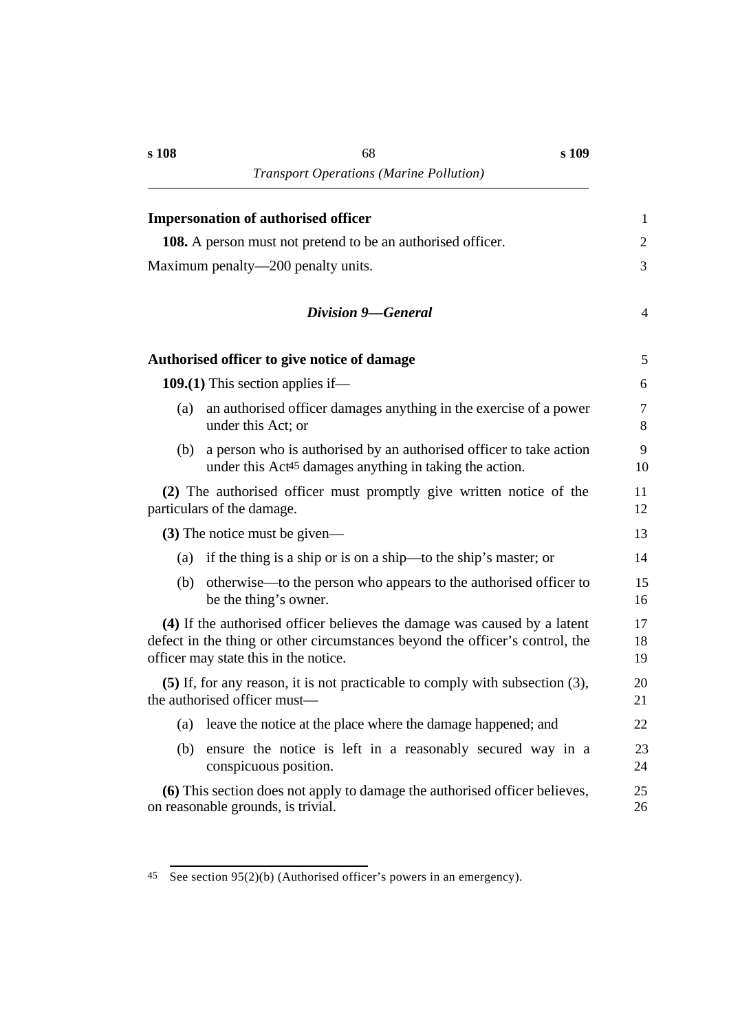**Impersonation of authorised officer**

**108.** A person must not pretend to be an authorised officer.

Maximum penalty—200 penalty units.

## *Division 9—General*

**Authorised officer to give notice of damage**

**109.(1)** This section applies if—

(a) an authorised officer damages anything in the exercise of a power under this Act; or

(b) a person who is authorised by an authorised officer to take action under this Act[45] damages anything in taking the action.

**(2)** The authorised officer must promptly give written notice of the particulars of the damage.

**(3)** The notice must be given—

(a) if the thing is a ship or is on a ship—to the ship's master; or

(b) otherwise—to the person who appears to the authorised officer to be the thing's owner.

**(4)** If the authorised officer believes the damage was caused by a latent defect in the thing or other circumstances beyond the officer's control, the officer may state this in the notice.

**(5)** If, for any reason, it is not practicable to comply with subsection (3), the authorised officer must—

(a) leave the notice at the place where the damage happened; and

(b) ensure the notice is left in a reasonably secured way in a conspicuous position.

**(6)** This section does not apply to damage the authorised officer believes, on reasonable grounds, is trivial.

---

[45] See section 95(2)(b) (Authorised officer's powers in an emergency).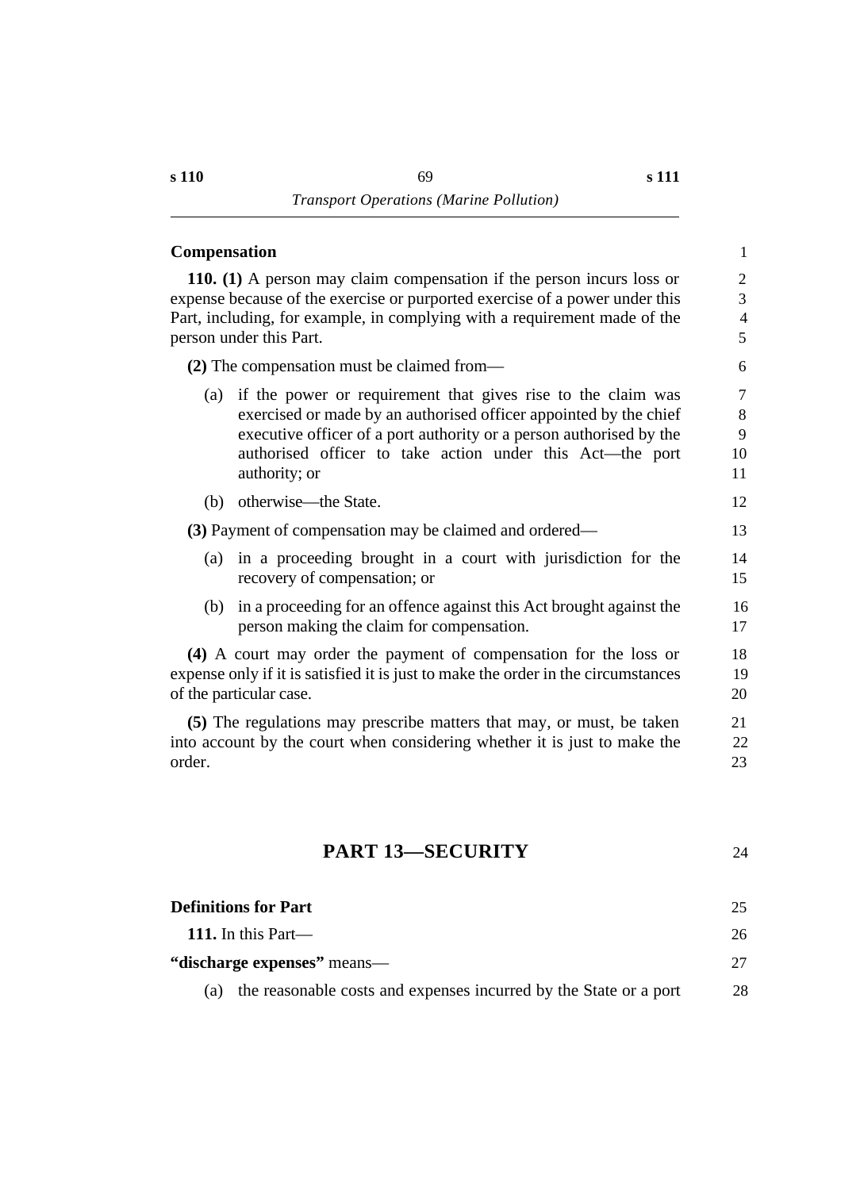### Compensation

**110. (1)** A person may claim compensation if the person incurs loss or expense because of the exercise or purported exercise of a power under this Part, including, for example, in complying with a requirement made of the person under this Part.

**(2)** The compensation must be claimed from—

(a) if the power or requirement that gives rise to the claim was exercised or made by an authorised officer appointed by the chief executive officer of a port authority or a person authorised by the authorised officer to take action under this Act—the port authority; or

(b) otherwise—the State.

**(3)** Payment of compensation may be claimed and ordered—

(a) in a proceeding brought in a court with jurisdiction for the recovery of compensation; or

(b) in a proceeding for an offence against this Act brought against the person making the claim for compensation.

**(4)** A court may order the payment of compensation for the loss or expense only if it is satisfied it is just to make the order in the circumstances of the particular case.

**(5)** The regulations may prescribe matters that may, or must, be taken into account by the court when considering whether it is just to make the order.

## PART 13—SECURITY

### Definitions for Part

**111.** In this Part—

**"discharge expenses"** means—

(a) the reasonable costs and expenses incurred by the State or a port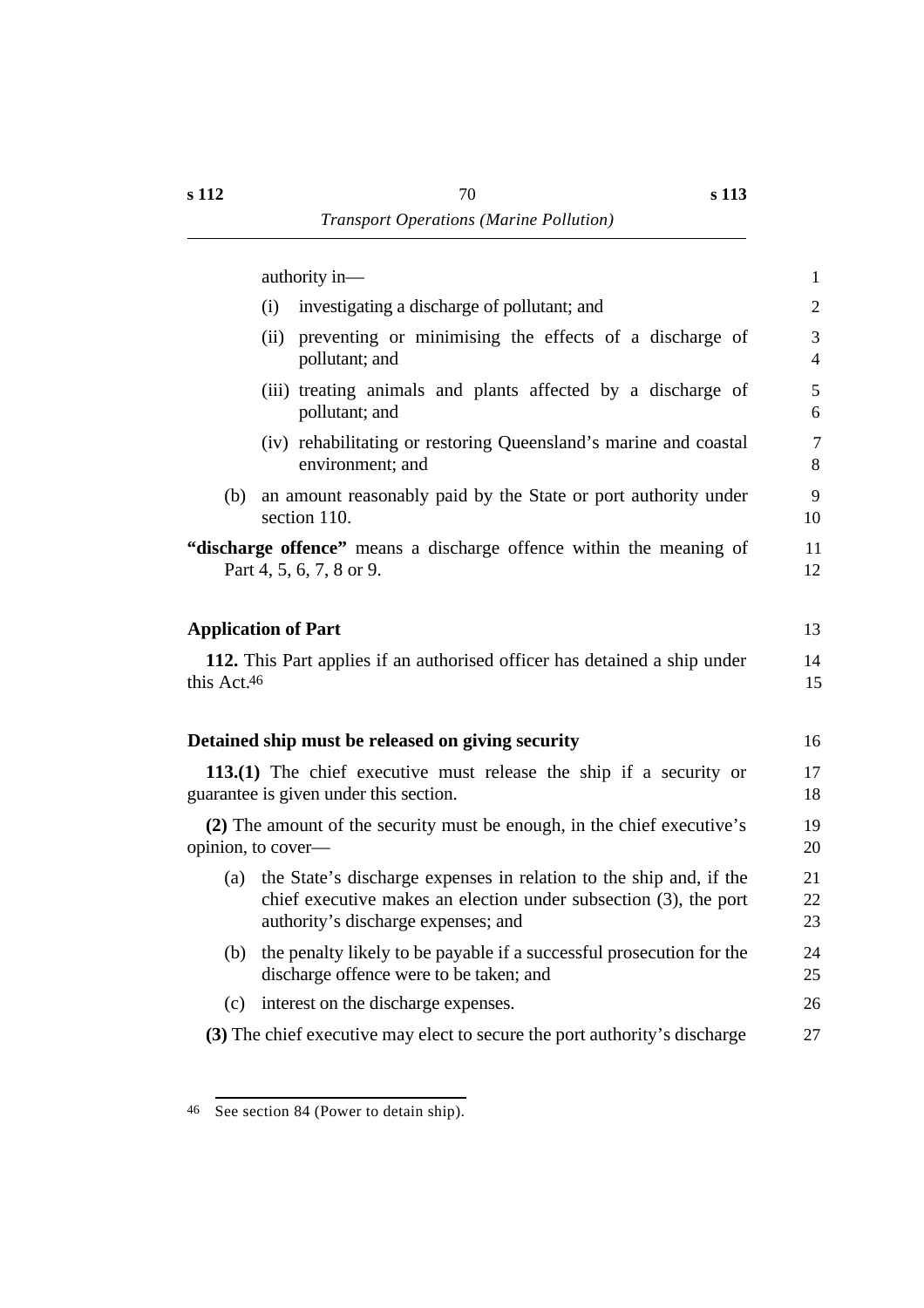authority in—

(i) investigating a discharge of pollutant; and

(ii) preventing or minimising the effects of a discharge of pollutant; and

(iii) treating animals and plants affected by a discharge of pollutant; and

(iv) rehabilitating or restoring Queensland's marine and coastal environment; and

(b) an amount reasonably paid by the State or port authority under section 110.

**"discharge offence"** means a discharge offence within the meaning of Part 4, 5, 6, 7, 8 or 9.

### Application of Part

**112.** This Part applies if an authorised officer has detained a ship under this Act.[46]

### Detained ship must be released on giving security

**113.(1)** The chief executive must release the ship if a security or guarantee is given under this section.

**(2)** The amount of the security must be enough, in the chief executive's opinion, to cover—

(a) the State's discharge expenses in relation to the ship and, if the chief executive makes an election under subsection (3), the port authority's discharge expenses; and

(b) the penalty likely to be payable if a successful prosecution for the discharge offence were to be taken; and

(c) interest on the discharge expenses.

**(3)** The chief executive may elect to secure the port authority's discharge

---

46 See section 84 (Power to detain ship).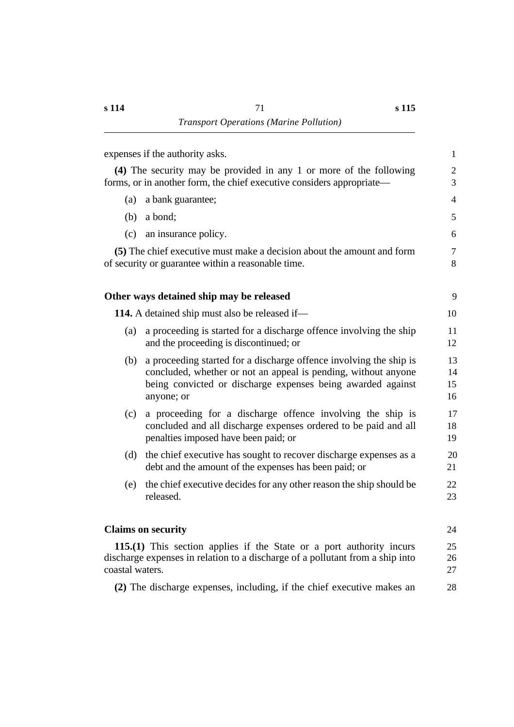expenses if the authority asks.

**(4)** The security may be provided in any 1 or more of the following forms, or in another form, the chief executive considers appropriate—

(a) a bank guarantee;

(b) a bond;

(c) an insurance policy.

**(5)** The chief executive must make a decision about the amount and form of security or guarantee within a reasonable time.

### Other ways detained ship may be released

**114.** A detained ship must also be released if—

(a) a proceeding is started for a discharge offence involving the ship and the proceeding is discontinued; or

(b) a proceeding started for a discharge offence involving the ship is concluded, whether or not an appeal is pending, without anyone being convicted or discharge expenses being awarded against anyone; or

(c) a proceeding for a discharge offence involving the ship is concluded and all discharge expenses ordered to be paid and all penalties imposed have been paid; or

(d) the chief executive has sought to recover discharge expenses as a debt and the amount of the expenses has been paid; or

(e) the chief executive decides for any other reason the ship should be released.

### Claims on security

**115.(1)** This section applies if the State or a port authority incurs discharge expenses in relation to a discharge of a pollutant from a ship into coastal waters.

**(2)** The discharge expenses, including, if the chief executive makes an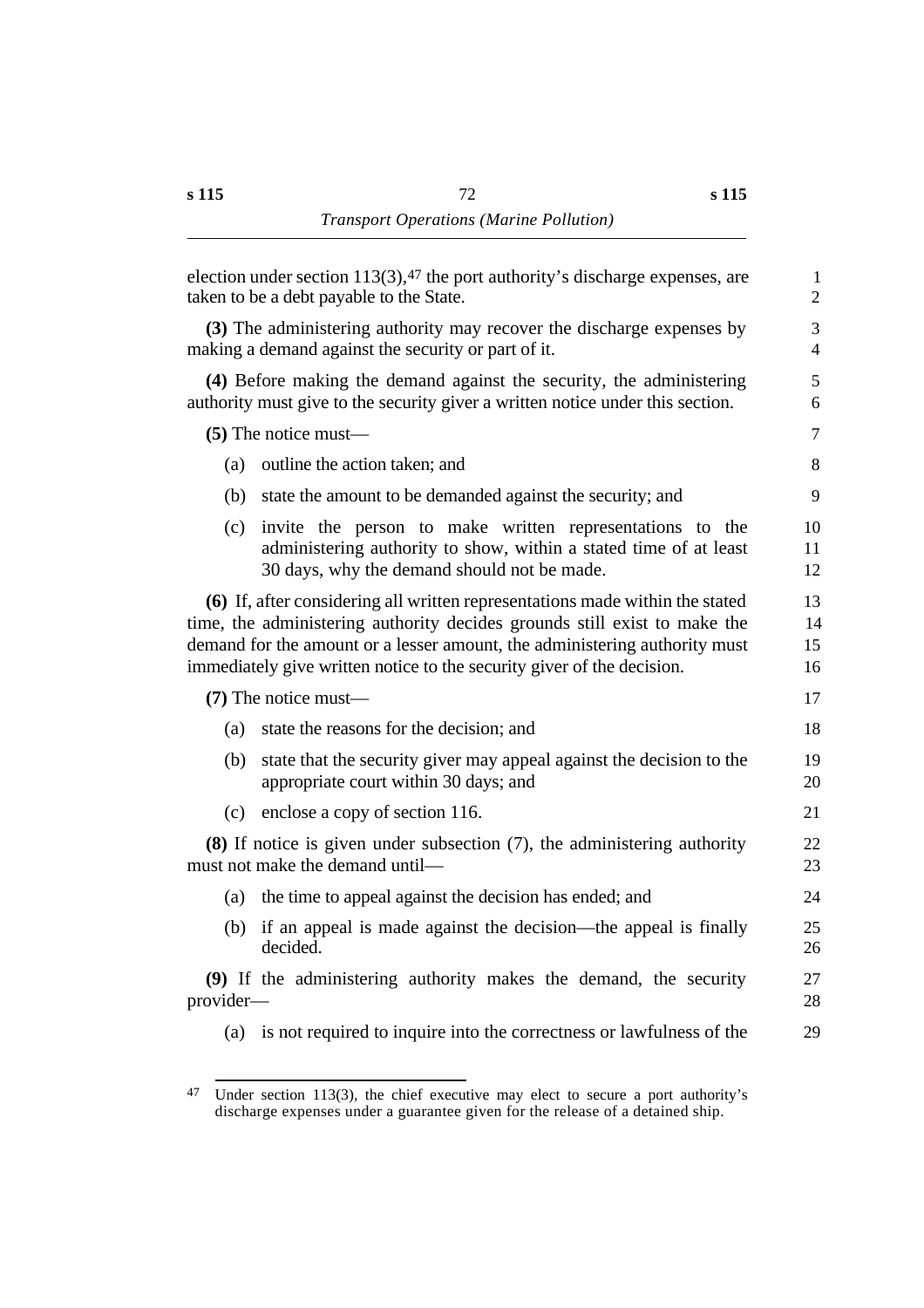election under section 113(3),[47] the port authority's discharge expenses, are taken to be a debt payable to the State.

**(3)** The administering authority may recover the discharge expenses by making a demand against the security or part of it.

**(4)** Before making the demand against the security, the administering authority must give to the security giver a written notice under this section.

**(5)** The notice must—

(a) outline the action taken; and

(b) state the amount to be demanded against the security; and

(c) invite the person to make written representations to the administering authority to show, within a stated time of at least 30 days, why the demand should not be made.

**(6)** If, after considering all written representations made within the stated time, the administering authority decides grounds still exist to make the demand for the amount or a lesser amount, the administering authority must immediately give written notice to the security giver of the decision.

**(7)** The notice must—

(a) state the reasons for the decision; and

(b) state that the security giver may appeal against the decision to the appropriate court within 30 days; and

(c) enclose a copy of section 116.

**(8)** If notice is given under subsection (7), the administering authority must not make the demand until—

(a) the time to appeal against the decision has ended; and

(b) if an appeal is made against the decision—the appeal is finally decided.

**(9)** If the administering authority makes the demand, the security provider—

(a) is not required to inquire into the correctness or lawfulness of the

---

[47] Under section 113(3), the chief executive may elect to secure a port authority's discharge expenses under a guarantee given for the release of a detained ship.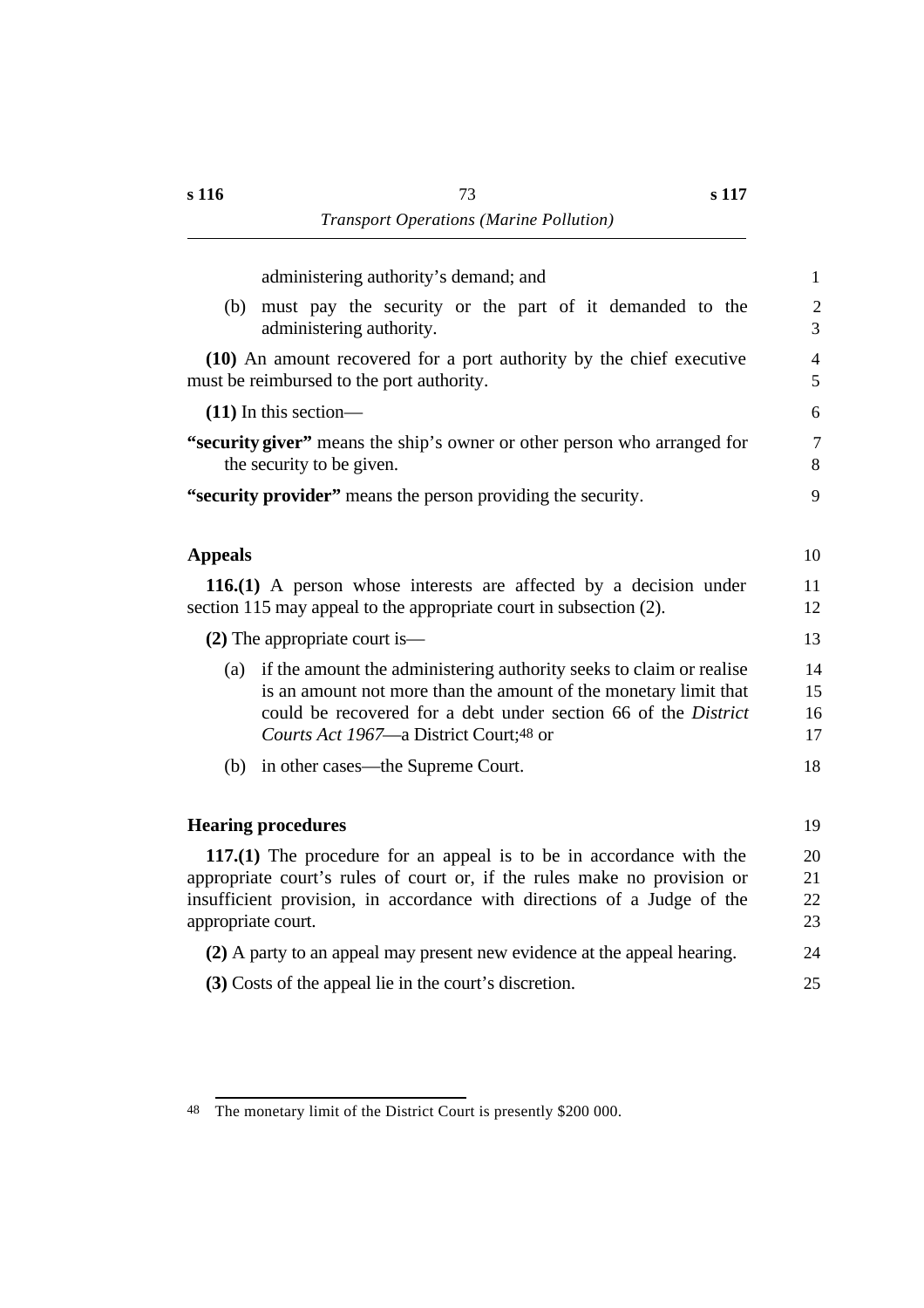administering authority's demand; and

(b) must pay the security or the part of it demanded to the administering authority.

**(10)** An amount recovered for a port authority by the chief executive must be reimbursed to the port authority.

**(11)** In this section—

**"security giver"** means the ship's owner or other person who arranged for the security to be given.

**"security provider"** means the person providing the security.

## Appeals

**116.(1)** A person whose interests are affected by a decision under section 115 may appeal to the appropriate court in subsection (2).

**(2)** The appropriate court is—

(a) if the amount the administering authority seeks to claim or realise is an amount not more than the amount of the monetary limit that could be recovered for a debt under section 66 of the *District Courts Act 1967*—a District Court;[48] or

(b) in other cases—the Supreme Court.

## Hearing procedures

**117.(1)** The procedure for an appeal is to be in accordance with the appropriate court's rules of court or, if the rules make no provision or insufficient provision, in accordance with directions of a Judge of the appropriate court.

**(2)** A party to an appeal may present new evidence at the appeal hearing.

**(3)** Costs of the appeal lie in the court's discretion.

---

48 The monetary limit of the District Court is presently $200 000.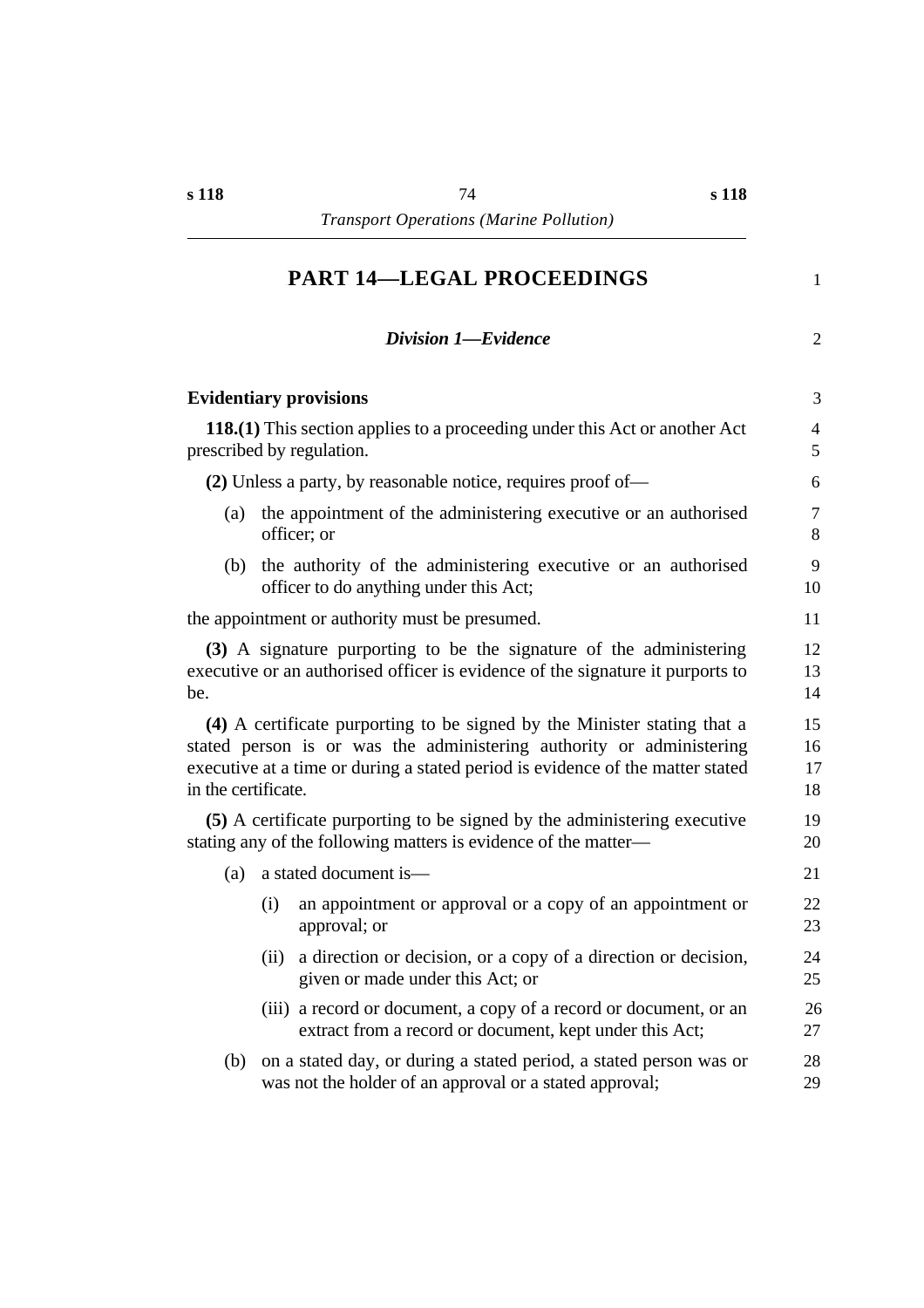# PART 14—LEGAL PROCEEDINGS

## *Division 1—Evidence*

### Evidentiary provisions

**118.(1)** This section applies to a proceeding under this Act or another Act prescribed by regulation.

**(2)** Unless a party, by reasonable notice, requires proof of—

(a) the appointment of the administering executive or an authorised officer; or

(b) the authority of the administering executive or an authorised officer to do anything under this Act;

the appointment or authority must be presumed.

**(3)** A signature purporting to be the signature of the administering executive or an authorised officer is evidence of the signature it purports to be.

**(4)** A certificate purporting to be signed by the Minister stating that a stated person is or was the administering authority or administering executive at a time or during a stated period is evidence of the matter stated in the certificate.

**(5)** A certificate purporting to be signed by the administering executive stating any of the following matters is evidence of the matter—

(a) a stated document is—

(i) an appointment or approval or a copy of an appointment or approval; or

(ii) a direction or decision, or a copy of a direction or decision, given or made under this Act; or

(iii) a record or document, a copy of a record or document, or an extract from a record or document, kept under this Act;

(b) on a stated day, or during a stated period, a stated person was or was not the holder of an approval or a stated approval;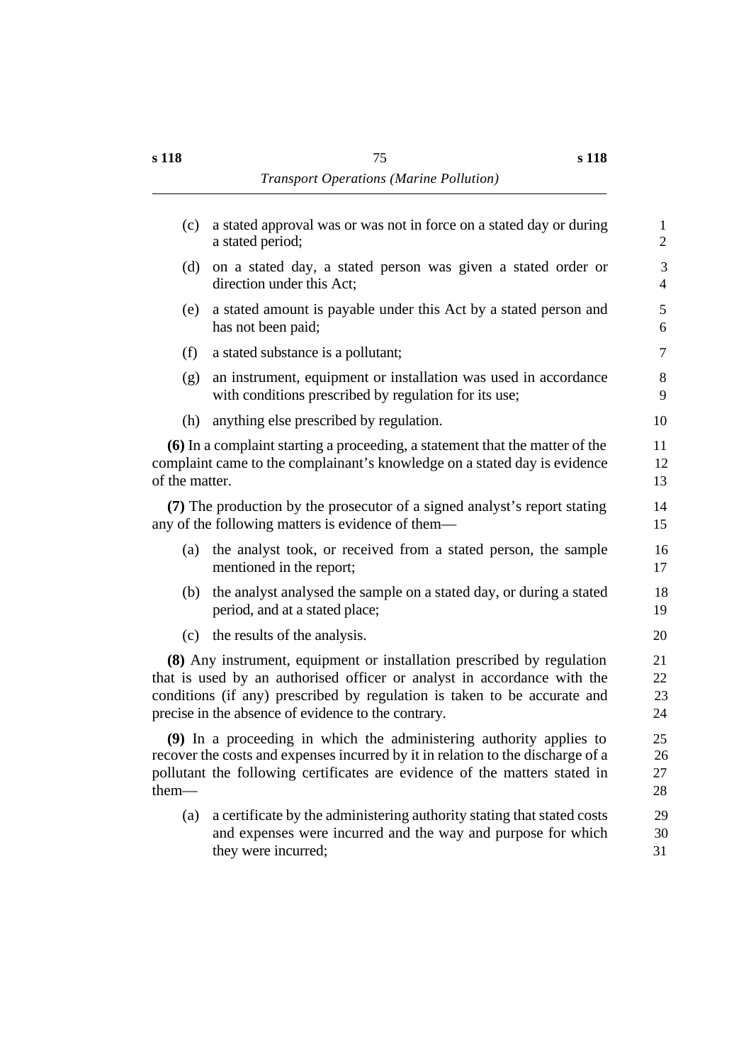(c) a stated approval was or was not in force on a stated day or during a stated period;

(d) on a stated day, a stated person was given a stated order or direction under this Act;

(e) a stated amount is payable under this Act by a stated person and has not been paid;

(f) a stated substance is a pollutant;

(g) an instrument, equipment or installation was used in accordance with conditions prescribed by regulation for its use;

(h) anything else prescribed by regulation.

**(6)** In a complaint starting a proceeding, a statement that the matter of the complaint came to the complainant's knowledge on a stated day is evidence of the matter.

**(7)** The production by the prosecutor of a signed analyst's report stating any of the following matters is evidence of them—

(a) the analyst took, or received from a stated person, the sample mentioned in the report;

(b) the analyst analysed the sample on a stated day, or during a stated period, and at a stated place;

(c) the results of the analysis.

**(8)** Any instrument, equipment or installation prescribed by regulation that is used by an authorised officer or analyst in accordance with the conditions (if any) prescribed by regulation is taken to be accurate and precise in the absence of evidence to the contrary.

**(9)** In a proceeding in which the administering authority applies to recover the costs and expenses incurred by it in relation to the discharge of a pollutant the following certificates are evidence of the matters stated in them—

(a) a certificate by the administering authority stating that stated costs and expenses were incurred and the way and purpose for which they were incurred;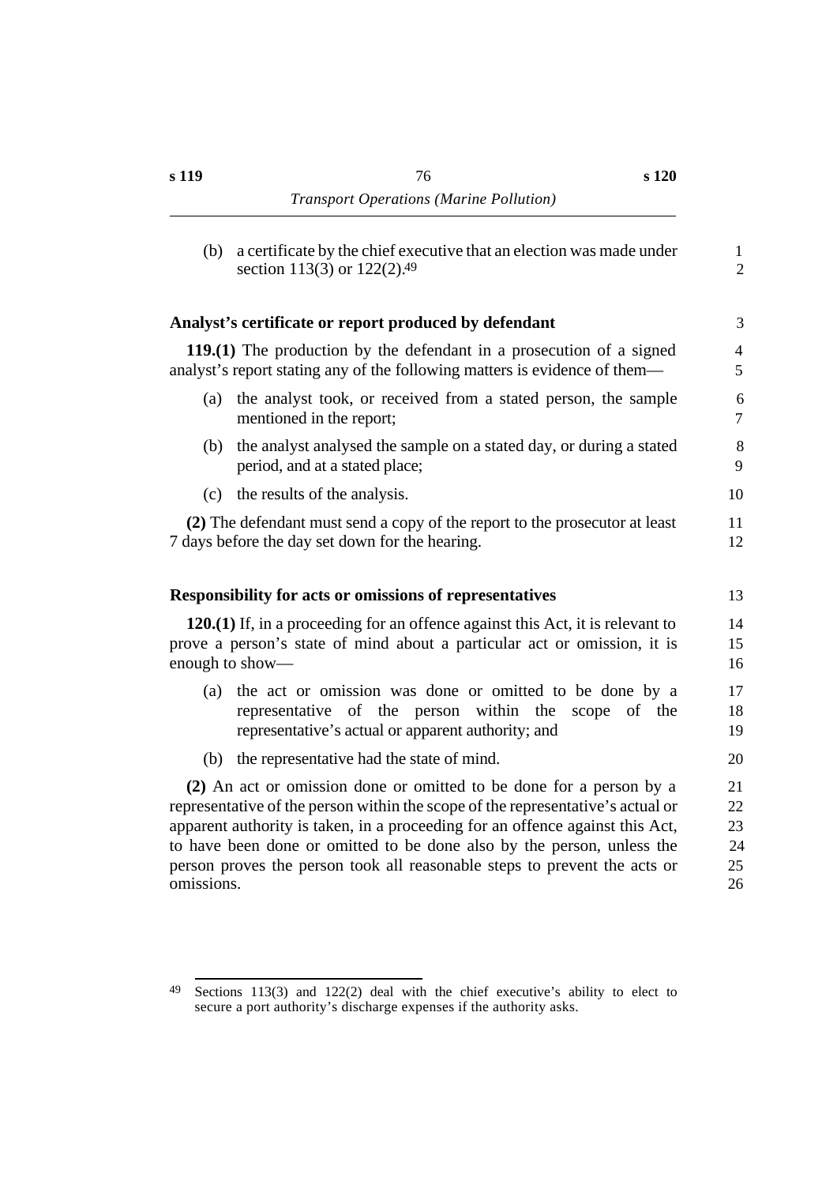(b) a certificate by the chief executive that an election was made under section 113(3) or 122(2).[49]

### Analyst's certificate or report produced by defendant

**119.(1)** The production by the defendant in a prosecution of a signed analyst's report stating any of the following matters is evidence of them—

(a) the analyst took, or received from a stated person, the sample mentioned in the report;

(b) the analyst analysed the sample on a stated day, or during a stated period, and at a stated place;

(c) the results of the analysis.

**(2)** The defendant must send a copy of the report to the prosecutor at least 7 days before the day set down for the hearing.

### Responsibility for acts or omissions of representatives

**120.(1)** If, in a proceeding for an offence against this Act, it is relevant to prove a person's state of mind about a particular act or omission, it is enough to show—

(a) the act or omission was done or omitted to be done by a representative of the person within the scope of the representative's actual or apparent authority; and

(b) the representative had the state of mind.

**(2)** An act or omission done or omitted to be done for a person by a representative of the person within the scope of the representative's actual or apparent authority is taken, in a proceeding for an offence against this Act, to have been done or omitted to be done also by the person, unless the person proves the person took all reasonable steps to prevent the acts or omissions.

---

[49] Sections 113(3) and 122(2) deal with the chief executive's ability to elect to secure a port authority's discharge expenses if the authority asks.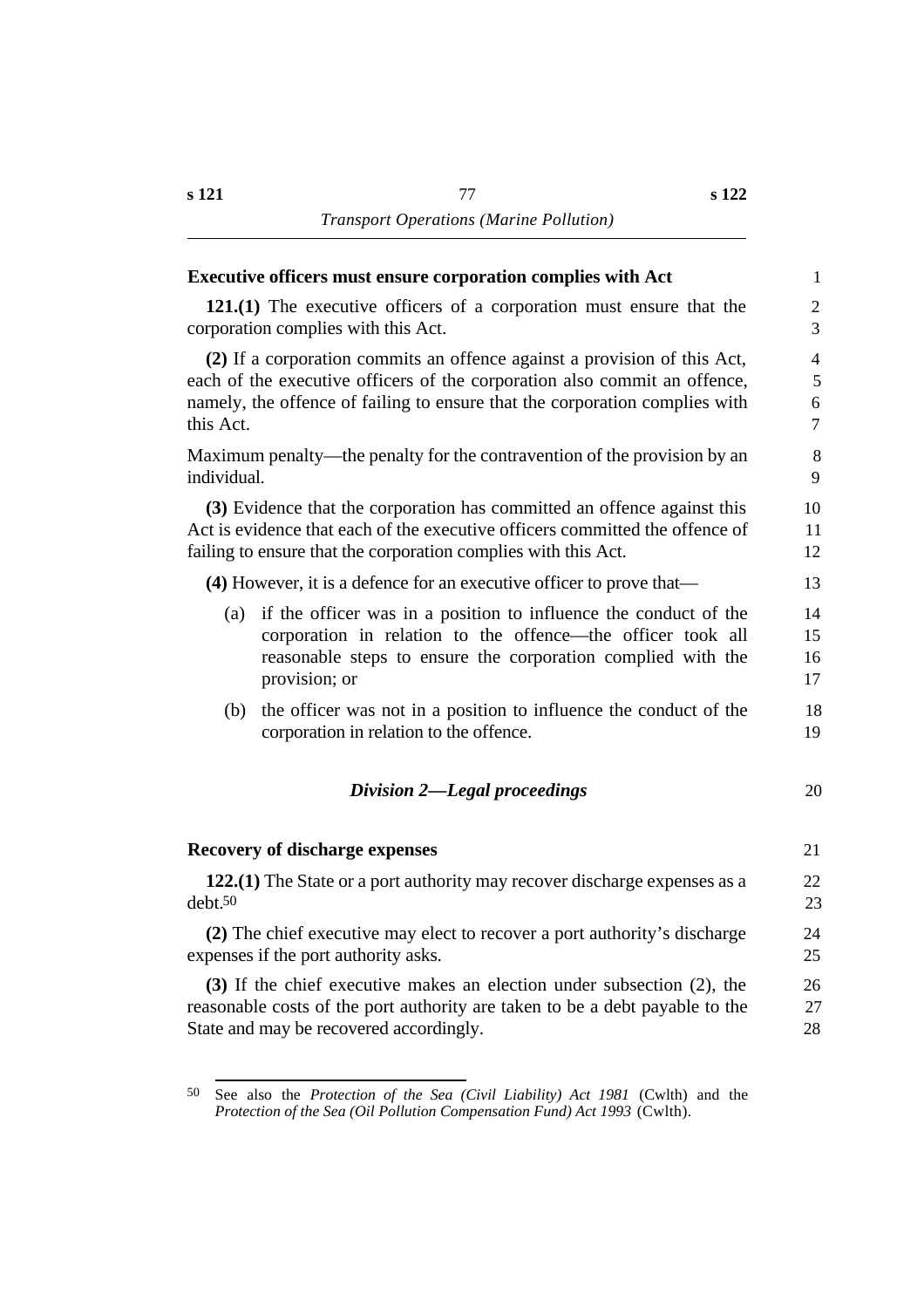**Executive officers must ensure corporation complies with Act**

**121.(1)** The executive officers of a corporation must ensure that the corporation complies with this Act.

**(2)** If a corporation commits an offence against a provision of this Act, each of the executive officers of the corporation also commit an offence, namely, the offence of failing to ensure that the corporation complies with this Act.

Maximum penalty—the penalty for the contravention of the provision by an individual.

**(3)** Evidence that the corporation has committed an offence against this Act is evidence that each of the executive officers committed the offence of failing to ensure that the corporation complies with this Act.

**(4)** However, it is a defence for an executive officer to prove that—

(a) if the officer was in a position to influence the conduct of the corporation in relation to the offence—the officer took all reasonable steps to ensure the corporation complied with the provision; or

(b) the officer was not in a position to influence the conduct of the corporation in relation to the offence.

## *Division 2—Legal proceedings*

**Recovery of discharge expenses**

**122.(1)** The State or a port authority may recover discharge expenses as a debt.[50]

**(2)** The chief executive may elect to recover a port authority's discharge expenses if the port authority asks.

**(3)** If the chief executive makes an election under subsection (2), the reasonable costs of the port authority are taken to be a debt payable to the State and may be recovered accordingly.

---

[50] See also the *Protection of the Sea (Civil Liability) Act 1981* (Cwlth) and the *Protection of the Sea (Oil Pollution Compensation Fund) Act 1993* (Cwlth).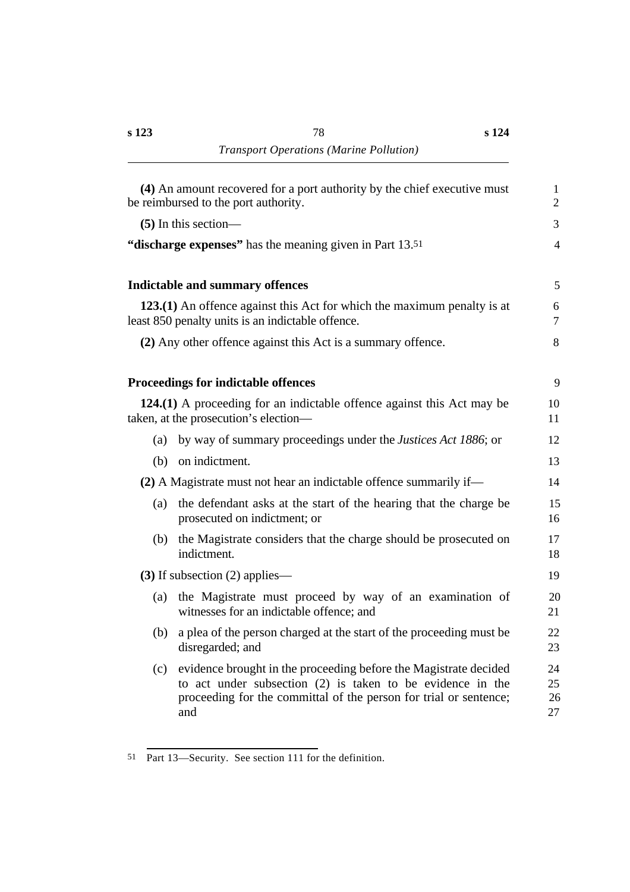**(4)** An amount recovered for a port authority by the chief executive must be reimbursed to the port authority.

**(5)** In this section—

**"discharge expenses"** has the meaning given in Part 13.[51]

### Indictable and summary offences

**123.(1)** An offence against this Act for which the maximum penalty is at least 850 penalty units is an indictable offence.

**(2)** Any other offence against this Act is a summary offence.

### Proceedings for indictable offences

**124.(1)** A proceeding for an indictable offence against this Act may be taken, at the prosecution's election—

(a) by way of summary proceedings under the *Justices Act 1886*; or

(b) on indictment.

**(2)** A Magistrate must not hear an indictable offence summarily if—

(a) the defendant asks at the start of the hearing that the charge be prosecuted on indictment; or

(b) the Magistrate considers that the charge should be prosecuted on indictment.

**(3)** If subsection (2) applies—

(a) the Magistrate must proceed by way of an examination of witnesses for an indictable offence; and

(b) a plea of the person charged at the start of the proceeding must be disregarded; and

(c) evidence brought in the proceeding before the Magistrate decided to act under subsection (2) is taken to be evidence in the proceeding for the committal of the person for trial or sentence; and

---

51 Part 13—Security. See section 111 for the definition.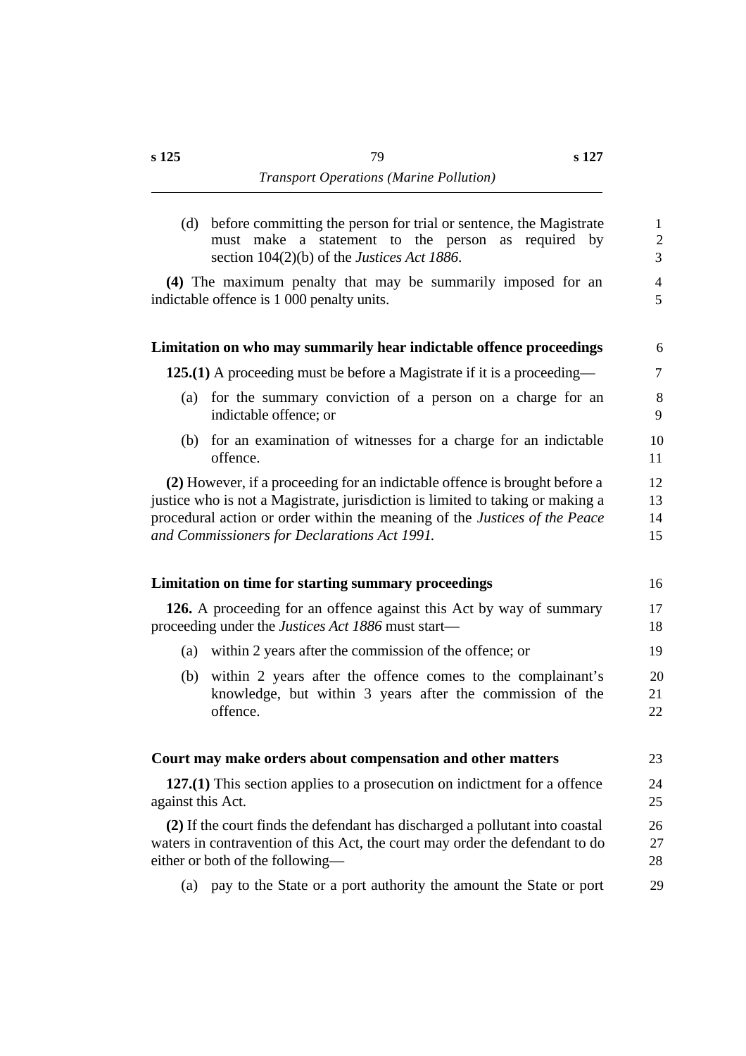(d) before committing the person for trial or sentence, the Magistrate must make a statement to the person as required by section 104(2)(b) of the *Justices Act 1886*.

**(4)** The maximum penalty that may be summarily imposed for an indictable offence is 1 000 penalty units.

### Limitation on who may summarily hear indictable offence proceedings

**125.(1)** A proceeding must be before a Magistrate if it is a proceeding—

(a) for the summary conviction of a person on a charge for an indictable offence; or

(b) for an examination of witnesses for a charge for an indictable offence.

**(2)** However, if a proceeding for an indictable offence is brought before a justice who is not a Magistrate, jurisdiction is limited to taking or making a procedural action or order within the meaning of the *Justices of the Peace and Commissioners for Declarations Act 1991.*

### Limitation on time for starting summary proceedings

**126.** A proceeding for an offence against this Act by way of summary proceeding under the *Justices Act 1886* must start—

(a) within 2 years after the commission of the offence; or

(b) within 2 years after the offence comes to the complainant's knowledge, but within 3 years after the commission of the offence.

### Court may make orders about compensation and other matters

**127.(1)** This section applies to a prosecution on indictment for a offence against this Act.

**(2)** If the court finds the defendant has discharged a pollutant into coastal waters in contravention of this Act, the court may order the defendant to do either or both of the following—

(a) pay to the State or a port authority the amount the State or port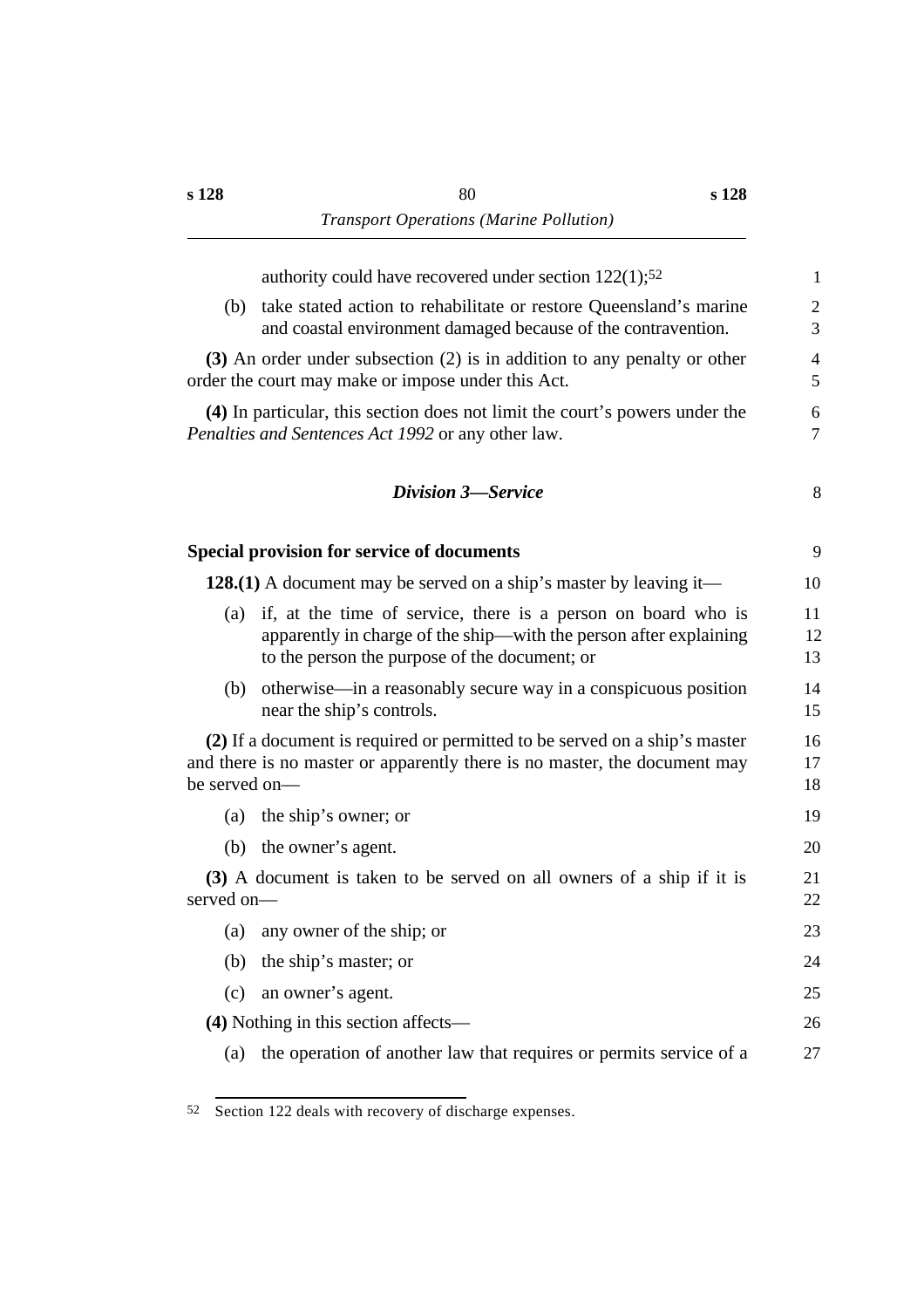authority could have recovered under section 122(1);[52]

(b) take stated action to rehabilitate or restore Queensland's marine and coastal environment damaged because of the contravention.

**(3)** An order under subsection (2) is in addition to any penalty or other order the court may make or impose under this Act.

**(4)** In particular, this section does not limit the court's powers under the *Penalties and Sentences Act 1992* or any other law.

## *Division 3—Service*

### Special provision for service of documents

**128.(1)** A document may be served on a ship's master by leaving it—

(a) if, at the time of service, there is a person on board who is apparently in charge of the ship—with the person after explaining to the person the purpose of the document; or

(b) otherwise—in a reasonably secure way in a conspicuous position near the ship's controls.

**(2)** If a document is required or permitted to be served on a ship's master and there is no master or apparently there is no master, the document may be served on—

(a) the ship's owner; or

(b) the owner's agent.

**(3)** A document is taken to be served on all owners of a ship if it is served on—

(a) any owner of the ship; or

(b) the ship's master; or

(c) an owner's agent.

**(4)** Nothing in this section affects—

(a) the operation of another law that requires or permits service of a

---

[52] Section 122 deals with recovery of discharge expenses.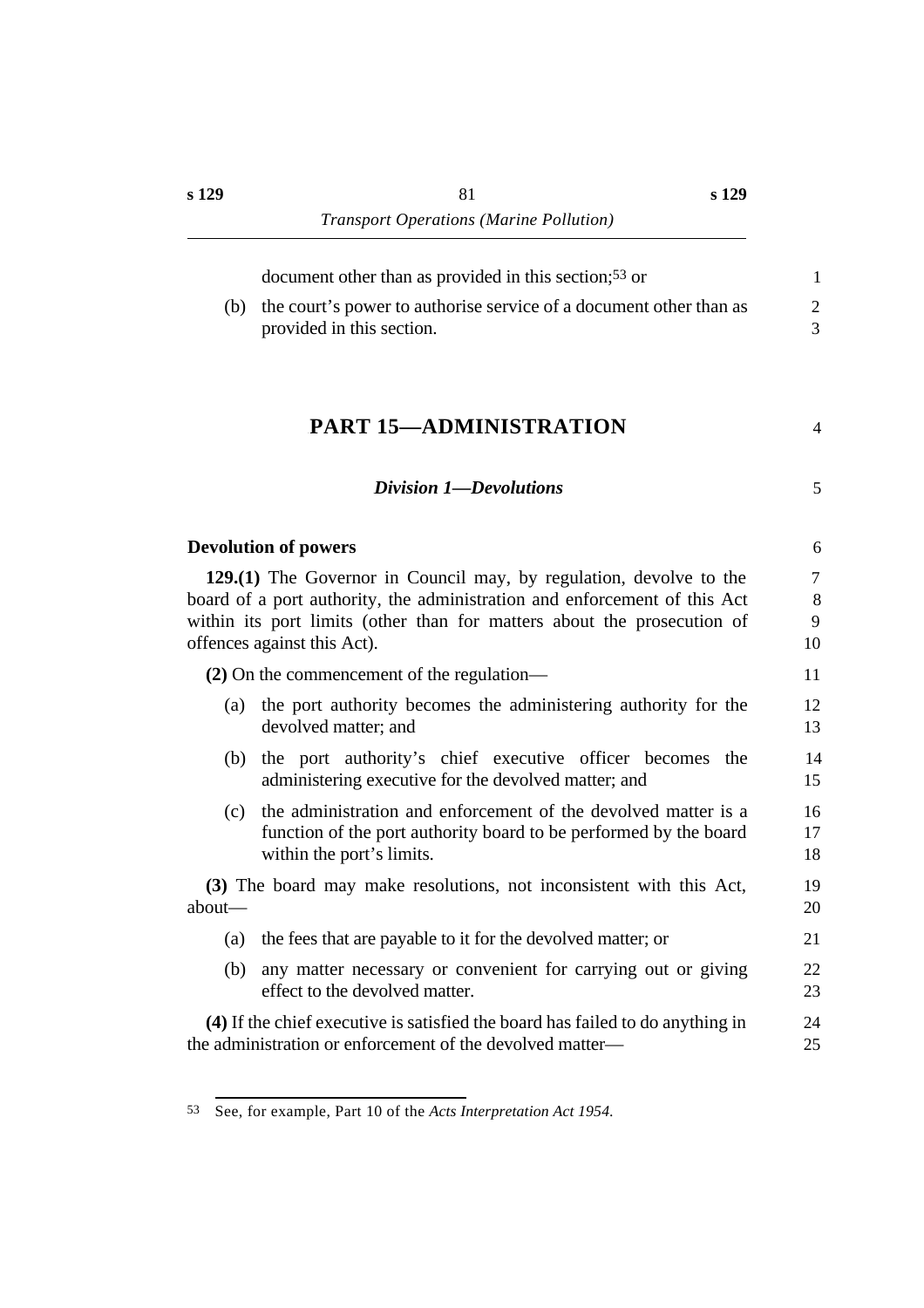document other than as provided in this section;[53] or

(b) the court's power to authorise service of a document other than as provided in this section.

# PART 15—ADMINISTRATION

## *Division 1—Devolutions*

### Devolution of powers

**129.(1)** The Governor in Council may, by regulation, devolve to the board of a port authority, the administration and enforcement of this Act within its port limits (other than for matters about the prosecution of offences against this Act).

**(2)** On the commencement of the regulation—

(a) the port authority becomes the administering authority for the devolved matter; and

(b) the port authority's chief executive officer becomes the administering executive for the devolved matter; and

(c) the administration and enforcement of the devolved matter is a function of the port authority board to be performed by the board within the port's limits.

**(3)** The board may make resolutions, not inconsistent with this Act, about—

(a) the fees that are payable to it for the devolved matter; or

(b) any matter necessary or convenient for carrying out or giving effect to the devolved matter.

**(4)** If the chief executive is satisfied the board has failed to do anything in the administration or enforcement of the devolved matter—

---

[53] See, for example, Part 10 of the *Acts Interpretation Act 1954*.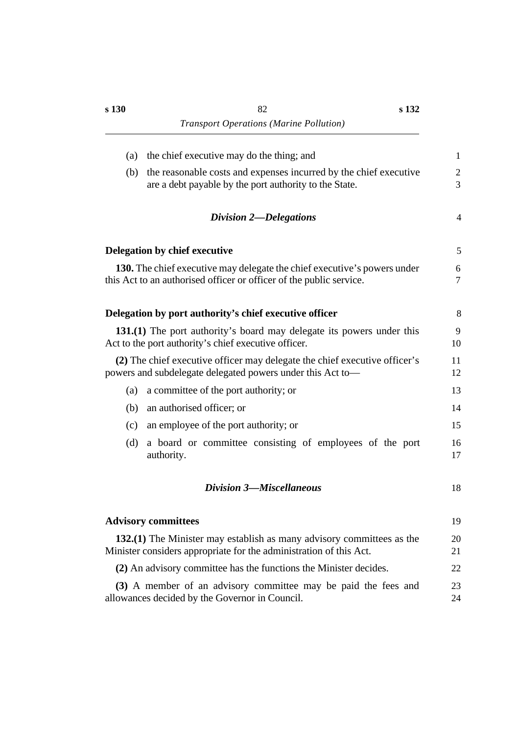(a) the chief executive may do the thing; and

(b) the reasonable costs and expenses incurred by the chief executive are a debt payable by the port authority to the State.

## *Division 2—Delegations*

### Delegation by chief executive

**130.** The chief executive may delegate the chief executive's powers under this Act to an authorised officer or officer of the public service.

### Delegation by port authority's chief executive officer

**131.(1)** The port authority's board may delegate its powers under this Act to the port authority's chief executive officer.

**(2)** The chief executive officer may delegate the chief executive officer's powers and subdelegate delegated powers under this Act to—

(a) a committee of the port authority; or

(b) an authorised officer; or

(c) an employee of the port authority; or

(d) a board or committee consisting of employees of the port authority.

## *Division 3—Miscellaneous*

### Advisory committees

**132.(1)** The Minister may establish as many advisory committees as the Minister considers appropriate for the administration of this Act.

**(2)** An advisory committee has the functions the Minister decides.

**(3)** A member of an advisory committee may be paid the fees and allowances decided by the Governor in Council.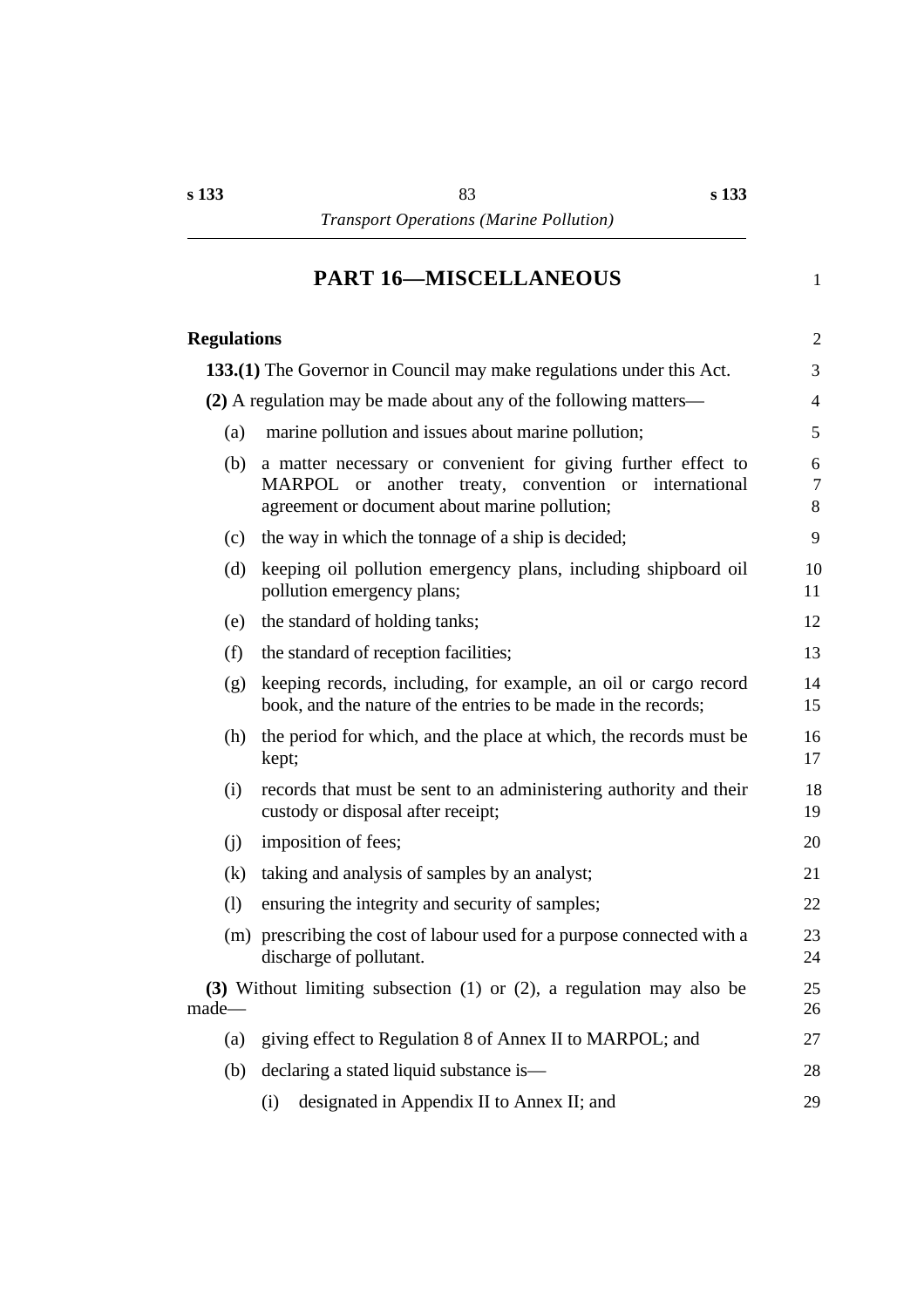## PART 16—MISCELLANEOUS

### Regulations

**133.(1)** The Governor in Council may make regulations under this Act.

**(2)** A regulation may be made about any of the following matters—

(a) marine pollution and issues about marine pollution;

(b) a matter necessary or convenient for giving further effect to MARPOL or another treaty, convention or international agreement or document about marine pollution;

(c) the way in which the tonnage of a ship is decided;

(d) keeping oil pollution emergency plans, including shipboard oil pollution emergency plans;

(e) the standard of holding tanks;

(f) the standard of reception facilities;

(g) keeping records, including, for example, an oil or cargo record book, and the nature of the entries to be made in the records;

(h) the period for which, and the place at which, the records must be kept;

(i) records that must be sent to an administering authority and their custody or disposal after receipt;

(j) imposition of fees;

(k) taking and analysis of samples by an analyst;

(l) ensuring the integrity and security of samples;

(m) prescribing the cost of labour used for a purpose connected with a discharge of pollutant.

**(3)** Without limiting subsection (1) or (2), a regulation may also be made—

(a) giving effect to Regulation 8 of Annex II to MARPOL; and

(b) declaring a stated liquid substance is—

(i) designated in Appendix II to Annex II; and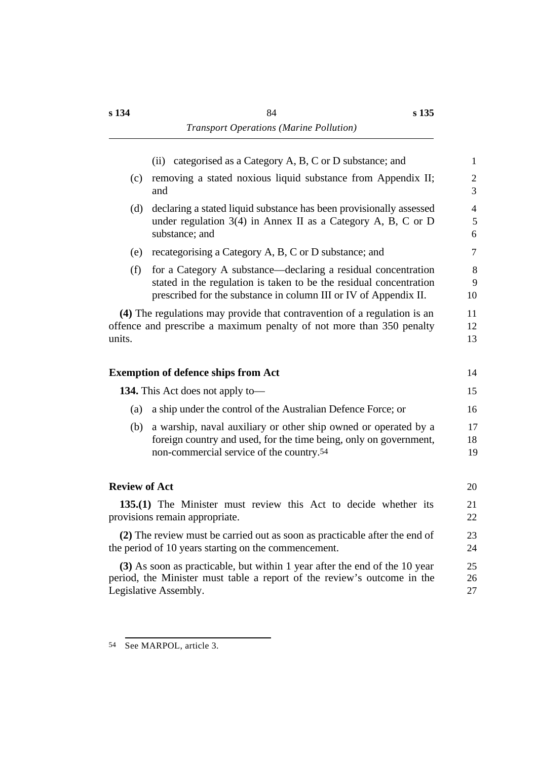(ii) categorised as a Category A, B, C or D substance; and

(c) removing a stated noxious liquid substance from Appendix II; and

(d) declaring a stated liquid substance has been provisionally assessed under regulation 3(4) in Annex II as a Category A, B, C or D substance; and

(e) recategorising a Category A, B, C or D substance; and

(f) for a Category A substance—declaring a residual concentration stated in the regulation is taken to be the residual concentration prescribed for the substance in column III or IV of Appendix II.

**(4)** The regulations may provide that contravention of a regulation is an offence and prescribe a maximum penalty of not more than 350 penalty units.

### Exemption of defence ships from Act

**134.** This Act does not apply to—

(a) a ship under the control of the Australian Defence Force; or

(b) a warship, naval auxiliary or other ship owned or operated by a foreign country and used, for the time being, only on government, non-commercial service of the country.[54]

### Review of Act

**135.(1)** The Minister must review this Act to decide whether its provisions remain appropriate.

**(2)** The review must be carried out as soon as practicable after the end of the period of 10 years starting on the commencement.

**(3)** As soon as practicable, but within 1 year after the end of the 10 year period, the Minister must table a report of the review's outcome in the Legislative Assembly.

---

54 See MARPOL, article 3.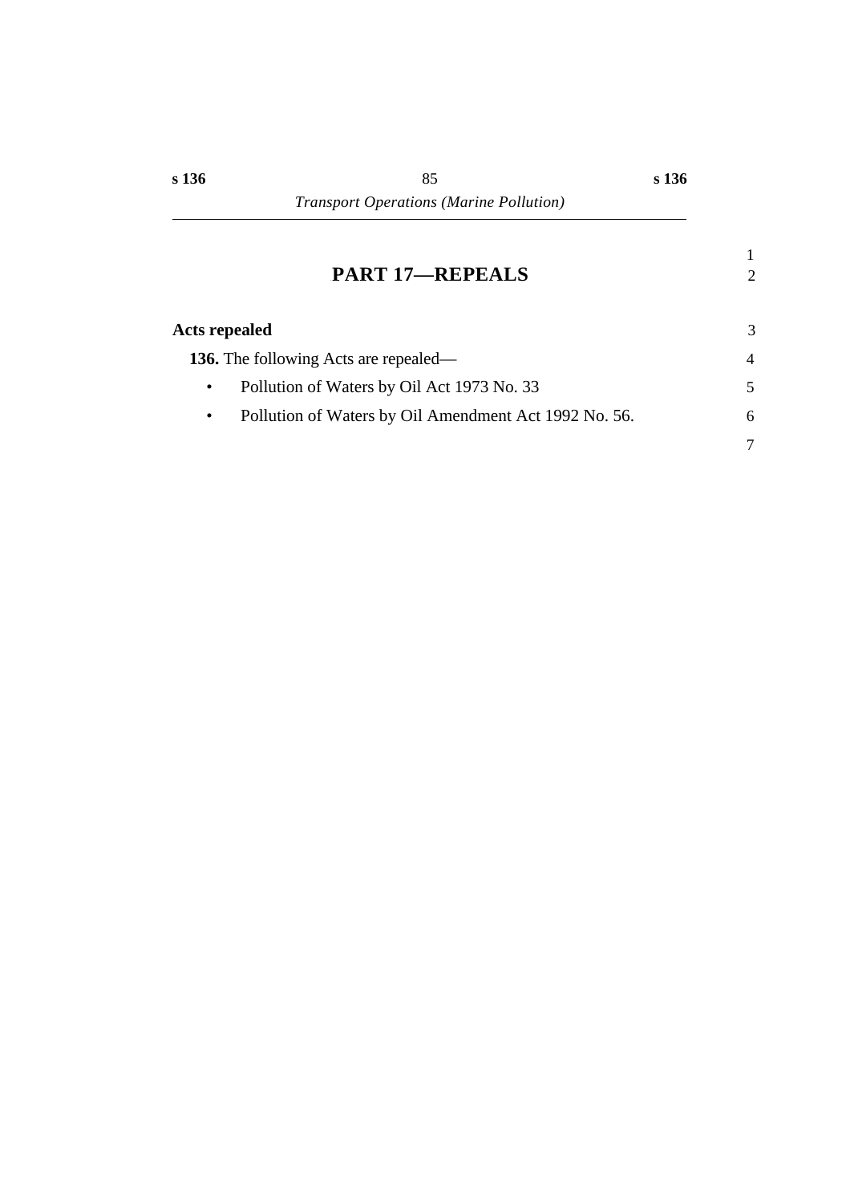# PART 17—REPEALS

**Acts repealed**

**136.** The following Acts are repealed—

- Pollution of Waters by Oil Act 1973 No. 33
- Pollution of Waters by Oil Amendment Act 1992 No. 56.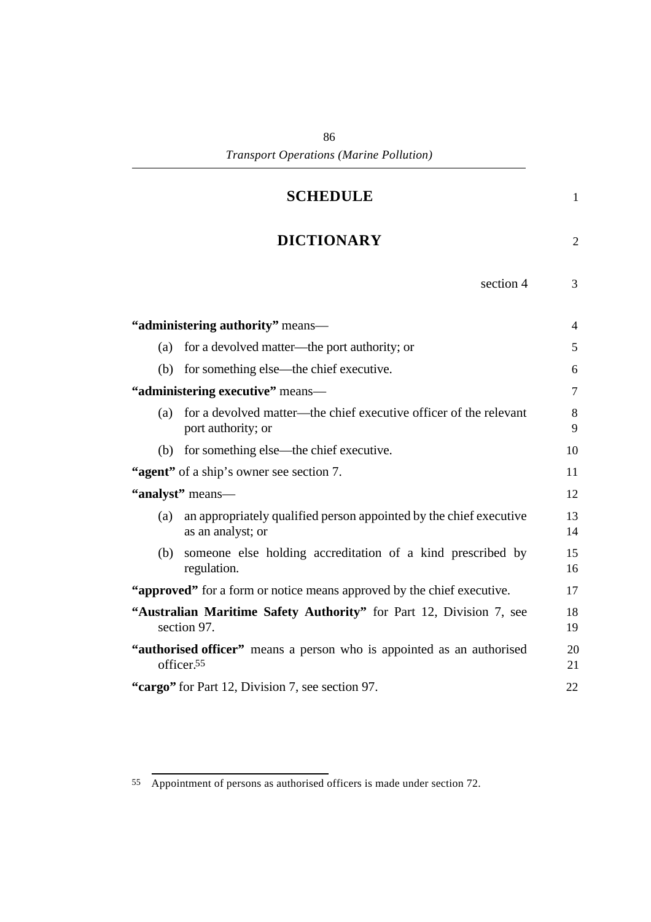# SCHEDULE

# DICTIONARY

section 4

**"administering authority"** means—

(a) for a devolved matter—the port authority; or

(b) for something else—the chief executive.

**"administering executive"** means—

(a) for a devolved matter—the chief executive officer of the relevant port authority; or

(b) for something else—the chief executive.

**"agent"** of a ship's owner see section 7.

**"analyst"** means—

(a) an appropriately qualified person appointed by the chief executive as an analyst; or

(b) someone else holding accreditation of a kind prescribed by regulation.

**"approved"** for a form or notice means approved by the chief executive.

**"Australian Maritime Safety Authority"** for Part 12, Division 7, see section 97.

**"authorised officer"** means a person who is appointed as an authorised officer.[55]

**"cargo"** for Part 12, Division 7, see section 97.

---

55 Appointment of persons as authorised officers is made under section 72.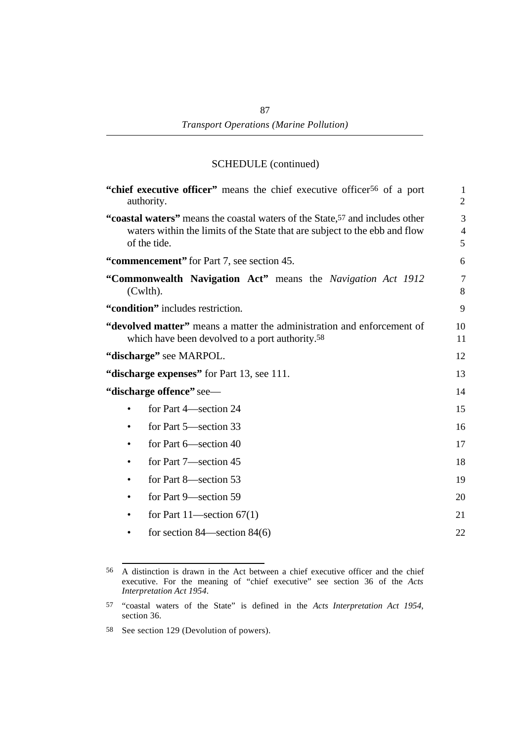SCHEDULE (continued)

**"chief executive officer"** means the chief executive officer[56] of a port authority.

**"coastal waters"** means the coastal waters of the State,[57] and includes other waters within the limits of the State that are subject to the ebb and flow of the tide.

**"commencement"** for Part 7, see section 45.

**"Commonwealth Navigation Act"** means the *Navigation Act 1912* (Cwlth).

**"condition"** includes restriction.

**"devolved matter"** means a matter the administration and enforcement of which have been devolved to a port authority.[58]

**"discharge"** see MARPOL.

**"discharge expenses"** for Part 13, see 111.

**"discharge offence"** see—

- for Part 4—section 24
- for Part 5—section 33
- for Part 6—section 40
- for Part 7—section 45
- for Part 8—section 53
- for Part 9—section 59
- for Part 11—section 67(1)
- for section 84—section 84(6)

---

[56] A distinction is drawn in the Act between a chief executive officer and the chief executive. For the meaning of "chief executive" see section 36 of the *Acts Interpretation Act 1954*.

[57] "coastal waters of the State" is defined in the *Acts Interpretation Act 1954*, section 36.

[58] See section 129 (Devolution of powers).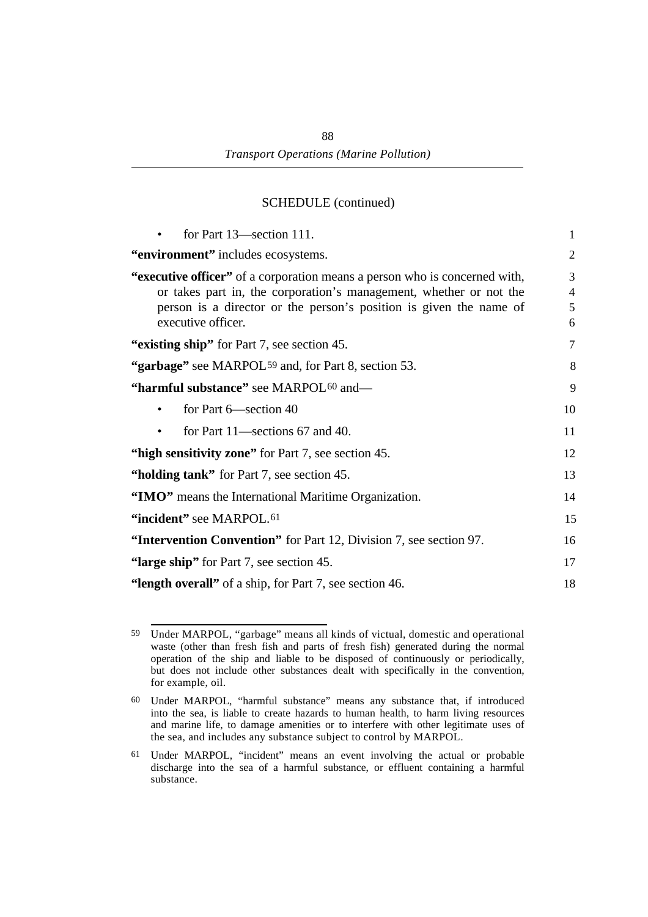SCHEDULE (continued)

- for Part 13—section 111.

**"environment"** includes ecosystems.

**"executive officer"** of a corporation means a person who is concerned with, or takes part in, the corporation's management, whether or not the person is a director or the person's position is given the name of executive officer.

**"existing ship"** for Part 7, see section 45.

**"garbage"** see MARPOL[59] and, for Part 8, section 53.

**"harmful substance"** see MARPOL[60] and—

- for Part 6—section 40
- for Part 11—sections 67 and 40.

**"high sensitivity zone"** for Part 7, see section 45.

**"holding tank"** for Part 7, see section 45.

**"IMO"** means the International Maritime Organization.

**"incident"** see MARPOL.[61]

**"Intervention Convention"** for Part 12, Division 7, see section 97.

**"large ship"** for Part 7, see section 45.

**"length overall"** of a ship, for Part 7, see section 46.

---

59 Under MARPOL, "garbage" means all kinds of victual, domestic and operational waste (other than fresh fish and parts of fresh fish) generated during the normal operation of the ship and liable to be disposed of continuously or periodically, but does not include other substances dealt with specifically in the convention, for example, oil.

60 Under MARPOL, "harmful substance" means any substance that, if introduced into the sea, is liable to create hazards to human health, to harm living resources and marine life, to damage amenities or to interfere with other legitimate uses of the sea, and includes any substance subject to control by MARPOL.

61 Under MARPOL, "incident" means an event involving the actual or probable discharge into the sea of a harmful substance, or effluent containing a harmful substance.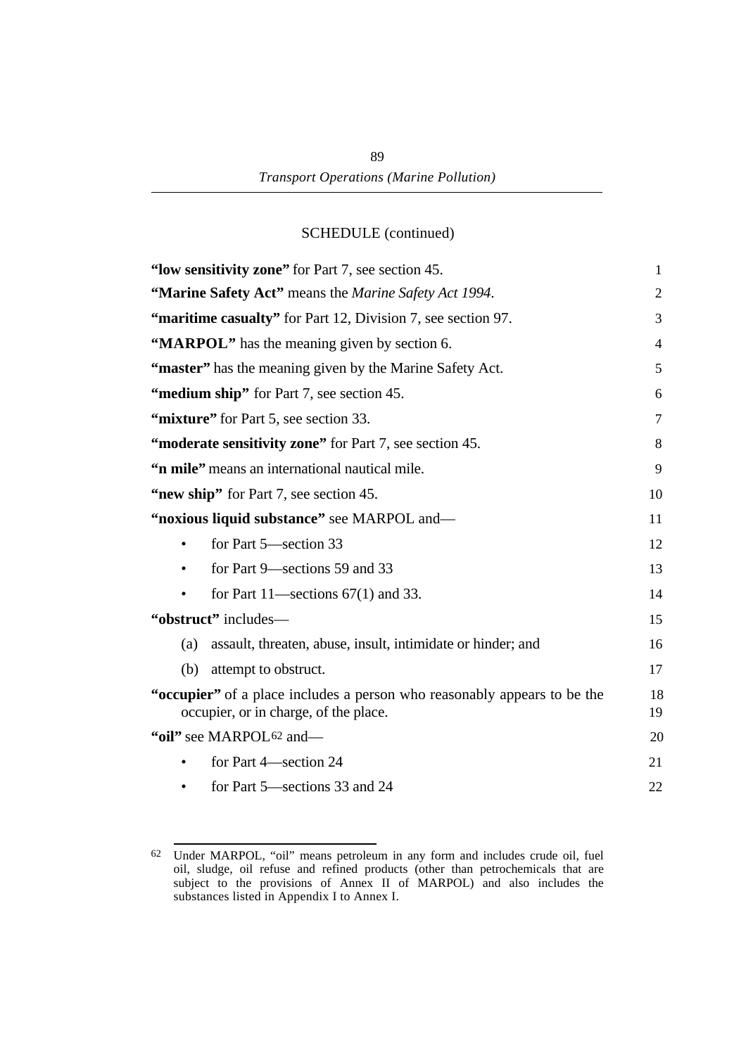SCHEDULE (continued)

**"low sensitivity zone"** for Part 7, see section 45.

**"Marine Safety Act"** means the *Marine Safety Act 1994*.

**"maritime casualty"** for Part 12, Division 7, see section 97.

**"MARPOL"** has the meaning given by section 6.

**"master"** has the meaning given by the Marine Safety Act.

**"medium ship"** for Part 7, see section 45.

**"mixture"** for Part 5, see section 33.

**"moderate sensitivity zone"** for Part 7, see section 45.

**"n mile"** means an international nautical mile.

**"new ship"** for Part 7, see section 45.

**"noxious liquid substance"** see MARPOL and—

- for Part 5—section 33
- for Part 9—sections 59 and 33
- for Part 11—sections 67(1) and 33.

**"obstruct"** includes—

(a) assault, threaten, abuse, insult, intimidate or hinder; and

(b) attempt to obstruct.

**"occupier"** of a place includes a person who reasonably appears to be the occupier, or in charge, of the place.

**"oil"** see MARPOL[62] and—

- for Part 4—section 24
- for Part 5—sections 33 and 24

---

[62] Under MARPOL, "oil" means petroleum in any form and includes crude oil, fuel oil, sludge, oil refuse and refined products (other than petrochemicals that are subject to the provisions of Annex II of MARPOL) and also includes the substances listed in Appendix I to Annex I.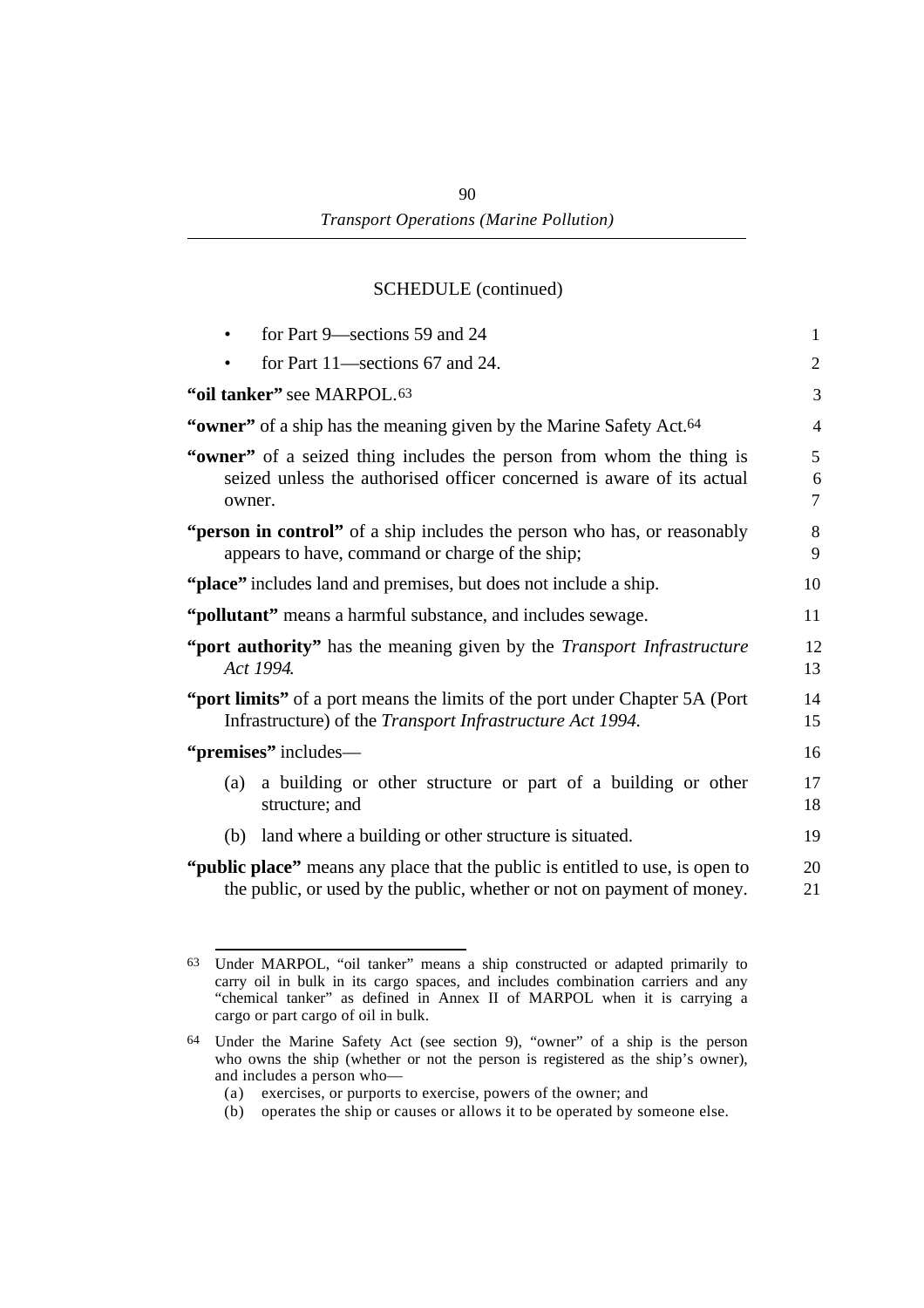SCHEDULE (continued)

- for Part 9—sections 59 and 24
- for Part 11—sections 67 and 24.

**"oil tanker"** see MARPOL.[63]

**"owner"** of a ship has the meaning given by the Marine Safety Act.[64]

**"owner"** of a seized thing includes the person from whom the thing is seized unless the authorised officer concerned is aware of its actual owner.

**"person in control"** of a ship includes the person who has, or reasonably appears to have, command or charge of the ship;

**"place"** includes land and premises, but does not include a ship.

**"pollutant"** means a harmful substance, and includes sewage.

**"port authority"** has the meaning given by the *Transport Infrastructure Act 1994*.

**"port limits"** of a port means the limits of the port under Chapter 5A (Port Infrastructure) of the *Transport Infrastructure Act 1994*.

**"premises"** includes—

(a) a building or other structure or part of a building or other structure; and

(b) land where a building or other structure is situated.

**"public place"** means any place that the public is entitled to use, is open to the public, or used by the public, whether or not on payment of money.

---

[63] Under MARPOL, "oil tanker" means a ship constructed or adapted primarily to carry oil in bulk in its cargo spaces, and includes combination carriers and any "chemical tanker" as defined in Annex II of MARPOL when it is carrying a cargo or part cargo of oil in bulk.

[64] Under the Marine Safety Act (see section 9), "owner" of a ship is the person who owns the ship (whether or not the person is registered as the ship's owner), and includes a person who—

(a) exercises, or purports to exercise, powers of the owner; and

(b) operates the ship or causes or allows it to be operated by someone else.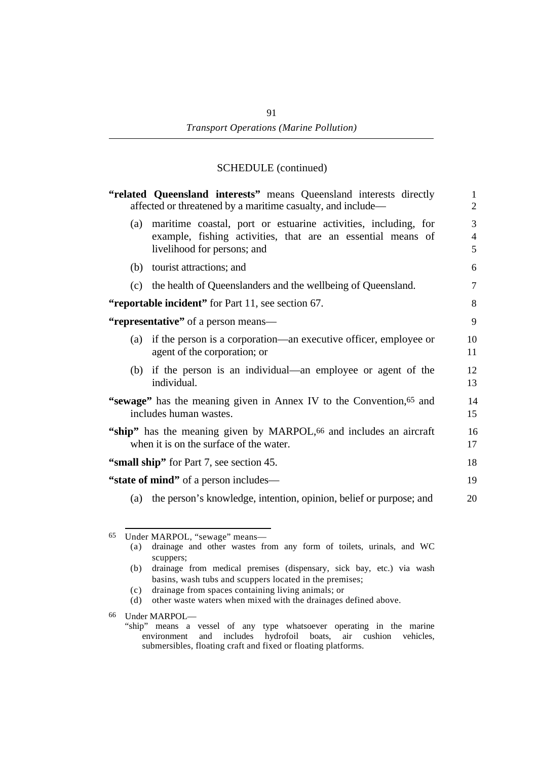SCHEDULE (continued)

**"related Queensland interests"** means Queensland interests directly affected or threatened by a maritime casualty, and include—

(a) maritime coastal, port or estuarine activities, including, for example, fishing activities, that are an essential means of livelihood for persons; and

(b) tourist attractions; and

(c) the health of Queenslanders and the wellbeing of Queensland.

**"reportable incident"** for Part 11, see section 67.

**"representative"** of a person means—

(a) if the person is a corporation—an executive officer, employee or agent of the corporation; or

(b) if the person is an individual—an employee or agent of the individual.

**"sewage"** has the meaning given in Annex IV to the Convention,[65] and includes human wastes.

**"ship"** has the meaning given by MARPOL,[66] and includes an aircraft when it is on the surface of the water.

**"small ship"** for Part 7, see section 45.

**"state of mind"** of a person includes—

(a) the person's knowledge, intention, opinion, belief or purpose; and

---

[65] Under MARPOL, "sewage" means—

(a) drainage and other wastes from any form of toilets, urinals, and WC scuppers;

(b) drainage from medical premises (dispensary, sick bay, etc.) via wash basins, wash tubs and scuppers located in the premises;

(c) drainage from spaces containing living animals; or

(d) other waste waters when mixed with the drainages defined above.

[66] Under MARPOL—

"ship" means a vessel of any type whatsoever operating in the marine environment and includes hydrofoil boats, air cushion vehicles, submersibles, floating craft and fixed or floating platforms.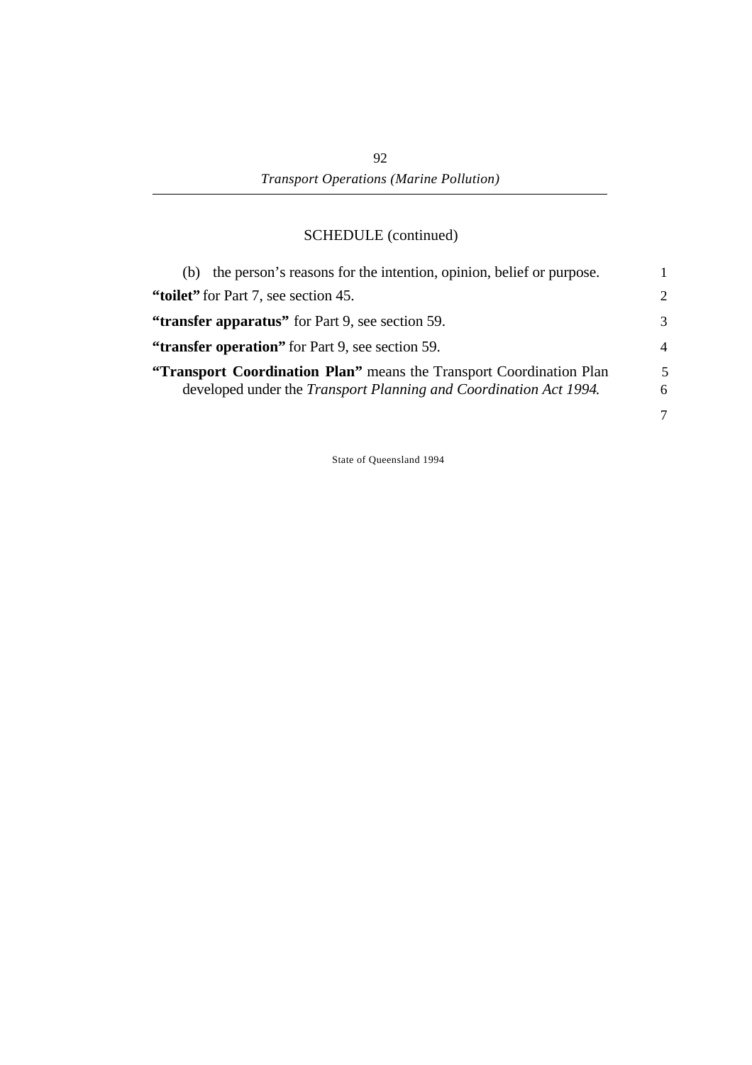SCHEDULE (continued)

(b) the person's reasons for the intention, opinion, belief or purpose.

**"toilet"** for Part 7, see section 45.

**"transfer apparatus"** for Part 9, see section 59.

**"transfer operation"** for Part 9, see section 59.

**"Transport Coordination Plan"** means the Transport Coordination Plan developed under the *Transport Planning and Coordination Act 1994*.

State of Queensland 1994